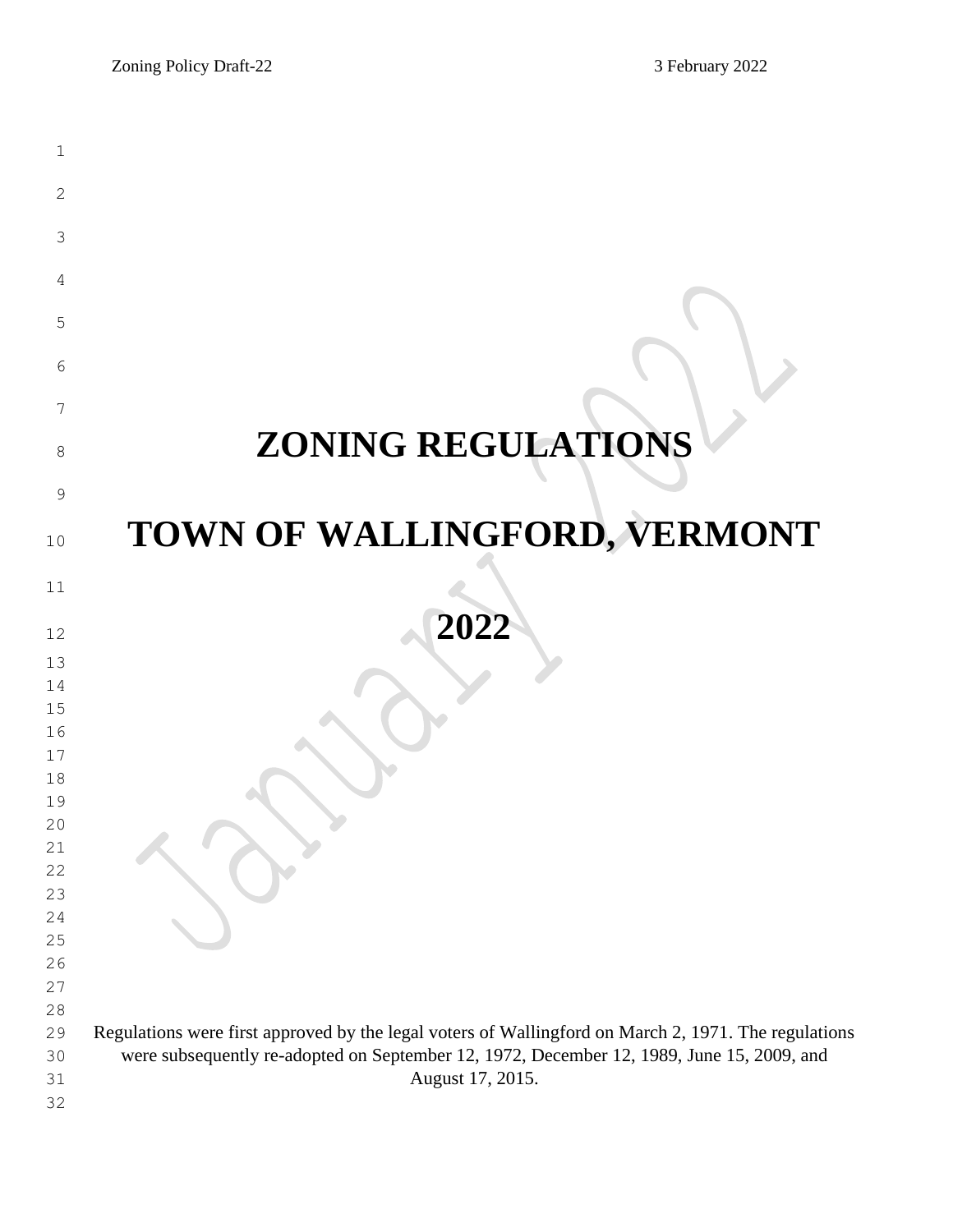# ZONING REGULATIONS

# TOWN OF WALLINGFORD, VERMONT

# 2022

Regulations were first approved by the legal voters of Wallingford on March 2, 1971. The regulations were subsequently re-adopted on September 12, 1972, December 12, 1989, June 15, 2009, and August 17, 2015.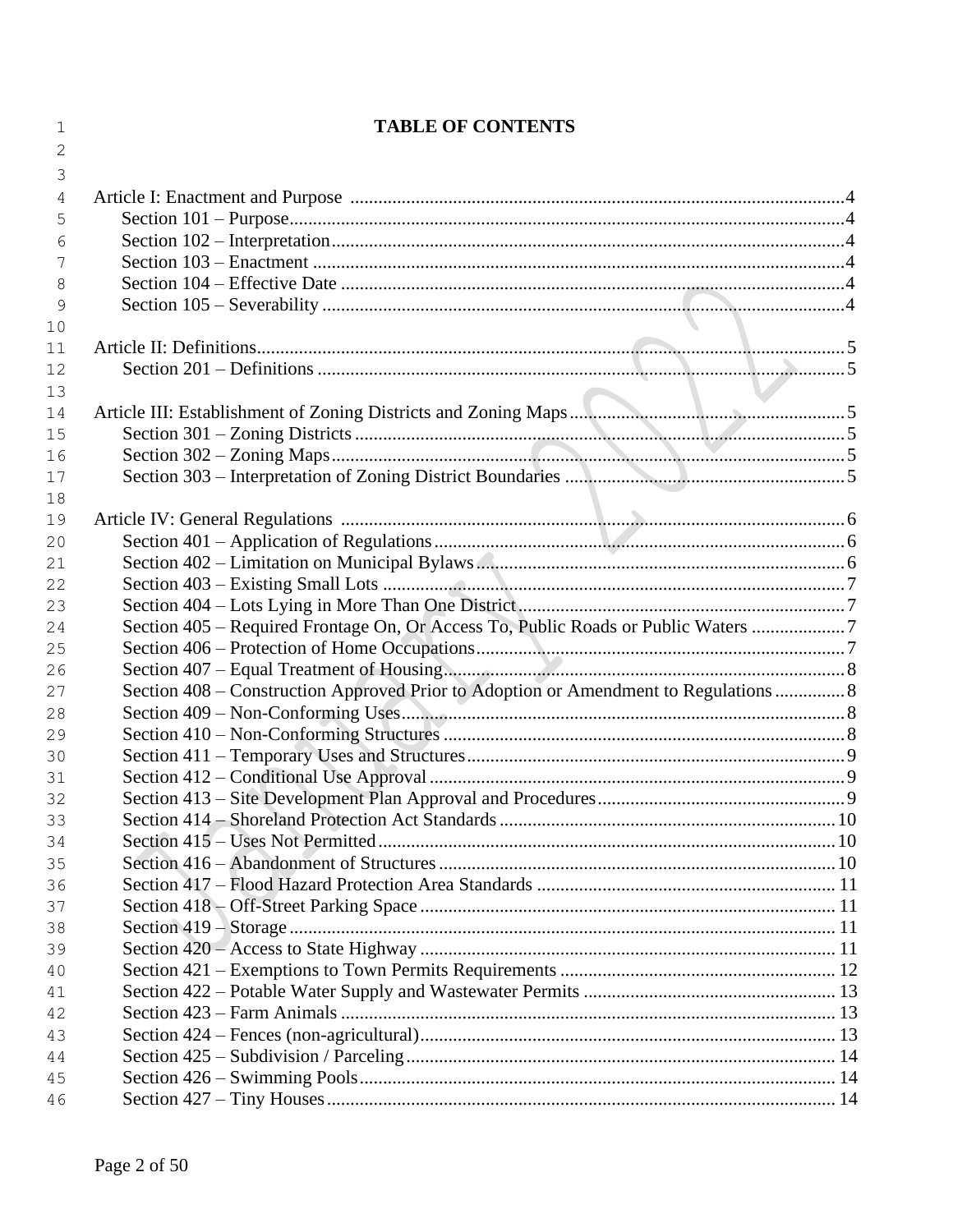# TABLE OF CONTENTS

Article I: Enactment and Purpose ........................................................................................................4
- Section 101 – Purpose....................................................................................................................4
- Section 102 – Interpretation............................................................................................................4
- Section 103 – Enactment ................................................................................................................4
- Section 104 – Effective Date ..........................................................................................................4
- Section 105 – Severability ..............................................................................................................4

Article II: Definitions...........................................................................................................................5
- Section 201 – Definitions ...............................................................................................................5

Article III: Establishment of Zoning Districts and Zoning Maps..........................................................5
- Section 301 – Zoning Districts ........................................................................................................5
- Section 302 – Zoning Maps.............................................................................................................5
- Section 303 – Interpretation of Zoning District Boundaries ............................................................5

Article IV: General Regulations ...........................................................................................................6
- Section 401 – Application of Regulations.......................................................................................6
- Section 402 – Limitation on Municipal Bylaws..............................................................................6
- Section 403 – Existing Small Lots ..................................................................................................7
- Section 404 – Lots Lying in More Than One District......................................................................7
- Section 405 – Required Frontage On, Or Access To, Public Roads or Public Waters ....................7
- Section 406 – Protection of Home Occupations...............................................................................7
- Section 407 – Equal Treatment of Housing......................................................................................8
- Section 408 – Construction Approved Prior to Adoption or Amendment to Regulations ...............8
- Section 409 – Non-Conforming Uses..............................................................................................8
- Section 410 – Non-Conforming Structures .....................................................................................8
- Section 411 – Temporary Uses and Structures.................................................................................9
- Section 412 – Conditional Use Approval ........................................................................................9
- Section 413 – Site Development Plan Approval and Procedures.....................................................9
- Section 414 – Shoreland Protection Act Standards .......................................................................10
- Section 415 – Uses Not Permitted .................................................................................................10
- Section 416 – Abandonment of Structures ....................................................................................10
- Section 417 – Flood Hazard Protection Area Standards ................................................................ 11
- Section 418 – Off-Street Parking Space ........................................................................................ 11
- Section 419 – Storage .................................................................................................................... 11
- Section 420 – Access to State Highway ........................................................................................ 11
- Section 421 – Exemptions to Town Permits Requirements ........................................................... 12
- Section 422 – Potable Water Supply and Wastewater Permits ...................................................... 13
- Section 423 – Farm Animals ......................................................................................................... 13
- Section 424 – Fences (non-agricultural)........................................................................................ 13
- Section 425 – Subdivision / Parceling........................................................................................... 14
- Section 426 – Swimming Pools..................................................................................................... 14
- Section 427 – Tiny Houses............................................................................................................ 14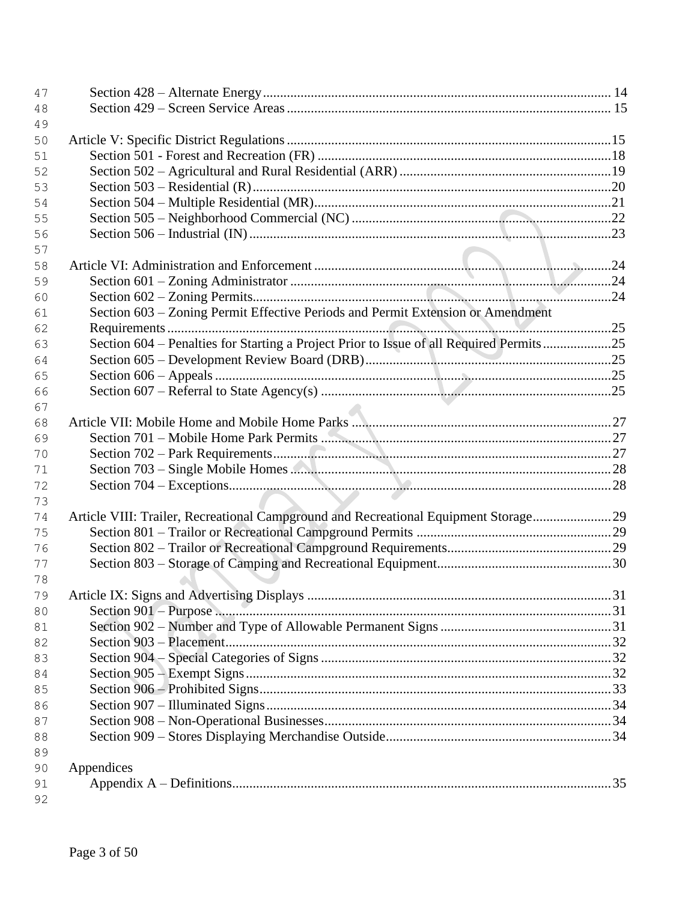Section 428 – Alternate Energy ........................................................................................ 14
Section 429 – Screen Service Areas .................................................................................. 15

Article V: Specific District Regulations .................................................................................15
Section 501 - Forest and Recreation (FR) .........................................................................18
Section 502 – Agricultural and Rural Residential (ARR) ..................................................19
Section 503 – Residential (R)...........................................................................................20
Section 504 – Multiple Residential (MR)..........................................................................21
Section 505 – Neighborhood Commercial (NC) ..............................................................22
Section 506 – Industrial (IN) ...........................................................................................23

Article VI: Administration and Enforcement ..........................................................................24
Section 601 – Zoning Administrator ................................................................................24
Section 602 – Zoning Permits...........................................................................................24
Section 603 – Zoning Permit Effective Periods and Permit Extension or Amendment Requirements ..................................................................................................................25
Section 604 – Penalties for Starting a Project Prior to Issue of all Required Permits ....................25
Section 605 – Development Review Board (DRB)...........................................................25
Section 606 – Appeals ......................................................................................................25
Section 607 – Referral to State Agency(s) ........................................................................25

Article VII: Mobile Home and Mobile Home Parks ................................................................27
Section 701 – Mobile Home Park Permits ........................................................................27
Section 702 – Park Requirements.....................................................................................27
Section 703 – Single Mobile Homes ................................................................................28
Section 704 – Exceptions..................................................................................................28

Article VIII: Trailer, Recreational Campground and Recreational Equipment Storage......................29
Section 801 – Trailor or Recreational Campground Permits .............................................29
Section 802 – Trailor or Recreational Campground Requirements...................................29
Section 803 – Storage of Camping and Recreational Equipment......................................30

Article IX: Signs and Advertising Displays ...........................................................................31
Section 901 – Purpose ......................................................................................................31
Section 902 – Number and Type of Allowable Permanent Signs .....................................31
Section 903 – Placement...................................................................................................32
Section 904 – Special Categories of Signs .......................................................................32
Section 905 – Exempt Signs.............................................................................................32
Section 906 – Prohibited Signs.........................................................................................33
Section 907 – Illuminated Signs.......................................................................................34
Section 908 – Non-Operational Businesses......................................................................34
Section 909 – Stores Displaying Merchandise Outside.....................................................34

Appendices
Appendix A – Definitions..................................................................................................35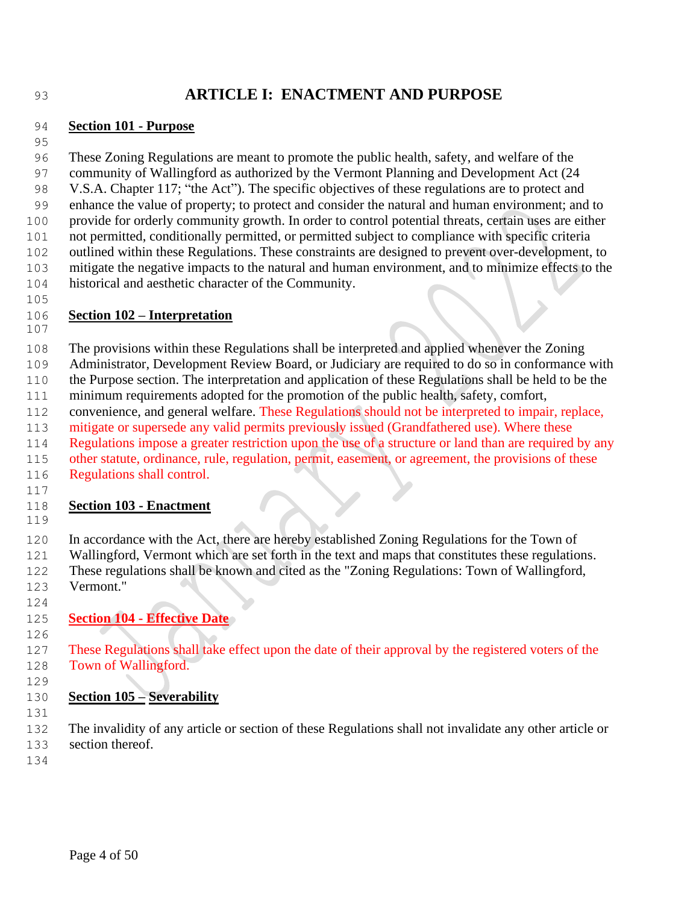# ARTICLE I: ENACTMENT AND PURPOSE

## Section 101 - Purpose

These Zoning Regulations are meant to promote the public health, safety, and welfare of the community of Wallingford as authorized by the Vermont Planning and Development Act (24 V.S.A. Chapter 117; "the Act"). The specific objectives of these regulations are to protect and enhance the value of property; to protect and consider the natural and human environment; and to provide for orderly community growth. In order to control potential threats, certain uses are either not permitted, conditionally permitted, or permitted subject to compliance with specific criteria outlined within these Regulations. These constraints are designed to prevent over-development, to mitigate the negative impacts to the natural and human environment, and to minimize effects to the historical and aesthetic character of the Community.

## Section 102 – Interpretation

The provisions within these Regulations shall be interpreted and applied whenever the Zoning Administrator, Development Review Board, or Judiciary are required to do so in conformance with the Purpose section. The interpretation and application of these Regulations shall be held to be the minimum requirements adopted for the promotion of the public health, safety, comfort, convenience, and general welfare. These Regulations should not be interpreted to impair, replace, mitigate or supersede any valid permits previously issued (Grandfathered use). Where these Regulations impose a greater restriction upon the use of a structure or land than are required by any other statute, ordinance, rule, regulation, permit, easement, or agreement, the provisions of these Regulations shall control.

## Section 103 - Enactment

In accordance with the Act, there are hereby established Zoning Regulations for the Town of Wallingford, Vermont which are set forth in the text and maps that constitutes these regulations. These regulations shall be known and cited as the "Zoning Regulations: Town of Wallingford, Vermont."

## Section 104 - Effective Date

These Regulations shall take effect upon the date of their approval by the registered voters of the Town of Wallingford.

## Section 105 – Severability

The invalidity of any article or section of these Regulations shall not invalidate any other article or section thereof.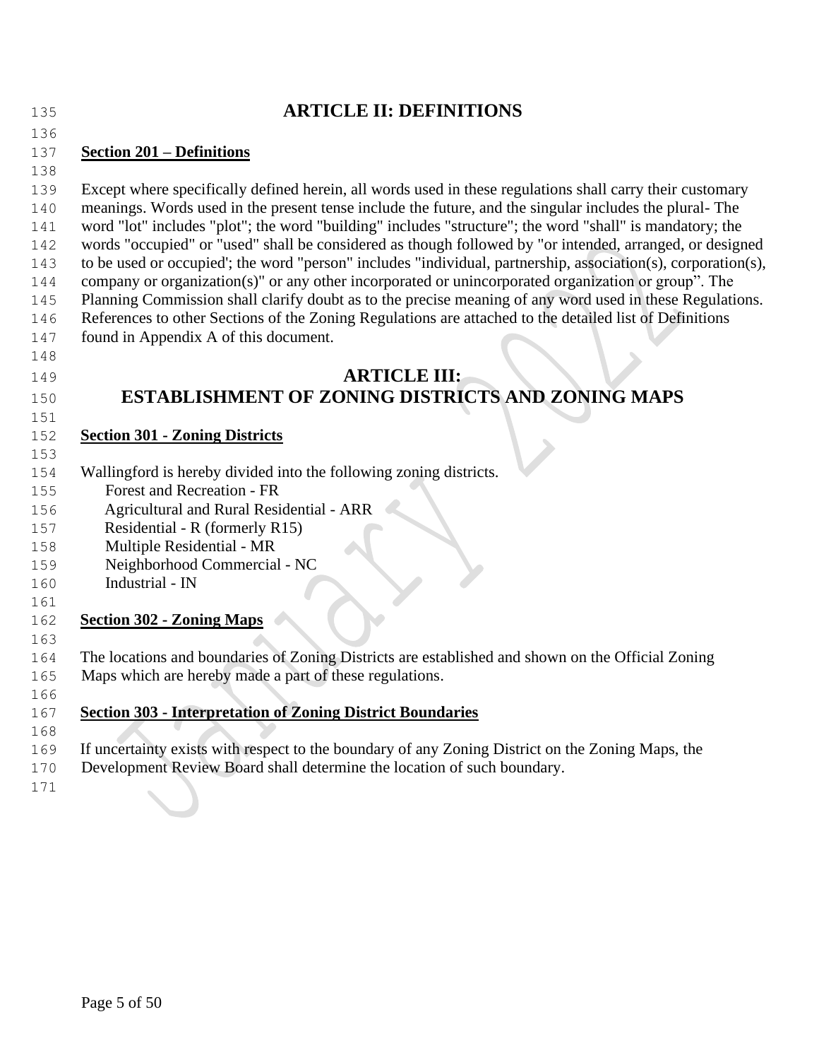# ARTICLE II: DEFINITIONS

## Section 201 – Definitions

Except where specifically defined herein, all words used in these regulations shall carry their customary meanings. Words used in the present tense include the future, and the singular includes the plural- The word "lot" includes "plot"; the word "building" includes "structure"; the word "shall" is mandatory; the words "occupied" or "used" shall be considered as though followed by "or intended, arranged, or designed to be used or occupied'; the word "person" includes "individual, partnership, association(s), corporation(s), company or organization(s)" or any other incorporated or unincorporated organization or group". The Planning Commission shall clarify doubt as to the precise meaning of any word used in these Regulations. References to other Sections of the Zoning Regulations are attached to the detailed list of Definitions found in Appendix A of this document.

# ARTICLE III: ESTABLISHMENT OF ZONING DISTRICTS AND ZONING MAPS

## Section 301 - Zoning Districts

Wallingford is hereby divided into the following zoning districts.

- Forest and Recreation - FR
- Agricultural and Rural Residential - ARR
- Residential - R (formerly R15)
- Multiple Residential - MR
- Neighborhood Commercial - NC
- Industrial - IN

## Section 302 - Zoning Maps

The locations and boundaries of Zoning Districts are established and shown on the Official Zoning Maps which are hereby made a part of these regulations.

## Section 303 - Interpretation of Zoning District Boundaries

If uncertainty exists with respect to the boundary of any Zoning District on the Zoning Maps, the Development Review Board shall determine the location of such boundary.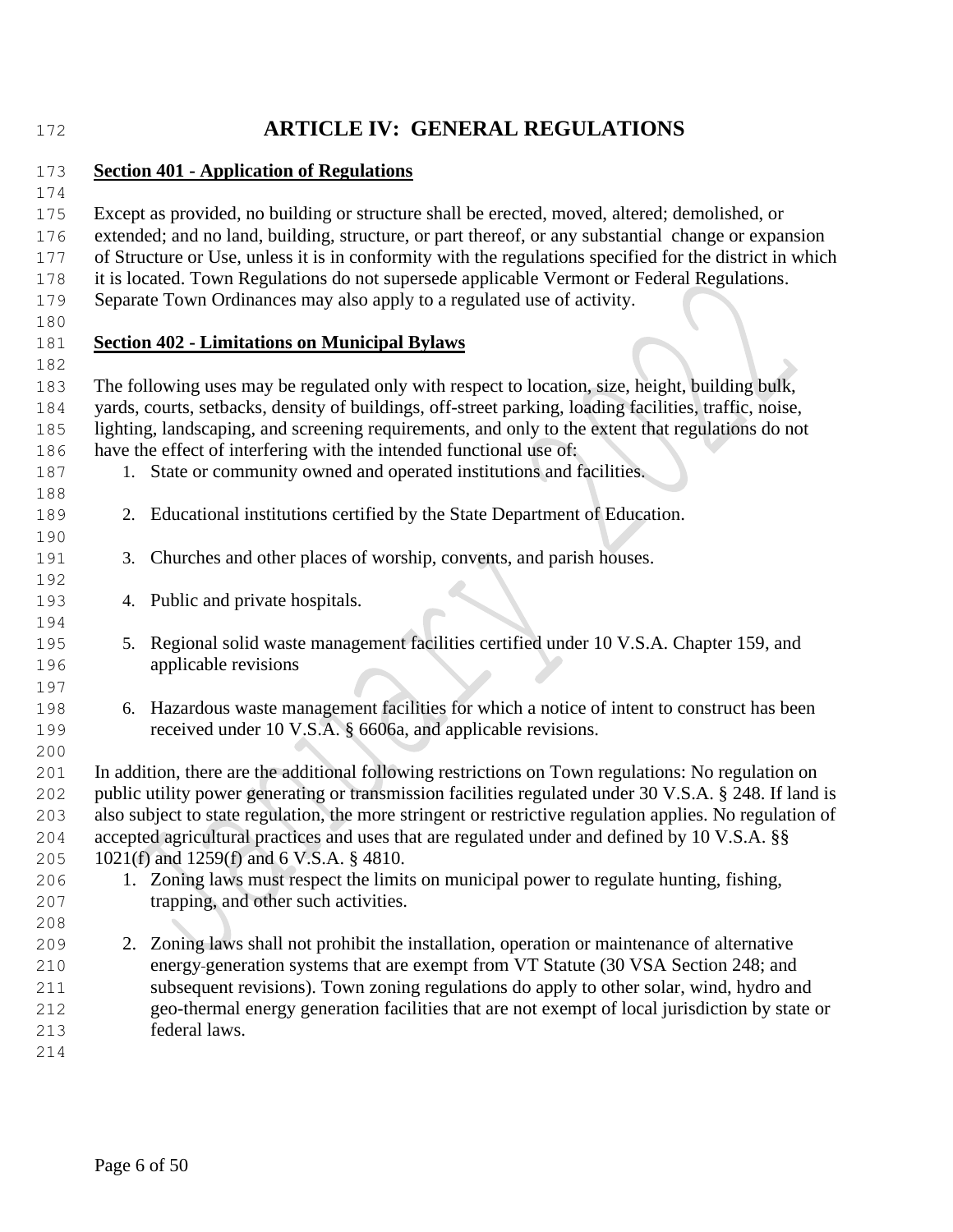# ARTICLE IV: GENERAL REGULATIONS

## Section 401 - Application of Regulations

Except as provided, no building or structure shall be erected, moved, altered; demolished, or extended; and no land, building, structure, or part thereof, or any substantial change or expansion of Structure or Use, unless it is in conformity with the regulations specified for the district in which it is located. Town Regulations do not supersede applicable Vermont or Federal Regulations. Separate Town Ordinances may also apply to a regulated use of activity.

## Section 402 - Limitations on Municipal Bylaws

The following uses may be regulated only with respect to location, size, height, building bulk, yards, courts, setbacks, density of buildings, off-street parking, loading facilities, traffic, noise, lighting, landscaping, and screening requirements, and only to the extent that regulations do not have the effect of interfering with the intended functional use of:

1. State or community owned and operated institutions and facilities.

2. Educational institutions certified by the State Department of Education.

3. Churches and other places of worship, convents, and parish houses.

4. Public and private hospitals.

5. Regional solid waste management facilities certified under 10 V.S.A. Chapter 159, and applicable revisions

6. Hazardous waste management facilities for which a notice of intent to construct has been received under 10 V.S.A. § 6606a, and applicable revisions.

In addition, there are the additional following restrictions on Town regulations: No regulation on public utility power generating or transmission facilities regulated under 30 V.S.A. § 248. If land is also subject to state regulation, the more stringent or restrictive regulation applies. No regulation of accepted agricultural practices and uses that are regulated under and defined by 10 V.S.A. §§ 1021(f) and 1259(f) and 6 V.S.A. § 4810.

1. Zoning laws must respect the limits on municipal power to regulate hunting, fishing, trapping, and other such activities.

2. Zoning laws shall not prohibit the installation, operation or maintenance of alternative energy-generation systems that are exempt from VT Statute (30 VSA Section 248; and subsequent revisions). Town zoning regulations do apply to other solar, wind, hydro and geo-thermal energy generation facilities that are not exempt of local jurisdiction by state or federal laws.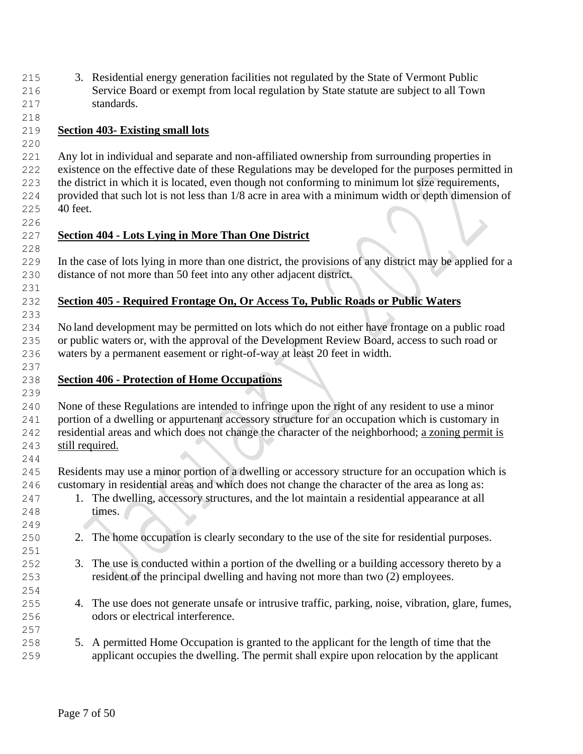3. Residential energy generation facilities not regulated by the State of Vermont Public Service Board or exempt from local regulation by State statute are subject to all Town standards.

## Section 403- Existing small lots

Any lot in individual and separate and non-affiliated ownership from surrounding properties in existence on the effective date of these Regulations may be developed for the purposes permitted in the district in which it is located, even though not conforming to minimum lot size requirements, provided that such lot is not less than 1/8 acre in area with a minimum width or depth dimension of 40 feet.

## Section 404 - Lots Lying in More Than One District

In the case of lots lying in more than one district, the provisions of any district may be applied for a distance of not more than 50 feet into any other adjacent district.

## Section 405 - Required Frontage On, Or Access To, Public Roads or Public Waters

No land development may be permitted on lots which do not either have frontage on a public road or public waters or, with the approval of the Development Review Board, access to such road or waters by a permanent easement or right-of-way at least 20 feet in width.

## Section 406 - Protection of Home Occupations

None of these Regulations are intended to infringe upon the right of any resident to use a minor portion of a dwelling or appurtenant accessory structure for an occupation which is customary in residential areas and which does not change the character of the neighborhood; <u>a zoning permit is still required.</u>

Residents may use a minor portion of a dwelling or accessory structure for an occupation which is customary in residential areas and which does not change the character of the area as long as:

1. The dwelling, accessory structures, and the lot maintain a residential appearance at all times.

2. The home occupation is clearly secondary to the use of the site for residential purposes.

3. The use is conducted within a portion of the dwelling or a building accessory thereto by a resident of the principal dwelling and having not more than two (2) employees.

4. The use does not generate unsafe or intrusive traffic, parking, noise, vibration, glare, fumes, odors or electrical interference.

5. A permitted Home Occupation is granted to the applicant for the length of time that the applicant occupies the dwelling. The permit shall expire upon relocation by the applicant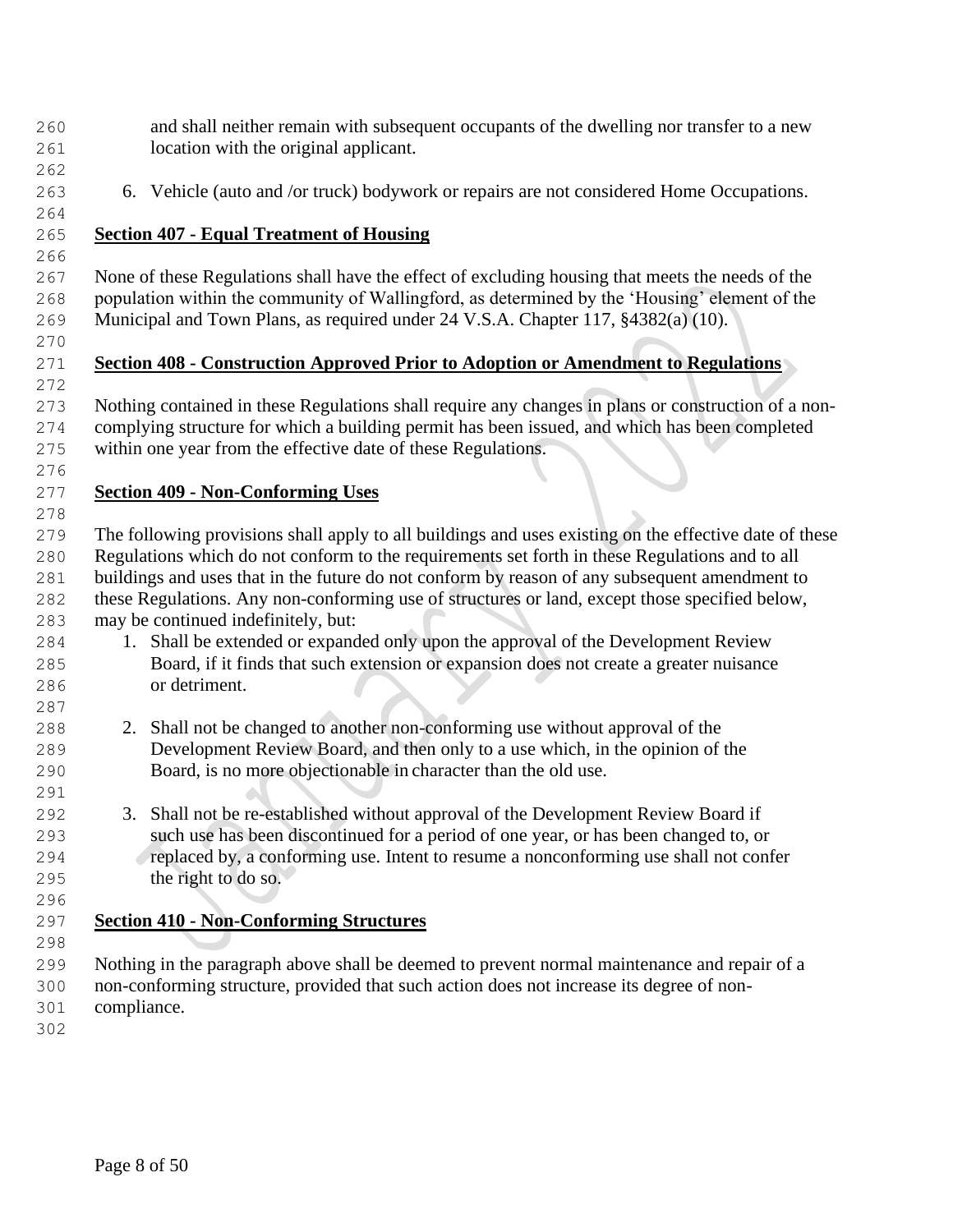and shall neither remain with subsequent occupants of the dwelling nor transfer to a new location with the original applicant.

6. Vehicle (auto and /or truck) bodywork or repairs are not considered Home Occupations.

## Section 407 - Equal Treatment of Housing

None of these Regulations shall have the effect of excluding housing that meets the needs of the population within the community of Wallingford, as determined by the 'Housing' element of the Municipal and Town Plans, as required under 24 V.S.A. Chapter 117, §4382(a) (10).

## Section 408 - Construction Approved Prior to Adoption or Amendment to Regulations

Nothing contained in these Regulations shall require any changes in plans or construction of a non-complying structure for which a building permit has been issued, and which has been completed within one year from the effective date of these Regulations.

## Section 409 - Non-Conforming Uses

The following provisions shall apply to all buildings and uses existing on the effective date of these Regulations which do not conform to the requirements set forth in these Regulations and to all buildings and uses that in the future do not conform by reason of any subsequent amendment to these Regulations. Any non-conforming use of structures or land, except those specified below, may be continued indefinitely, but:

1. Shall be extended or expanded only upon the approval of the Development Review Board, if it finds that such extension or expansion does not create a greater nuisance or detriment.

2. Shall not be changed to another non-conforming use without approval of the Development Review Board, and then only to a use which, in the opinion of the Board, is no more objectionable in character than the old use.

3. Shall not be re-established without approval of the Development Review Board if such use has been discontinued for a period of one year, or has been changed to, or replaced by, a conforming use. Intent to resume a nonconforming use shall not confer the right to do so.

## Section 410 - Non-Conforming Structures

Nothing in the paragraph above shall be deemed to prevent normal maintenance and repair of a non-conforming structure, provided that such action does not increase its degree of non-compliance.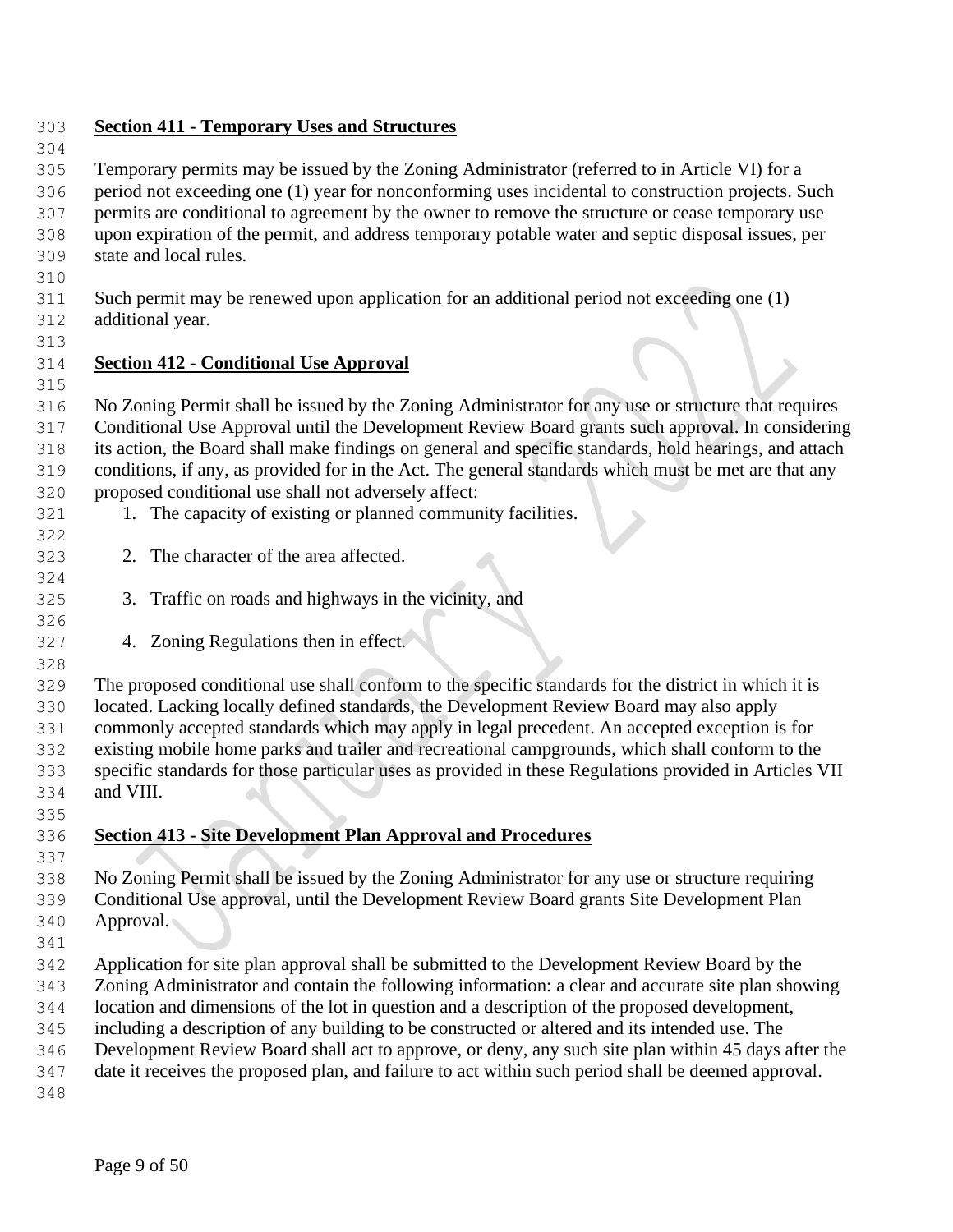## Section 411 - Temporary Uses and Structures

Temporary permits may be issued by the Zoning Administrator (referred to in Article VI) for a period not exceeding one (1) year for nonconforming uses incidental to construction projects. Such permits are conditional to agreement by the owner to remove the structure or cease temporary use upon expiration of the permit, and address temporary potable water and septic disposal issues, per state and local rules.

Such permit may be renewed upon application for an additional period not exceeding one (1) additional year.

## Section 412 - Conditional Use Approval

No Zoning Permit shall be issued by the Zoning Administrator for any use or structure that requires Conditional Use Approval until the Development Review Board grants such approval. In considering its action, the Board shall make findings on general and specific standards, hold hearings, and attach conditions, if any, as provided for in the Act. The general standards which must be met are that any proposed conditional use shall not adversely affect:

1. The capacity of existing or planned community facilities.

2. The character of the area affected.

3. Traffic on roads and highways in the vicinity, and

4. Zoning Regulations then in effect.

The proposed conditional use shall conform to the specific standards for the district in which it is located. Lacking locally defined standards, the Development Review Board may also apply commonly accepted standards which may apply in legal precedent. An accepted exception is for existing mobile home parks and trailer and recreational campgrounds, which shall conform to the specific standards for those particular uses as provided in these Regulations provided in Articles VII and VIII.

## Section 413 - Site Development Plan Approval and Procedures

No Zoning Permit shall be issued by the Zoning Administrator for any use or structure requiring Conditional Use approval, until the Development Review Board grants Site Development Plan Approval.

Application for site plan approval shall be submitted to the Development Review Board by the Zoning Administrator and contain the following information: a clear and accurate site plan showing location and dimensions of the lot in question and a description of the proposed development, including a description of any building to be constructed or altered and its intended use. The Development Review Board shall act to approve, or deny, any such site plan within 45 days after the date it receives the proposed plan, and failure to act within such period shall be deemed approval.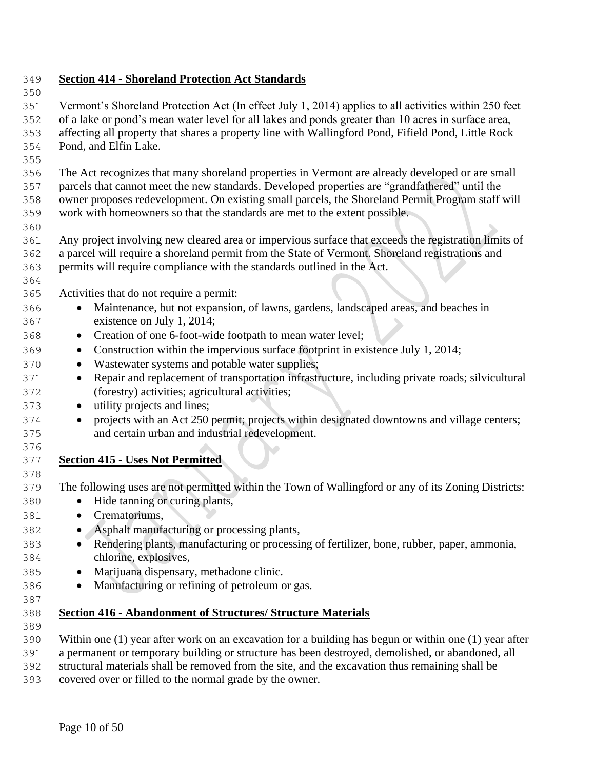## Section 414 - Shoreland Protection Act Standards

Vermont's Shoreland Protection Act (In effect July 1, 2014) applies to all activities within 250 feet of a lake or pond's mean water level for all lakes and ponds greater than 10 acres in surface area, affecting all property that shares a property line with Wallingford Pond, Fifield Pond, Little Rock Pond, and Elfin Lake.

The Act recognizes that many shoreland properties in Vermont are already developed or are small parcels that cannot meet the new standards. Developed properties are "grandfathered" until the owner proposes redevelopment. On existing small parcels, the Shoreland Permit Program staff will work with homeowners so that the standards are met to the extent possible.

Any project involving new cleared area or impervious surface that exceeds the registration limits of a parcel will require a shoreland permit from the State of Vermont. Shoreland registrations and permits will require compliance with the standards outlined in the Act.

Activities that do not require a permit:

- Maintenance, but not expansion, of lawns, gardens, landscaped areas, and beaches in existence on July 1, 2014;
- Creation of one 6-foot-wide footpath to mean water level;
- Construction within the impervious surface footprint in existence July 1, 2014;
- Wastewater systems and potable water supplies;
- Repair and replacement of transportation infrastructure, including private roads; silvicultural (forestry) activities; agricultural activities;
- utility projects and lines;
- projects with an Act 250 permit; projects within designated downtowns and village centers; and certain urban and industrial redevelopment.

## Section 415 - Uses Not Permitted

The following uses are not permitted within the Town of Wallingford or any of its Zoning Districts:

- Hide tanning or curing plants,
- Crematoriums,
- Asphalt manufacturing or processing plants,
- Rendering plants, manufacturing or processing of fertilizer, bone, rubber, paper, ammonia, chlorine, explosives,
- Marijuana dispensary, methadone clinic.
- Manufacturing or refining of petroleum or gas.

## Section 416 - Abandonment of Structures/ Structure Materials

Within one (1) year after work on an excavation for a building has begun or within one (1) year after a permanent or temporary building or structure has been destroyed, demolished, or abandoned, all structural materials shall be removed from the site, and the excavation thus remaining shall be covered over or filled to the normal grade by the owner.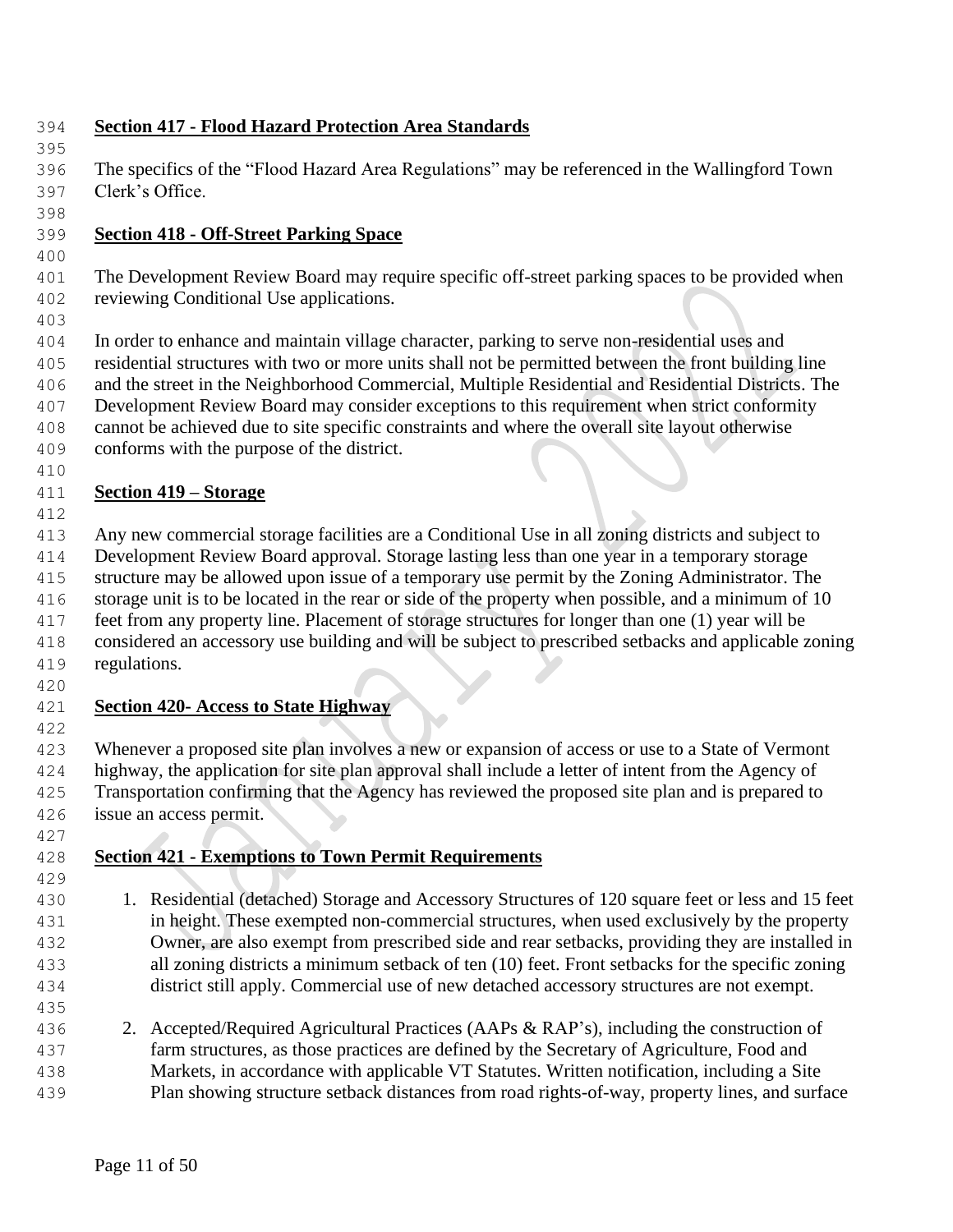## Section 417 - Flood Hazard Protection Area Standards

The specifics of the "Flood Hazard Area Regulations" may be referenced in the Wallingford Town Clerk's Office.

## Section 418 - Off-Street Parking Space

The Development Review Board may require specific off-street parking spaces to be provided when reviewing Conditional Use applications.

In order to enhance and maintain village character, parking to serve non-residential uses and residential structures with two or more units shall not be permitted between the front building line and the street in the Neighborhood Commercial, Multiple Residential and Residential Districts. The Development Review Board may consider exceptions to this requirement when strict conformity cannot be achieved due to site specific constraints and where the overall site layout otherwise conforms with the purpose of the district.

## Section 419 – Storage

Any new commercial storage facilities are a Conditional Use in all zoning districts and subject to Development Review Board approval. Storage lasting less than one year in a temporary storage structure may be allowed upon issue of a temporary use permit by the Zoning Administrator. The storage unit is to be located in the rear or side of the property when possible, and a minimum of 10 feet from any property line. Placement of storage structures for longer than one (1) year will be considered an accessory use building and will be subject to prescribed setbacks and applicable zoning regulations.

## Section 420- Access to State Highway

Whenever a proposed site plan involves a new or expansion of access or use to a State of Vermont highway, the application for site plan approval shall include a letter of intent from the Agency of Transportation confirming that the Agency has reviewed the proposed site plan and is prepared to issue an access permit.

## Section 421 - Exemptions to Town Permit Requirements

1. Residential (detached) Storage and Accessory Structures of 120 square feet or less and 15 feet in height. These exempted non-commercial structures, when used exclusively by the property Owner, are also exempt from prescribed side and rear setbacks, providing they are installed in all zoning districts a minimum setback of ten (10) feet. Front setbacks for the specific zoning district still apply. Commercial use of new detached accessory structures are not exempt.

2. Accepted/Required Agricultural Practices (AAPs & RAP's), including the construction of farm structures, as those practices are defined by the Secretary of Agriculture, Food and Markets, in accordance with applicable VT Statutes. Written notification, including a Site Plan showing structure setback distances from road rights-of-way, property lines, and surface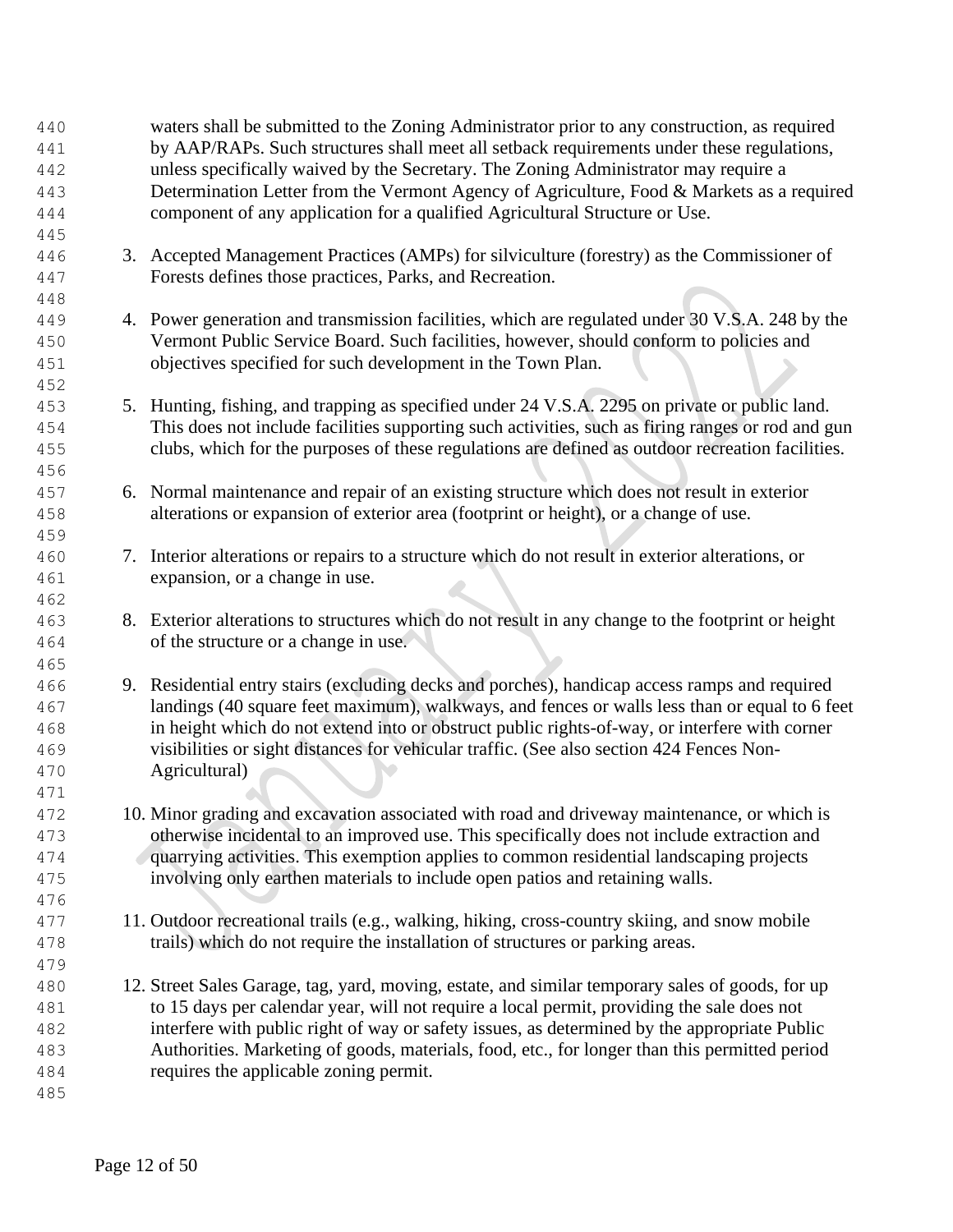waters shall be submitted to the Zoning Administrator prior to any construction, as required by AAP/RAPs. Such structures shall meet all setback requirements under these regulations, unless specifically waived by the Secretary. The Zoning Administrator may require a Determination Letter from the Vermont Agency of Agriculture, Food & Markets as a required component of any application for a qualified Agricultural Structure or Use.

3. Accepted Management Practices (AMPs) for silviculture (forestry) as the Commissioner of Forests defines those practices, Parks, and Recreation.

4. Power generation and transmission facilities, which are regulated under 30 V.S.A. 248 by the Vermont Public Service Board. Such facilities, however, should conform to policies and objectives specified for such development in the Town Plan.

5. Hunting, fishing, and trapping as specified under 24 V.S.A. 2295 on private or public land. This does not include facilities supporting such activities, such as firing ranges or rod and gun clubs, which for the purposes of these regulations are defined as outdoor recreation facilities.

6. Normal maintenance and repair of an existing structure which does not result in exterior alterations or expansion of exterior area (footprint or height), or a change of use.

7. Interior alterations or repairs to a structure which do not result in exterior alterations, or expansion, or a change in use.

8. Exterior alterations to structures which do not result in any change to the footprint or height of the structure or a change in use.

9. Residential entry stairs (excluding decks and porches), handicap access ramps and required landings (40 square feet maximum), walkways, and fences or walls less than or equal to 6 feet in height which do not extend into or obstruct public rights-of-way, or interfere with corner visibilities or sight distances for vehicular traffic. (See also section 424 Fences Non-Agricultural)

10. Minor grading and excavation associated with road and driveway maintenance, or which is otherwise incidental to an improved use. This specifically does not include extraction and quarrying activities. This exemption applies to common residential landscaping projects involving only earthen materials to include open patios and retaining walls.

11. Outdoor recreational trails (e.g., walking, hiking, cross-country skiing, and snow mobile trails) which do not require the installation of structures or parking areas.

12. Street Sales Garage, tag, yard, moving, estate, and similar temporary sales of goods, for up to 15 days per calendar year, will not require a local permit, providing the sale does not interfere with public right of way or safety issues, as determined by the appropriate Public Authorities. Marketing of goods, materials, food, etc., for longer than this permitted period requires the applicable zoning permit.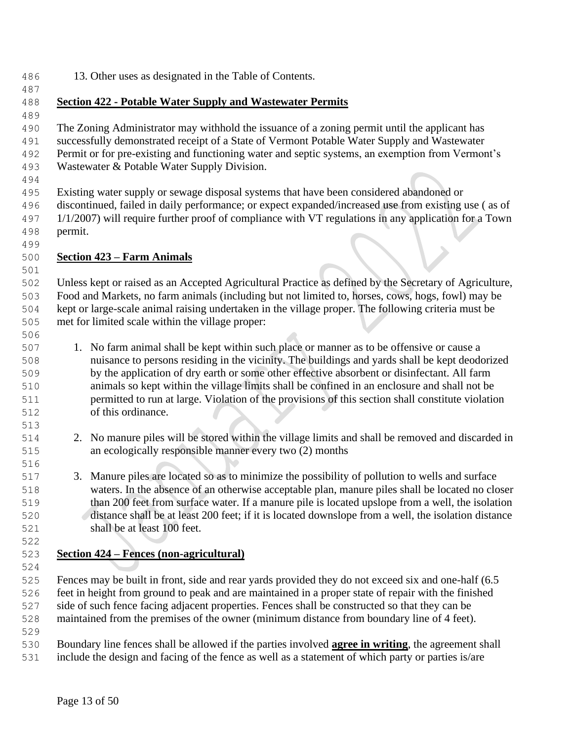13. Other uses as designated in the Table of Contents.

## Section 422 - Potable Water Supply and Wastewater Permits

The Zoning Administrator may withhold the issuance of a zoning permit until the applicant has successfully demonstrated receipt of a State of Vermont Potable Water Supply and Wastewater Permit or for pre-existing and functioning water and septic systems, an exemption from Vermont's Wastewater & Potable Water Supply Division.

Existing water supply or sewage disposal systems that have been considered abandoned or discontinued, failed in daily performance; or expect expanded/increased use from existing use ( as of 1/1/2007) will require further proof of compliance with VT regulations in any application for a Town permit.

## Section 423 – Farm Animals

Unless kept or raised as an Accepted Agricultural Practice as defined by the Secretary of Agriculture, Food and Markets, no farm animals (including but not limited to, horses, cows, hogs, fowl) may be kept or large-scale animal raising undertaken in the village proper. The following criteria must be met for limited scale within the village proper:

1. No farm animal shall be kept within such place or manner as to be offensive or cause a nuisance to persons residing in the vicinity. The buildings and yards shall be kept deodorized by the application of dry earth or some other effective absorbent or disinfectant. All farm animals so kept within the village limits shall be confined in an enclosure and shall not be permitted to run at large. Violation of the provisions of this section shall constitute violation of this ordinance.

2. No manure piles will be stored within the village limits and shall be removed and discarded in an ecologically responsible manner every two (2) months

3. Manure piles are located so as to minimize the possibility of pollution to wells and surface waters. In the absence of an otherwise acceptable plan, manure piles shall be located no closer than 200 feet from surface water. If a manure pile is located upslope from a well, the isolation distance shall be at least 200 feet; if it is located downslope from a well, the isolation distance shall be at least 100 feet.

## Section 424 – Fences (non-agricultural)

Fences may be built in front, side and rear yards provided they do not exceed six and one-half (6.5 feet in height from ground to peak and are maintained in a proper state of repair with the finished side of such fence facing adjacent properties. Fences shall be constructed so that they can be maintained from the premises of the owner (minimum distance from boundary line of 4 feet).

Boundary line fences shall be allowed if the parties involved **agree in writing**, the agreement shall include the design and facing of the fence as well as a statement of which party or parties is/are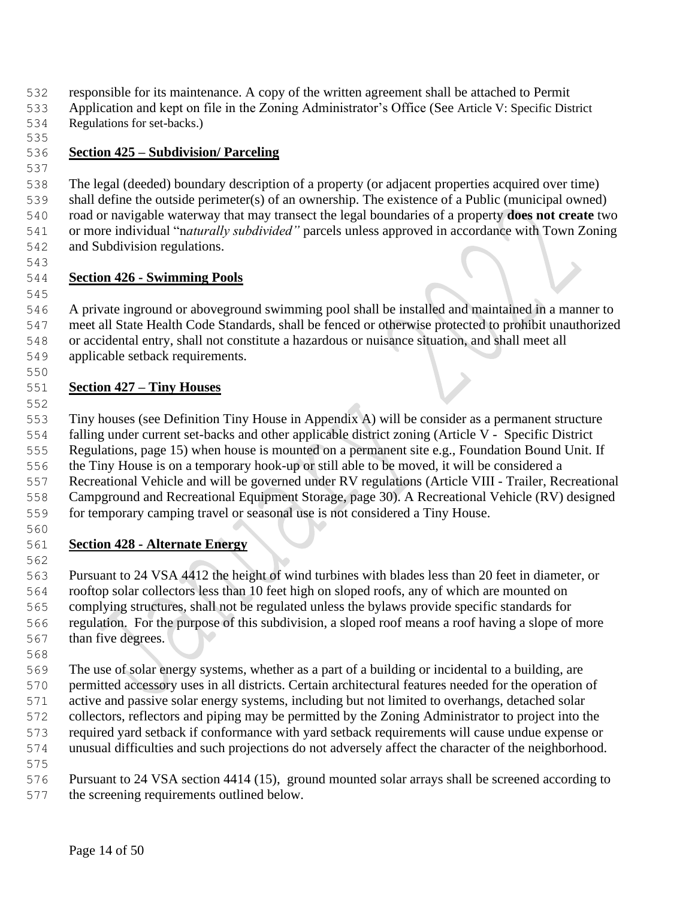responsible for its maintenance. A copy of the written agreement shall be attached to Permit Application and kept on file in the Zoning Administrator's Office (See Article V: Specific District Regulations for set-backs.)

## Section 425 – Subdivision/ Parceling

The legal (deeded) boundary description of a property (or adjacent properties acquired over time) shall define the outside perimeter(s) of an ownership. The existence of a Public (municipal owned) road or navigable waterway that may transect the legal boundaries of a property **does not create** two or more individual "n*aturally subdivided"* parcels unless approved in accordance with Town Zoning and Subdivision regulations.

## Section 426 - Swimming Pools

A private inground or aboveground swimming pool shall be installed and maintained in a manner to meet all State Health Code Standards, shall be fenced or otherwise protected to prohibit unauthorized or accidental entry, shall not constitute a hazardous or nuisance situation, and shall meet all applicable setback requirements.

## Section 427 – Tiny Houses

Tiny houses (see Definition Tiny House in Appendix A) will be consider as a permanent structure falling under current set-backs and other applicable district zoning (Article V - Specific District Regulations, page 15) when house is mounted on a permanent site e.g., Foundation Bound Unit. If the Tiny House is on a temporary hook-up or still able to be moved, it will be considered a Recreational Vehicle and will be governed under RV regulations (Article VIII - Trailer, Recreational Campground and Recreational Equipment Storage, page 30). A Recreational Vehicle (RV) designed for temporary camping travel or seasonal use is not considered a Tiny House.

## Section 428 - Alternate Energy

Pursuant to 24 VSA 4412 the height of wind turbines with blades less than 20 feet in diameter, or rooftop solar collectors less than 10 feet high on sloped roofs, any of which are mounted on complying structures, shall not be regulated unless the bylaws provide specific standards for regulation. For the purpose of this subdivision, a sloped roof means a roof having a slope of more than five degrees.

The use of solar energy systems, whether as a part of a building or incidental to a building, are permitted accessory uses in all districts. Certain architectural features needed for the operation of active and passive solar energy systems, including but not limited to overhangs, detached solar collectors, reflectors and piping may be permitted by the Zoning Administrator to project into the required yard setback if conformance with yard setback requirements will cause undue expense or unusual difficulties and such projections do not adversely affect the character of the neighborhood.

Pursuant to 24 VSA section 4414 (15), ground mounted solar arrays shall be screened according to the screening requirements outlined below.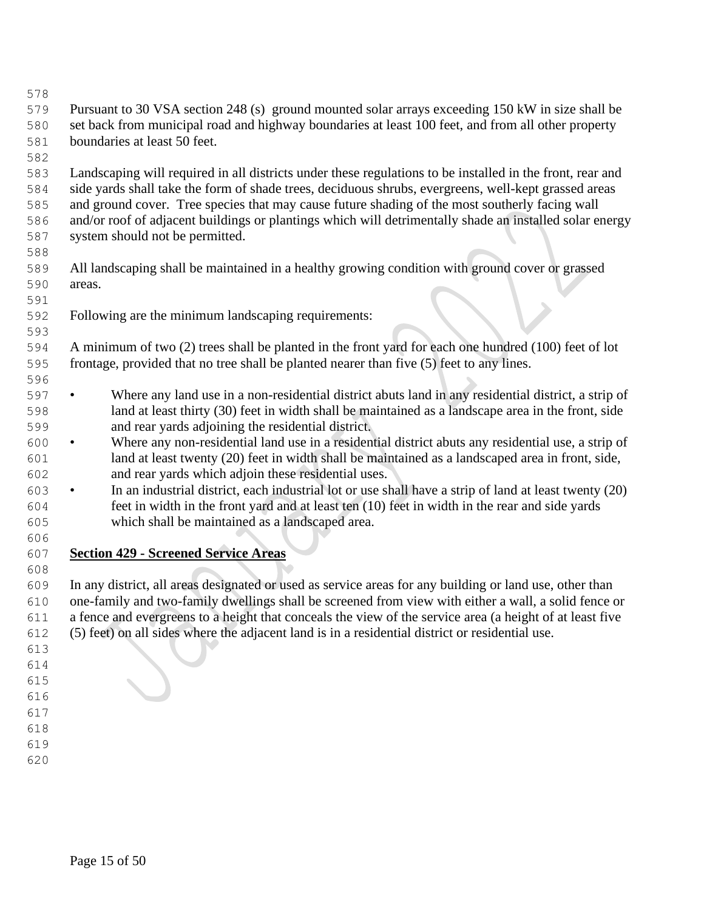Pursuant to 30 VSA section 248 (s) ground mounted solar arrays exceeding 150 kW in size shall be set back from municipal road and highway boundaries at least 100 feet, and from all other property boundaries at least 50 feet.

Landscaping will required in all districts under these regulations to be installed in the front, rear and side yards shall take the form of shade trees, deciduous shrubs, evergreens, well-kept grassed areas and ground cover. Tree species that may cause future shading of the most southerly facing wall and/or roof of adjacent buildings or plantings which will detrimentally shade an installed solar energy system should not be permitted.

All landscaping shall be maintained in a healthy growing condition with ground cover or grassed areas.

Following are the minimum landscaping requirements:

A minimum of two (2) trees shall be planted in the front yard for each one hundred (100) feet of lot frontage, provided that no tree shall be planted nearer than five (5) feet to any lines.

- Where any land use in a non-residential district abuts land in any residential district, a strip of land at least thirty (30) feet in width shall be maintained as a landscape area in the front, side and rear yards adjoining the residential district.
- Where any non-residential land use in a residential district abuts any residential use, a strip of land at least twenty (20) feet in width shall be maintained as a landscaped area in front, side, and rear yards which adjoin these residential uses.
- In an industrial district, each industrial lot or use shall have a strip of land at least twenty (20) feet in width in the front yard and at least ten (10) feet in width in the rear and side yards which shall be maintained as a landscaped area.

## Section 429 - Screened Service Areas

In any district, all areas designated or used as service areas for any building or land use, other than one-family and two-family dwellings shall be screened from view with either a wall, a solid fence or a fence and evergreens to a height that conceals the view of the service area (a height of at least five (5) feet) on all sides where the adjacent land is in a residential district or residential use.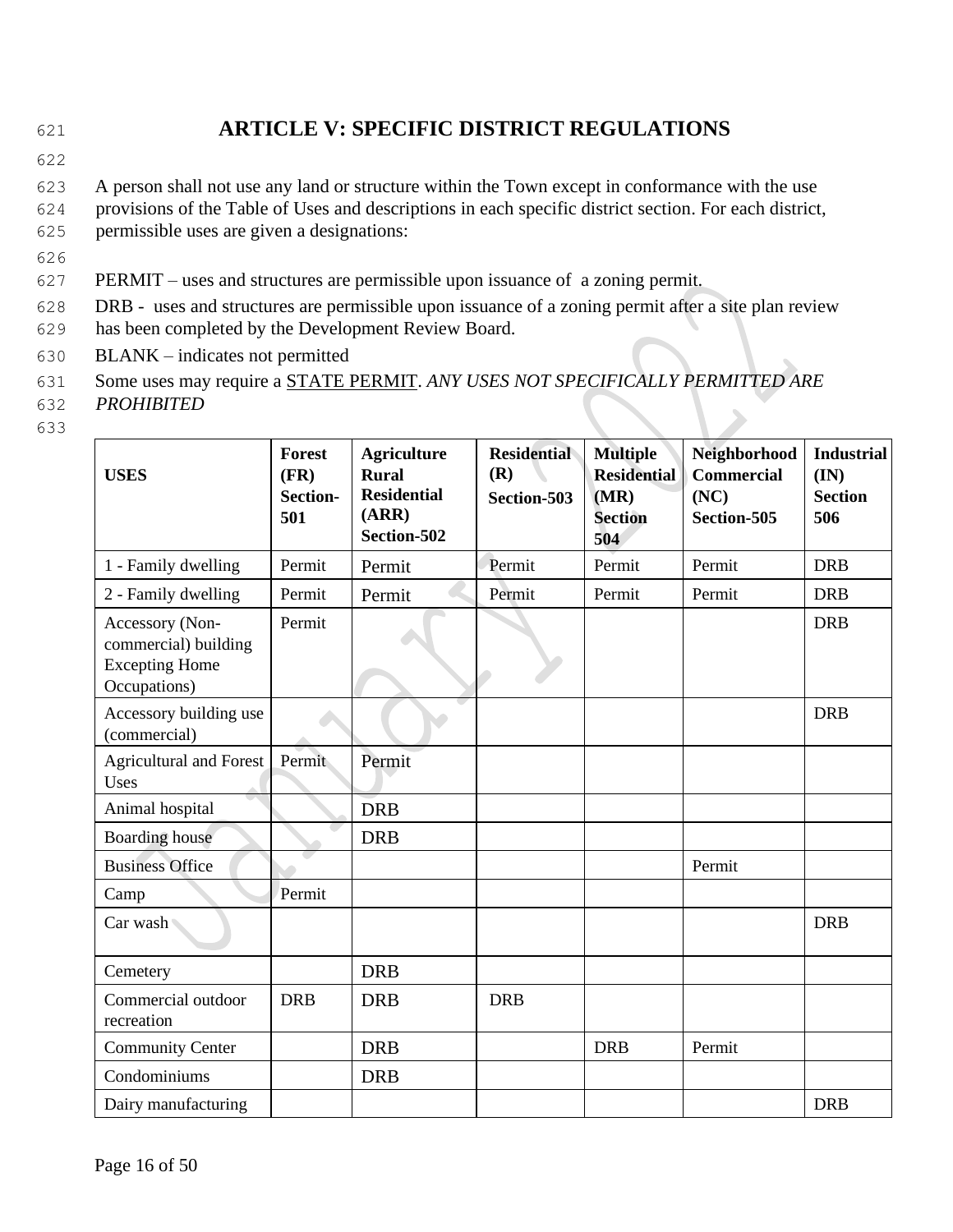# ARTICLE V: SPECIFIC DISTRICT REGULATIONS

A person shall not use any land or structure within the Town except in conformance with the use provisions of the Table of Uses and descriptions in each specific district section. For each district, permissible uses are given a designations:

PERMIT – uses and structures are permissible upon issuance of a zoning permit.

DRB - uses and structures are permissible upon issuance of a zoning permit after a site plan review has been completed by the Development Review Board.

BLANK – indicates not permitted

Some uses may require a STATE PERMIT. *ANY USES NOT SPECIFICALLY PERMITTED ARE PROHIBITED*

| USES | Forest (FR) Section-501 | Agriculture Rural Residential (ARR) Section-502 | Residential (R) Section-503 | Multiple Residential (MR) Section 504 | Neighborhood Commercial (NC) Section-505 | Industrial (IN) Section 506 |
|---|---|---|---|---|---|---|
| 1 - Family dwelling | Permit | Permit | Permit | Permit | Permit | DRB |
| 2 - Family dwelling | Permit | Permit | Permit | Permit | Permit | DRB |
| Accessory (Non-commercial) building Excepting Home Occupations) | Permit | | | | | DRB |
| Accessory building use (commercial) | | | | | | DRB |
| Agricultural and Forest Uses | Permit | Permit | | | | |
| Animal hospital | | DRB | | | | |
| Boarding house | | DRB | | | | |
| Business Office | | | | | Permit | |
| Camp | Permit | | | | | |
| Car wash | | | | | | DRB |
| Cemetery | | DRB | | | | |
| Commercial outdoor recreation | DRB | DRB | DRB | | | |
| Community Center | | DRB | | DRB | Permit | |
| Condominiums | | DRB | | | | |
| Dairy manufacturing | | | | | | DRB |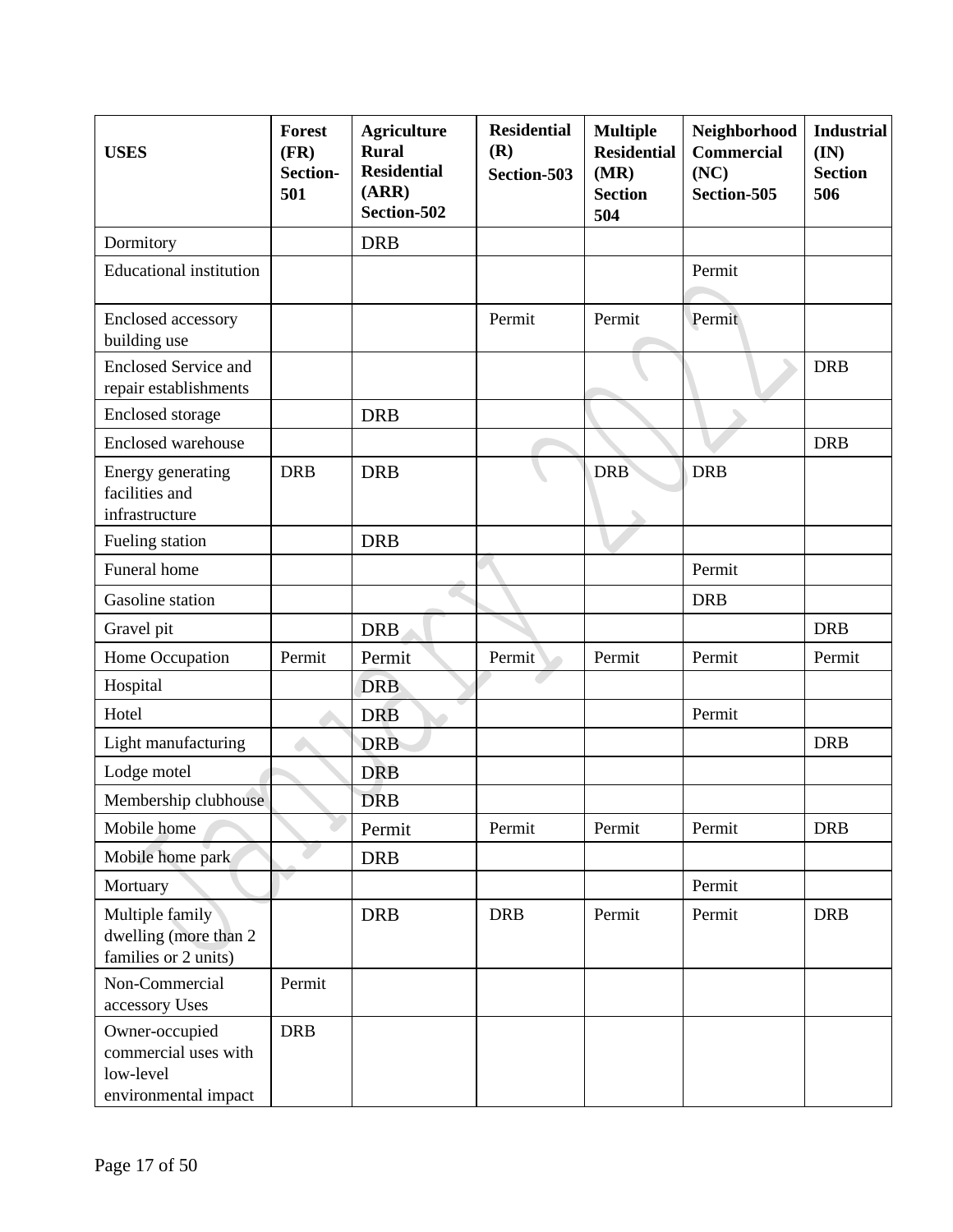| USES | Forest (FR) Section-501 | Agriculture Rural Residential (ARR) Section-502 | Residential (R) Section-503 | Multiple Residential (MR) Section 504 | Neighborhood Commercial (NC) Section-505 | Industrial (IN) Section 506 |
|---|---|---|---|---|---|---|
| Dormitory | | DRB | | | | |
| Educational institution | | | | | Permit | |
| Enclosed accessory building use | | | Permit | Permit | Permit | |
| Enclosed Service and repair establishments | | | | | | DRB |
| Enclosed storage | | DRB | | | | |
| Enclosed warehouse | | | | | | DRB |
| Energy generating facilities and infrastructure | DRB | DRB | | DRB | DRB | |
| Fueling station | | DRB | | | | |
| Funeral home | | | | | Permit | |
| Gasoline station | | | | | DRB | |
| Gravel pit | | DRB | | | | DRB |
| Home Occupation | Permit | Permit | Permit | Permit | Permit | Permit |
| Hospital | | DRB | | | | |
| Hotel | | DRB | | | Permit | |
| Light manufacturing | | DRB | | | | DRB |
| Lodge motel | | DRB | | | | |
| Membership clubhouse | | DRB | | | | |
| Mobile home | | Permit | Permit | Permit | Permit | DRB |
| Mobile home park | | DRB | | | | |
| Mortuary | | | | | Permit | |
| Multiple family dwelling (more than 2 families or 2 units) | | DRB | DRB | Permit | Permit | DRB |
| Non-Commercial accessory Uses | Permit | | | | | |
| Owner-occupied commercial uses with low-level environmental impact | DRB | | | | | |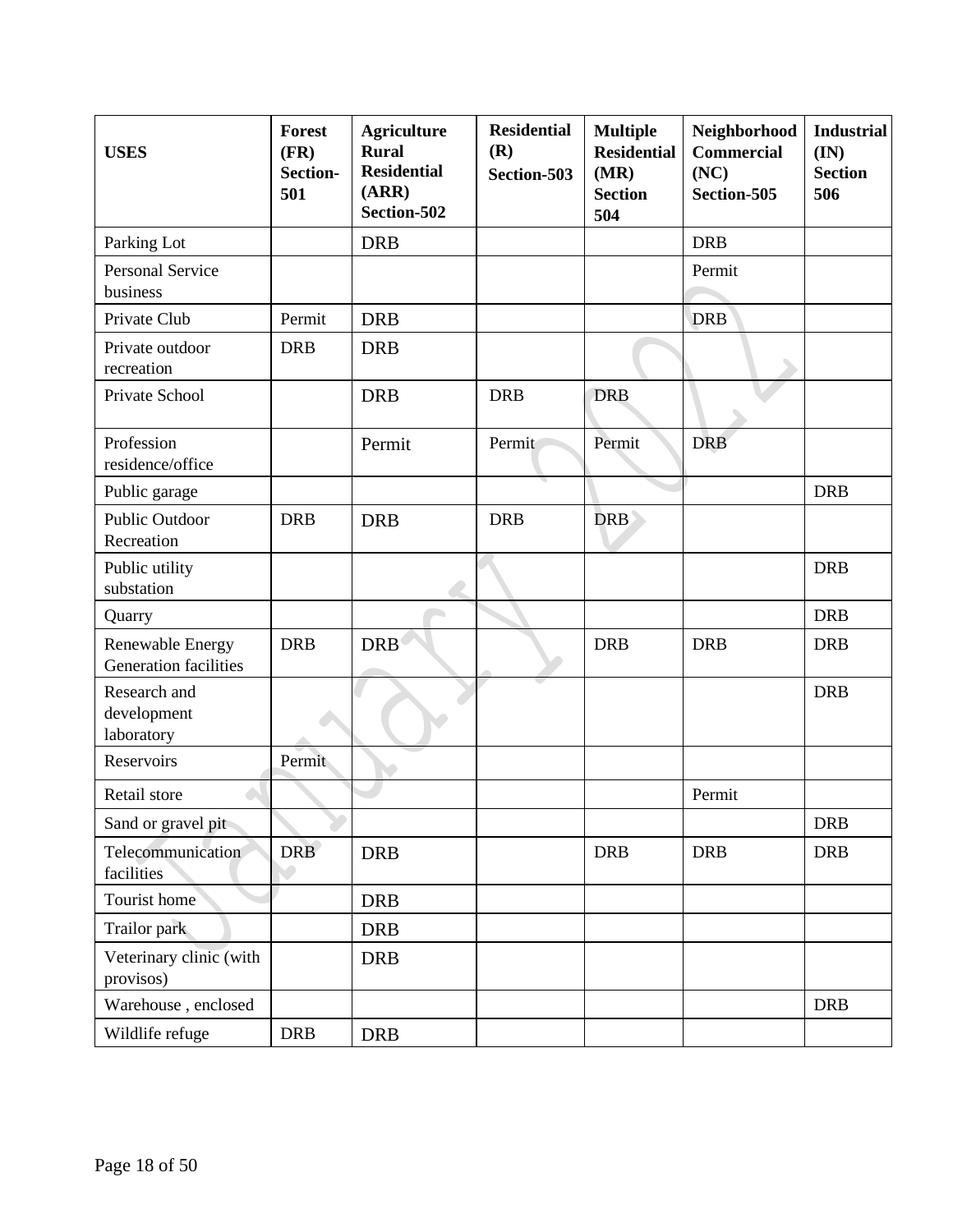| USES | Forest (FR) Section-501 | Agriculture Rural Residential (ARR) Section-502 | Residential (R) Section-503 | Multiple Residential (MR) Section 504 | Neighborhood Commercial (NC) Section-505 | Industrial (IN) Section 506 |
|---|---|---|---|---|---|---|
| Parking Lot | | DRB | | | DRB | |
| Personal Service business | | | | | Permit | |
| Private Club | Permit | DRB | | | DRB | |
| Private outdoor recreation | DRB | DRB | | | | |
| Private School | | DRB | DRB | DRB | | |
| Profession residence/office | | Permit | Permit | Permit | DRB | |
| Public garage | | | | | | DRB |
| Public Outdoor Recreation | DRB | DRB | DRB | DRB | | |
| Public utility substation | | | | | | DRB |
| Quarry | | | | | | DRB |
| Renewable Energy Generation facilities | DRB | DRB | | DRB | DRB | DRB |
| Research and development laboratory | | | | | | DRB |
| Reservoirs | Permit | | | | | |
| Retail store | | | | | Permit | |
| Sand or gravel pit | | | | | | DRB |
| Telecommunication facilities | DRB | DRB | | DRB | DRB | DRB |
| Tourist home | | DRB | | | | |
| Trailor park | | DRB | | | | |
| Veterinary clinic (with provisos) | | DRB | | | | |
| Warehouse , enclosed | | | | | | DRB |
| Wildlife refuge | DRB | DRB | | | | |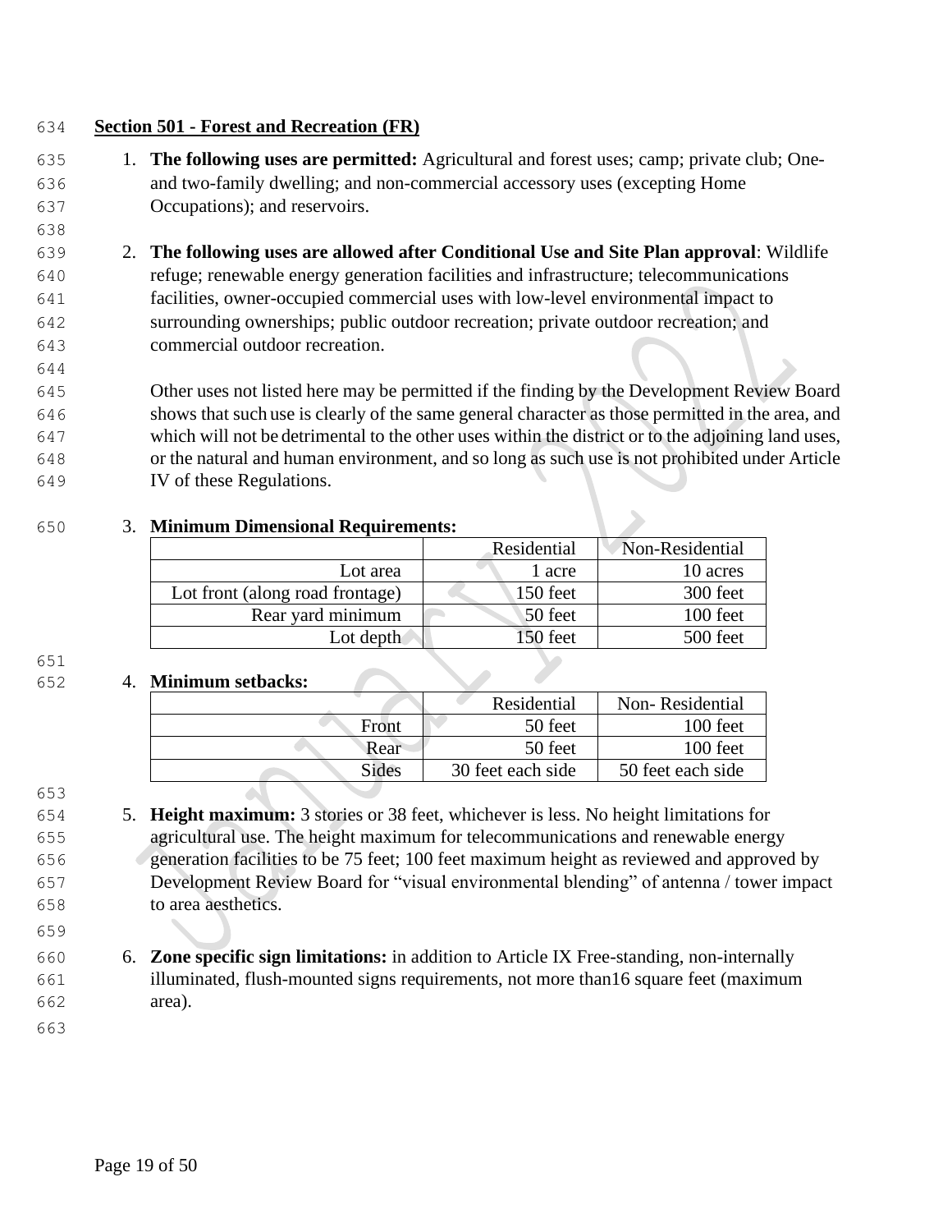## Section 501 - Forest and Recreation (FR)

1. **The following uses are permitted:** Agricultural and forest uses; camp; private club; One- and two-family dwelling; and non-commercial accessory uses (excepting Home Occupations); and reservoirs.

2. **The following uses are allowed after Conditional Use and Site Plan approval**: Wildlife refuge; renewable energy generation facilities and infrastructure; telecommunications facilities, owner-occupied commercial uses with low-level environmental impact to surrounding ownerships; public outdoor recreation; private outdoor recreation; and commercial outdoor recreation.

   Other uses not listed here may be permitted if the finding by the Development Review Board shows that such use is clearly of the same general character as those permitted in the area, and which will not be detrimental to the other uses within the district or to the adjoining land uses, or the natural and human environment, and so long as such use is not prohibited under Article IV of these Regulations.

3. **Minimum Dimensional Requirements:**

| | Residential | Non-Residential |
|---:|---:|---:|
| Lot area | 1 acre | 10 acres |
| Lot front (along road frontage) | 150 feet | 300 feet |
| Rear yard minimum | 50 feet | 100 feet |
| Lot depth | 150 feet | 500 feet |

4. **Minimum setbacks:**

| | Residential | Non- Residential |
|---:|---:|---:|
| Front | 50 feet | 100 feet |
| Rear | 50 feet | 100 feet |
| Sides | 30 feet each side | 50 feet each side |

5. **Height maximum:** 3 stories or 38 feet, whichever is less. No height limitations for agricultural use. The height maximum for telecommunications and renewable energy generation facilities to be 75 feet; 100 feet maximum height as reviewed and approved by Development Review Board for "visual environmental blending" of antenna / tower impact to area aesthetics.

6. **Zone specific sign limitations:** in addition to Article IX Free-standing, non-internally illuminated, flush-mounted signs requirements, not more than16 square feet (maximum area).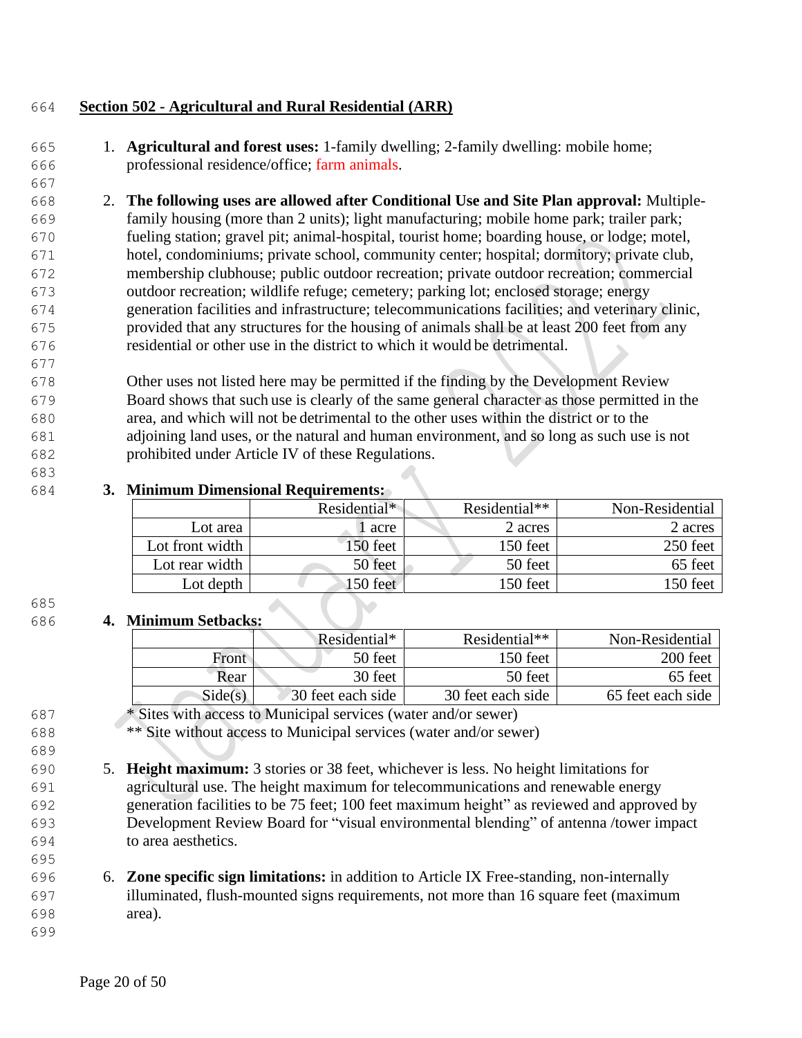## Section 502 - Agricultural and Rural Residential (ARR)

1. **Agricultural and forest uses:** 1-family dwelling; 2-family dwelling: mobile home; professional residence/office; farm animals.

2. **The following uses are allowed after Conditional Use and Site Plan approval:** Multiple-family housing (more than 2 units); light manufacturing; mobile home park; trailer park; fueling station; gravel pit; animal-hospital, tourist home; boarding house, or lodge; motel, hotel, condominiums; private school, community center; hospital; dormitory; private club, membership clubhouse; public outdoor recreation; private outdoor recreation; commercial outdoor recreation; wildlife refuge; cemetery; parking lot; enclosed storage; energy generation facilities and infrastructure; telecommunications facilities; and veterinary clinic, provided that any structures for the housing of animals shall be at least 200 feet from any residential or other use in the district to which it would be detrimental.

   Other uses not listed here may be permitted if the finding by the Development Review Board shows that such use is clearly of the same general character as those permitted in the area, and which will not be detrimental to the other uses within the district or to the adjoining land uses, or the natural and human environment, and so long as such use is not prohibited under Article IV of these Regulations.

3. **Minimum Dimensional Requirements:**

| | Residential* | Residential** | Non-Residential |
|---|---|---|---|
| Lot area | 1 acre | 2 acres | 2 acres |
| Lot front width | 150 feet | 150 feet | 250 feet |
| Lot rear width | 50 feet | 50 feet | 65 feet |
| Lot depth | 150 feet | 150 feet | 150 feet |

4. **Minimum Setbacks:**

| | Residential* | Residential** | Non-Residential |
|---|---|---|---|
| Front | 50 feet | 150 feet | 200 feet |
| Rear | 30 feet | 50 feet | 65 feet |
| Side(s) | 30 feet each side | 30 feet each side | 65 feet each side |

   * Sites with access to Municipal services (water and/or sewer)
   ** Site without access to Municipal services (water and/or sewer)

5. **Height maximum:** 3 stories or 38 feet, whichever is less. No height limitations for agricultural use. The height maximum for telecommunications and renewable energy generation facilities to be 75 feet; 100 feet maximum height" as reviewed and approved by Development Review Board for "visual environmental blending" of antenna /tower impact to area aesthetics.

6. **Zone specific sign limitations:** in addition to Article IX Free-standing, non-internally illuminated, flush-mounted signs requirements, not more than 16 square feet (maximum area).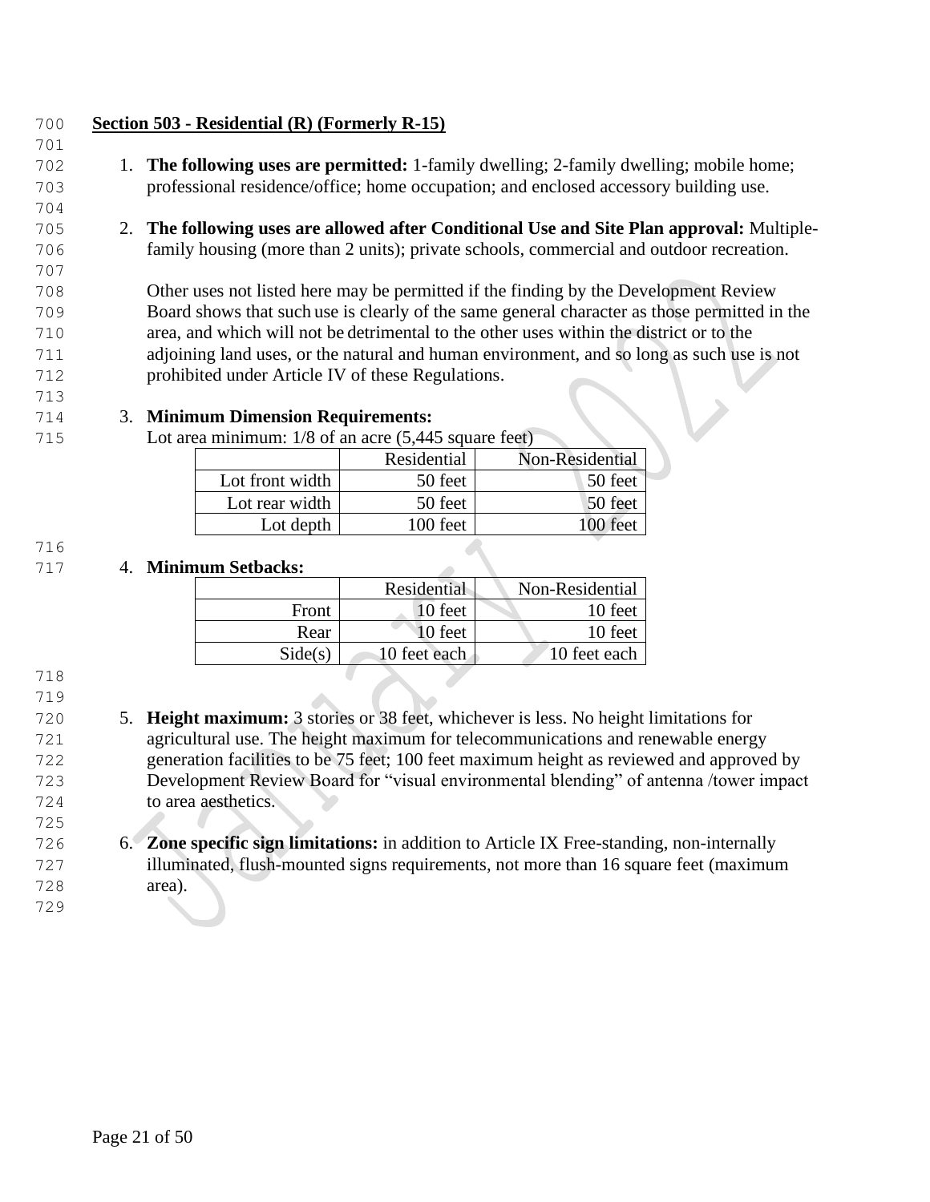## Section 503 - Residential (R) (Formerly R-15)

1. **The following uses are permitted:** 1-family dwelling; 2-family dwelling; mobile home; professional residence/office; home occupation; and enclosed accessory building use.

2. **The following uses are allowed after Conditional Use and Site Plan approval:** Multiple-family housing (more than 2 units); private schools, commercial and outdoor recreation.

   Other uses not listed here may be permitted if the finding by the Development Review Board shows that such use is clearly of the same general character as those permitted in the area, and which will not be detrimental to the other uses within the district or to the adjoining land uses, or the natural and human environment, and so long as such use is not prohibited under Article IV of these Regulations.

3. **Minimum Dimension Requirements:**
   Lot area minimum: 1/8 of an acre (5,445 square feet)

| | Residential | Non-Residential |
|---|---|---|
| Lot front width | 50 feet | 50 feet |
| Lot rear width | 50 feet | 50 feet |
| Lot depth | 100 feet | 100 feet |

4. **Minimum Setbacks:**

| | Residential | Non-Residential |
|---|---|---|
| Front | 10 feet | 10 feet |
| Rear | 10 feet | 10 feet |
| Side(s) | 10 feet each | 10 feet each |

5. **Height maximum:** 3 stories or 38 feet, whichever is less. No height limitations for agricultural use. The height maximum for telecommunications and renewable energy generation facilities to be 75 feet; 100 feet maximum height as reviewed and approved by Development Review Board for "visual environmental blending" of antenna /tower impact to area aesthetics.

6. **Zone specific sign limitations:** in addition to Article IX Free-standing, non-internally illuminated, flush-mounted signs requirements, not more than 16 square feet (maximum area).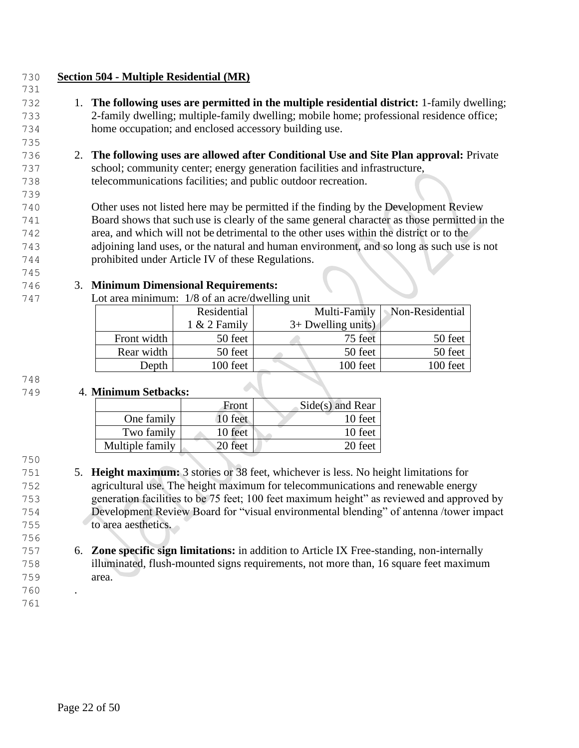## Section 504 - Multiple Residential (MR)

1. **The following uses are permitted in the multiple residential district:** 1-family dwelling; 2-family dwelling; multiple-family dwelling; mobile home; professional residence office; home occupation; and enclosed accessory building use.

2. **The following uses are allowed after Conditional Use and Site Plan approval:** Private school; community center; energy generation facilities and infrastructure, telecommunications facilities; and public outdoor recreation.

   Other uses not listed here may be permitted if the finding by the Development Review Board shows that such use is clearly of the same general character as those permitted in the area, and which will not be detrimental to the other uses within the district or to the adjoining land uses, or the natural and human environment, and so long as such use is not prohibited under Article IV of these Regulations.

3. **Minimum Dimensional Requirements:**

   Lot area minimum: 1/8 of an acre/dwelling unit

| | Residential 1 & 2 Family | Multi-Family 3+ Dwelling units) | Non-Residential |
|---|---|---|---|
| Front width | 50 feet | 75 feet | 50 feet |
| Rear width | 50 feet | 50 feet | 50 feet |
| Depth | 100 feet | 100 feet | 100 feet |

4. **Minimum Setbacks:**

| | Front | Side(s) and Rear |
|---|---|---|
| One family | 10 feet | 10 feet |
| Two family | 10 feet | 10 feet |
| Multiple family | 20 feet | 20 feet |

5. **Height maximum:** 3 stories or 38 feet, whichever is less. No height limitations for agricultural use. The height maximum for telecommunications and renewable energy generation facilities to be 75 feet; 100 feet maximum height" as reviewed and approved by Development Review Board for "visual environmental blending" of antenna /tower impact to area aesthetics.

6. **Zone specific sign limitations:** in addition to Article IX Free-standing, non-internally illuminated, flush-mounted signs requirements, not more than, 16 square feet maximum area.

.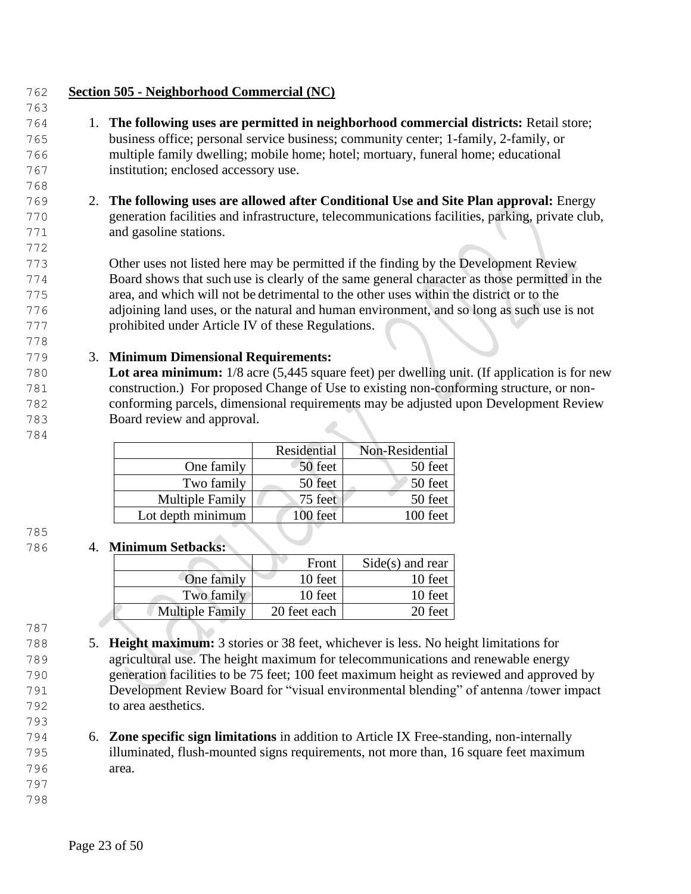## Section 505 - Neighborhood Commercial (NC)

1. **The following uses are permitted in neighborhood commercial districts:** Retail store; business office; personal service business; community center; 1-family, 2-family, or multiple family dwelling; mobile home; hotel; mortuary, funeral home; educational institution; enclosed accessory use.

2. **The following uses are allowed after Conditional Use and Site Plan approval:** Energy generation facilities and infrastructure, telecommunications facilities, parking, private club, and gasoline stations.

   Other uses not listed here may be permitted if the finding by the Development Review Board shows that such use is clearly of the same general character as those permitted in the area, and which will not be detrimental to the other uses within the district or to the adjoining land uses, or the natural and human environment, and so long as such use is not prohibited under Article IV of these Regulations.

3. **Minimum Dimensional Requirements:**
   **Lot area minimum:** 1/8 acre (5,445 square feet) per dwelling unit. (If application is for new construction.) For proposed Change of Use to existing non-conforming structure, or non-conforming parcels, dimensional requirements may be adjusted upon Development Review Board review and approval.

| | Residential | Non-Residential |
|---|---|---|
| One family | 50 feet | 50 feet |
| Two family | 50 feet | 50 feet |
| Multiple Family | 75 feet | 50 feet |
| Lot depth minimum | 100 feet | 100 feet |

4. **Minimum Setbacks:**

| | Front | Side(s) and rear |
|---|---|---|
| One family | 10 feet | 10 feet |
| Two family | 10 feet | 10 feet |
| Multiple Family | 20 feet each | 20 feet |

5. **Height maximum:** 3 stories or 38 feet, whichever is less. No height limitations for agricultural use. The height maximum for telecommunications and renewable energy generation facilities to be 75 feet; 100 feet maximum height as reviewed and approved by Development Review Board for "visual environmental blending" of antenna /tower impact to area aesthetics.

6. **Zone specific sign limitations** in addition to Article IX Free-standing, non-internally illuminated, flush-mounted signs requirements, not more than, 16 square feet maximum area.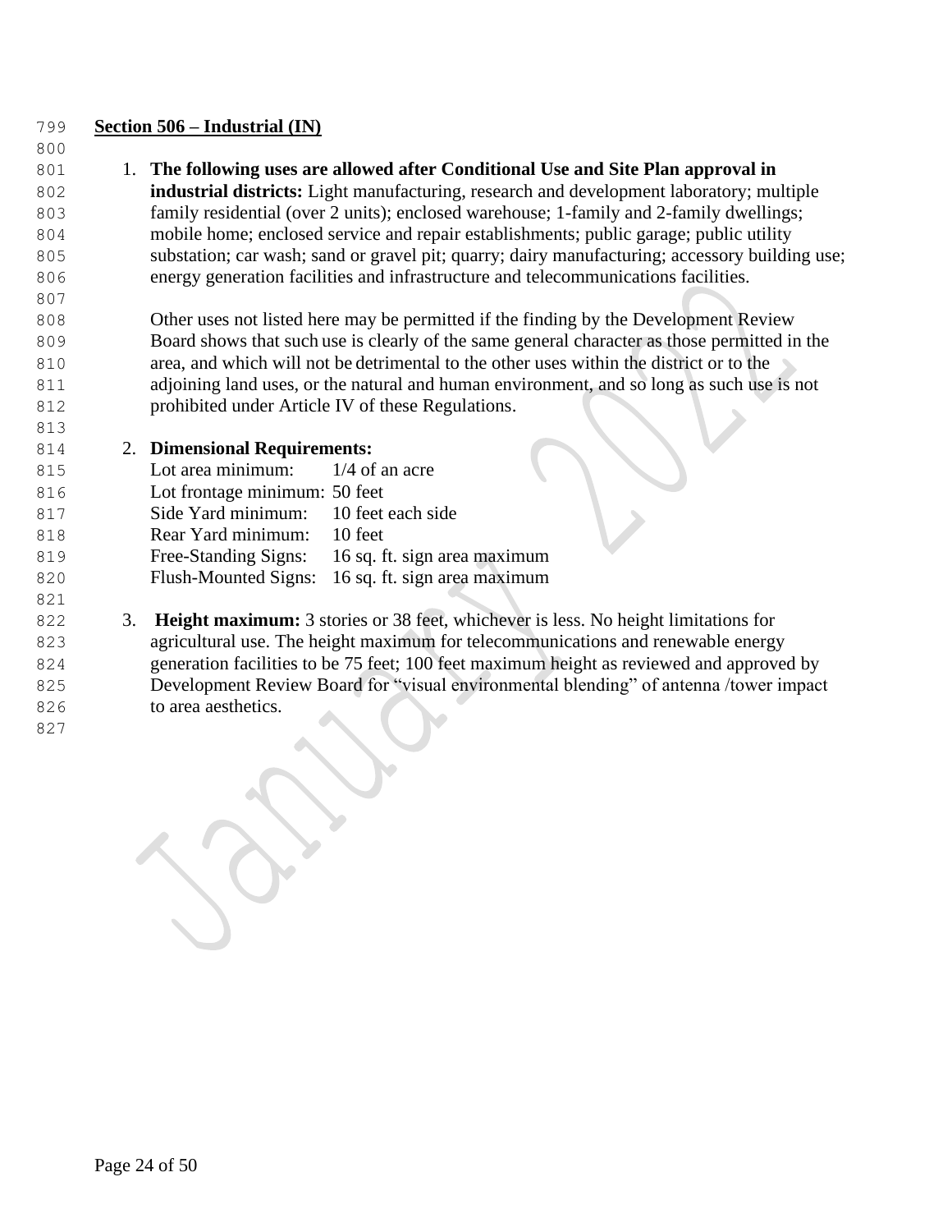## Section 506 – Industrial (IN)

1. **The following uses are allowed after Conditional Use and Site Plan approval in industrial districts:** Light manufacturing, research and development laboratory; multiple family residential (over 2 units); enclosed warehouse; 1-family and 2-family dwellings; mobile home; enclosed service and repair establishments; public garage; public utility substation; car wash; sand or gravel pit; quarry; dairy manufacturing; accessory building use; energy generation facilities and infrastructure and telecommunications facilities.

   Other uses not listed here may be permitted if the finding by the Development Review Board shows that such use is clearly of the same general character as those permitted in the area, and which will not be detrimental to the other uses within the district or to the adjoining land uses, or the natural and human environment, and so long as such use is not prohibited under Article IV of these Regulations.

2. **Dimensional Requirements:**

   | | |
   |---|---|
   | Lot area minimum: | 1/4 of an acre |
   | Lot frontage minimum: | 50 feet |
   | Side Yard minimum: | 10 feet each side |
   | Rear Yard minimum: | 10 feet |
   | Free-Standing Signs: | 16 sq. ft. sign area maximum |
   | Flush-Mounted Signs: | 16 sq. ft. sign area maximum |

3. **Height maximum:** 3 stories or 38 feet, whichever is less. No height limitations for agricultural use. The height maximum for telecommunications and renewable energy generation facilities to be 75 feet; 100 feet maximum height as reviewed and approved by Development Review Board for "visual environmental blending" of antenna /tower impact to area aesthetics.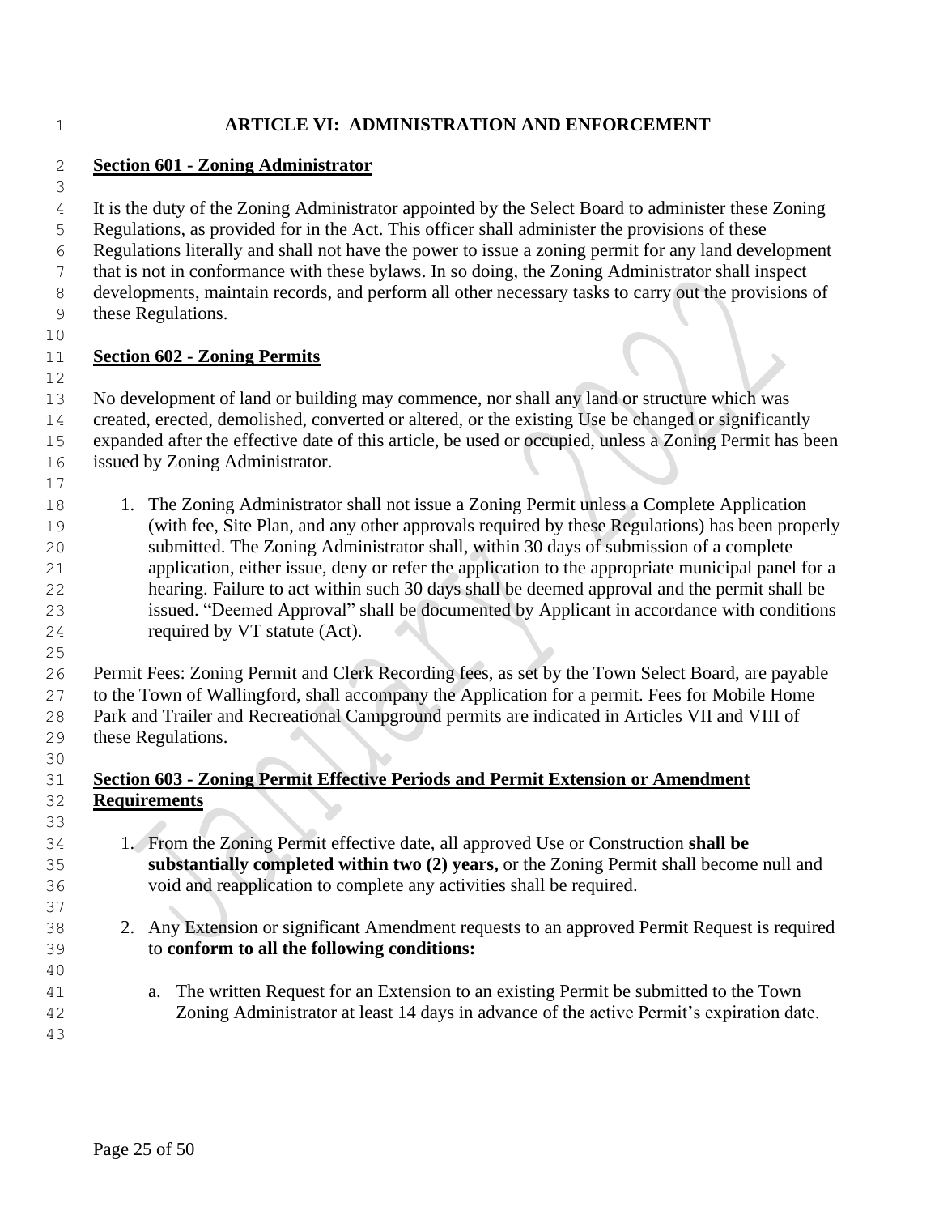# ARTICLE VI: ADMINISTRATION AND ENFORCEMENT

## Section 601 - Zoning Administrator

It is the duty of the Zoning Administrator appointed by the Select Board to administer these Zoning Regulations, as provided for in the Act. This officer shall administer the provisions of these Regulations literally and shall not have the power to issue a zoning permit for any land development that is not in conformance with these bylaws. In so doing, the Zoning Administrator shall inspect developments, maintain records, and perform all other necessary tasks to carry out the provisions of these Regulations.

## Section 602 - Zoning Permits

No development of land or building may commence, nor shall any land or structure which was created, erected, demolished, converted or altered, or the existing Use be changed or significantly expanded after the effective date of this article, be used or occupied, unless a Zoning Permit has been issued by Zoning Administrator.

1. The Zoning Administrator shall not issue a Zoning Permit unless a Complete Application (with fee, Site Plan, and any other approvals required by these Regulations) has been properly submitted. The Zoning Administrator shall, within 30 days of submission of a complete application, either issue, deny or refer the application to the appropriate municipal panel for a hearing. Failure to act within such 30 days shall be deemed approval and the permit shall be issued. "Deemed Approval" shall be documented by Applicant in accordance with conditions required by VT statute (Act).

Permit Fees: Zoning Permit and Clerk Recording fees, as set by the Town Select Board, are payable to the Town of Wallingford, shall accompany the Application for a permit. Fees for Mobile Home Park and Trailer and Recreational Campground permits are indicated in Articles VII and VIII of these Regulations.

## Section 603 - Zoning Permit Effective Periods and Permit Extension or Amendment Requirements

1. From the Zoning Permit effective date, all approved Use or Construction **shall be substantially completed within two (2) years,** or the Zoning Permit shall become null and void and reapplication to complete any activities shall be required.

2. Any Extension or significant Amendment requests to an approved Permit Request is required to **conform to all the following conditions:**

   a. The written Request for an Extension to an existing Permit be submitted to the Town Zoning Administrator at least 14 days in advance of the active Permit's expiration date.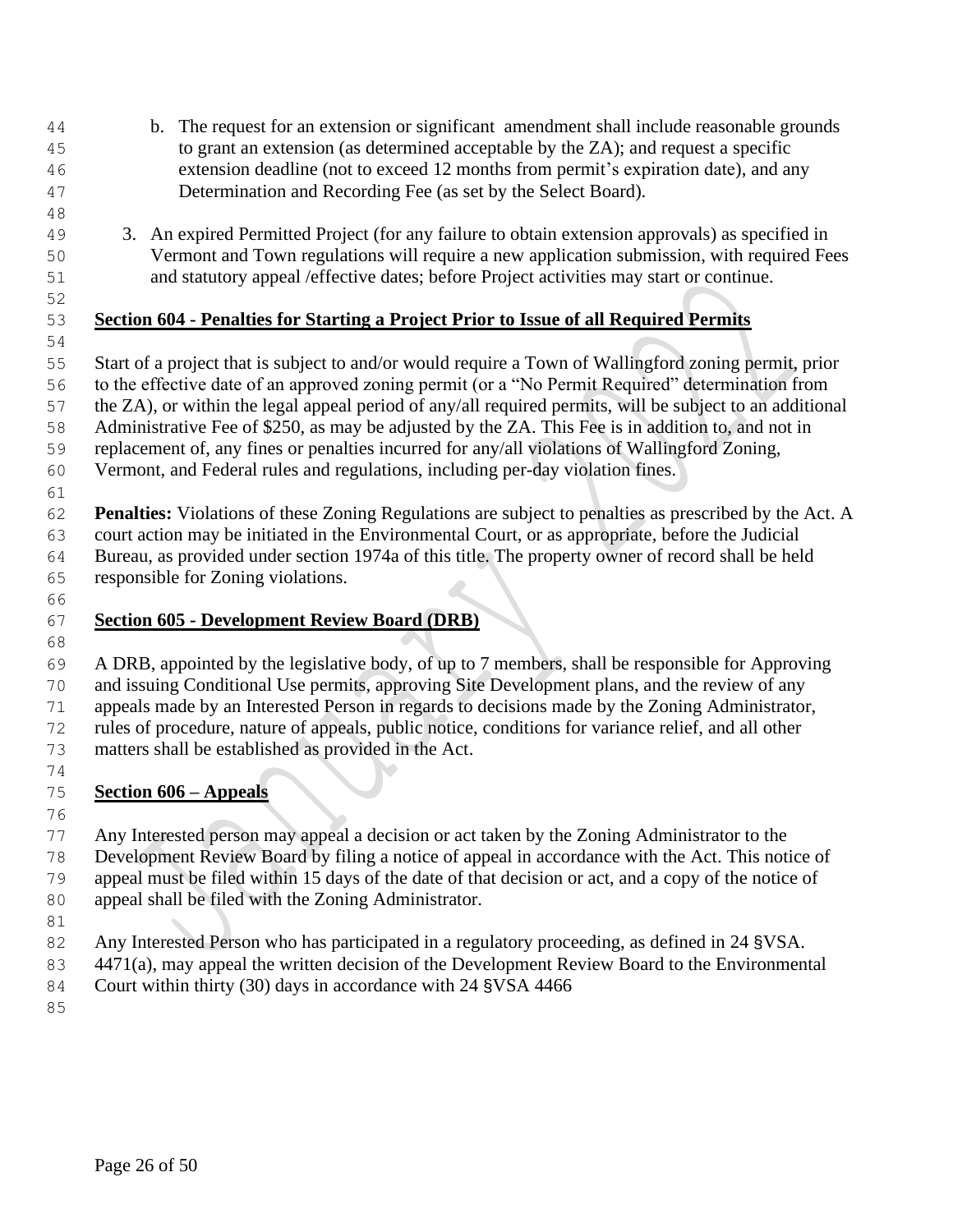b. The request for an extension or significant amendment shall include reasonable grounds to grant an extension (as determined acceptable by the ZA); and request a specific extension deadline (not to exceed 12 months from permit's expiration date), and any Determination and Recording Fee (as set by the Select Board).

3. An expired Permitted Project (for any failure to obtain extension approvals) as specified in Vermont and Town regulations will require a new application submission, with required Fees and statutory appeal /effective dates; before Project activities may start or continue.

## Section 604 - Penalties for Starting a Project Prior to Issue of all Required Permits

Start of a project that is subject to and/or would require a Town of Wallingford zoning permit, prior to the effective date of an approved zoning permit (or a "No Permit Required" determination from the ZA), or within the legal appeal period of any/all required permits, will be subject to an additional Administrative Fee of $250, as may be adjusted by the ZA. This Fee is in addition to, and not in replacement of, any fines or penalties incurred for any/all violations of Wallingford Zoning, Vermont, and Federal rules and regulations, including per-day violation fines.

**Penalties:** Violations of these Zoning Regulations are subject to penalties as prescribed by the Act. A court action may be initiated in the Environmental Court, or as appropriate, before the Judicial Bureau, as provided under section 1974a of this title. The property owner of record shall be held responsible for Zoning violations.

## Section 605 - Development Review Board (DRB)

A DRB, appointed by the legislative body, of up to 7 members, shall be responsible for Approving and issuing Conditional Use permits, approving Site Development plans, and the review of any appeals made by an Interested Person in regards to decisions made by the Zoning Administrator, rules of procedure, nature of appeals, public notice, conditions for variance relief, and all other matters shall be established as provided in the Act.

## Section 606 – Appeals

Any Interested person may appeal a decision or act taken by the Zoning Administrator to the Development Review Board by filing a notice of appeal in accordance with the Act. This notice of appeal must be filed within 15 days of the date of that decision or act, and a copy of the notice of appeal shall be filed with the Zoning Administrator.

Any Interested Person who has participated in a regulatory proceeding, as defined in 24 §VSA. 4471(a), may appeal the written decision of the Development Review Board to the Environmental Court within thirty (30) days in accordance with 24 §VSA 4466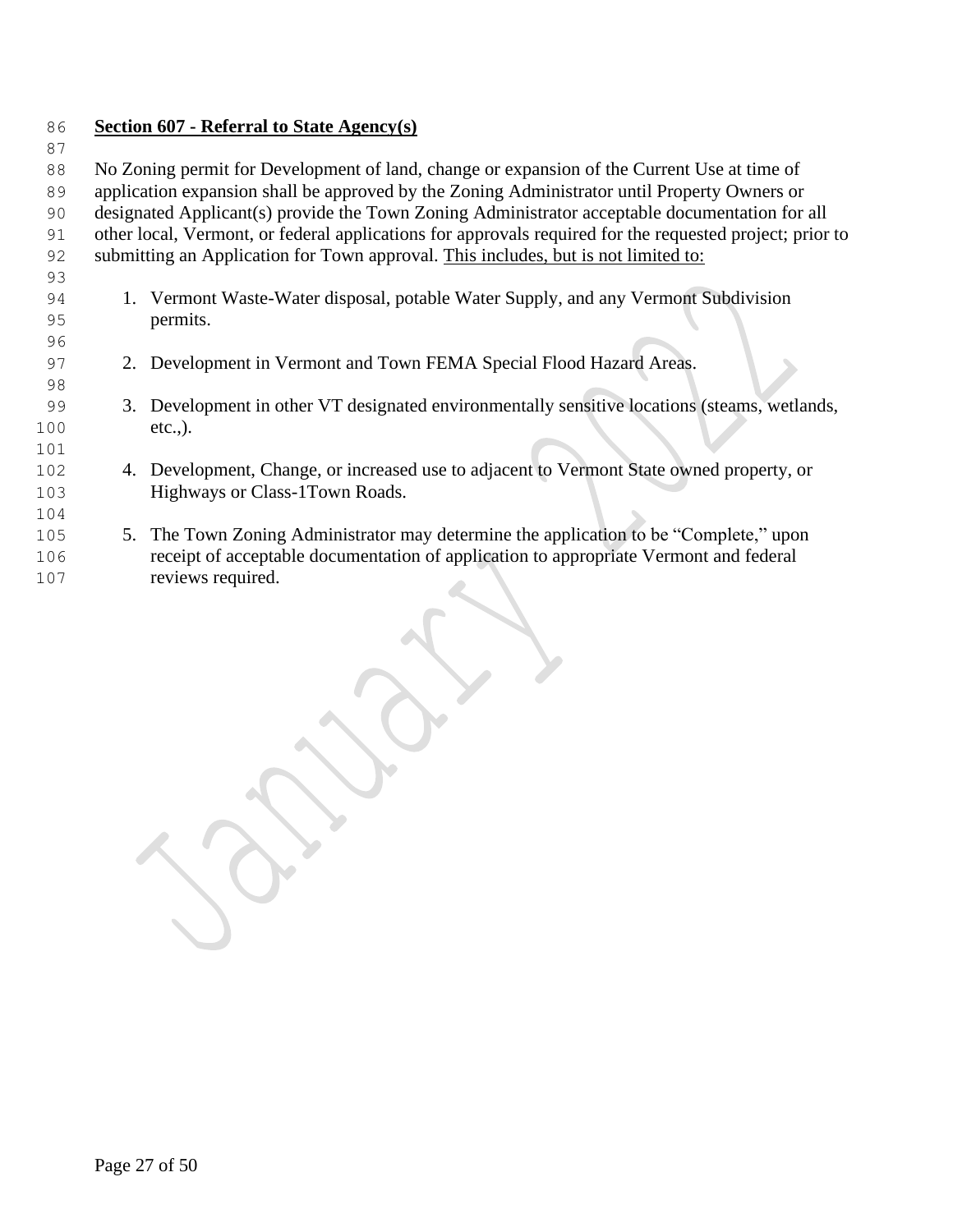**Section 607 - Referral to State Agency(s)**

No Zoning permit for Development of land, change or expansion of the Current Use at time of application expansion shall be approved by the Zoning Administrator until Property Owners or designated Applicant(s) provide the Town Zoning Administrator acceptable documentation for all other local, Vermont, or federal applications for approvals required for the requested project; prior to submitting an Application for Town approval. <u>This includes, but is not limited to:</u>

1. Vermont Waste-Water disposal, potable Water Supply, and any Vermont Subdivision permits.

2. Development in Vermont and Town FEMA Special Flood Hazard Areas.

3. Development in other VT designated environmentally sensitive locations (steams, wetlands, etc.,).

4. Development, Change, or increased use to adjacent to Vermont State owned property, or Highways or Class-1Town Roads.

5. The Town Zoning Administrator may determine the application to be "Complete," upon receipt of acceptable documentation of application to appropriate Vermont and federal reviews required.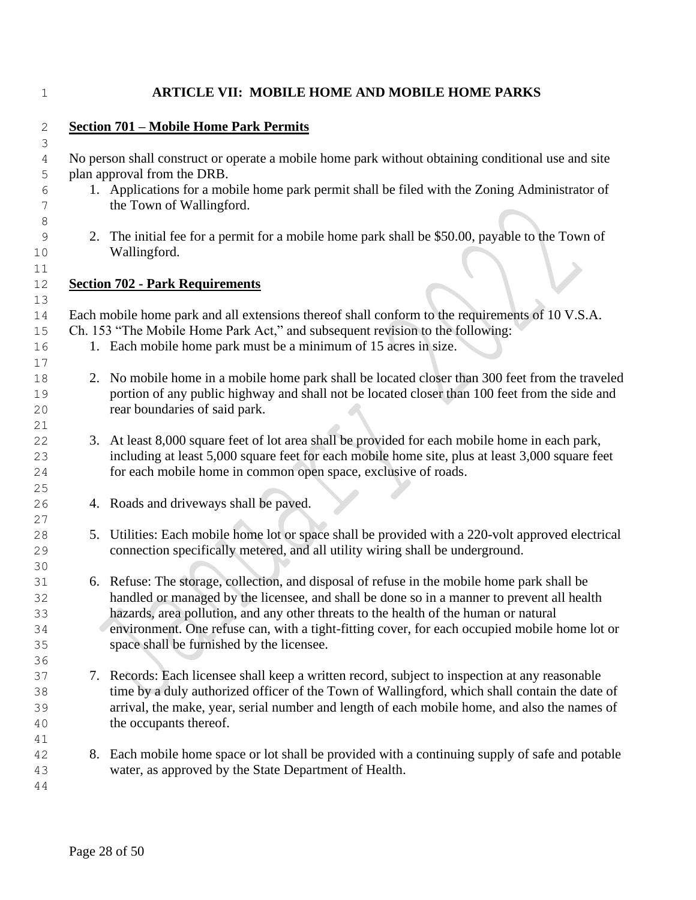# ARTICLE VII: MOBILE HOME AND MOBILE HOME PARKS

## Section 701 – Mobile Home Park Permits

No person shall construct or operate a mobile home park without obtaining conditional use and site plan approval from the DRB.

1. Applications for a mobile home park permit shall be filed with the Zoning Administrator of the Town of Wallingford.

2. The initial fee for a permit for a mobile home park shall be $50.00, payable to the Town of Wallingford.

## Section 702 - Park Requirements

Each mobile home park and all extensions thereof shall conform to the requirements of 10 V.S.A. Ch. 153 "The Mobile Home Park Act," and subsequent revision to the following:

1. Each mobile home park must be a minimum of 15 acres in size.

2. No mobile home in a mobile home park shall be located closer than 300 feet from the traveled portion of any public highway and shall not be located closer than 100 feet from the side and rear boundaries of said park.

3. At least 8,000 square feet of lot area shall be provided for each mobile home in each park, including at least 5,000 square feet for each mobile home site, plus at least 3,000 square feet for each mobile home in common open space, exclusive of roads.

4. Roads and driveways shall be paved.

5. Utilities: Each mobile home lot or space shall be provided with a 220-volt approved electrical connection specifically metered, and all utility wiring shall be underground.

6. Refuse: The storage, collection, and disposal of refuse in the mobile home park shall be handled or managed by the licensee, and shall be done so in a manner to prevent all health hazards, area pollution, and any other threats to the health of the human or natural environment. One refuse can, with a tight-fitting cover, for each occupied mobile home lot or space shall be furnished by the licensee.

7. Records: Each licensee shall keep a written record, subject to inspection at any reasonable time by a duly authorized officer of the Town of Wallingford, which shall contain the date of arrival, the make, year, serial number and length of each mobile home, and also the names of the occupants thereof.

8. Each mobile home space or lot shall be provided with a continuing supply of safe and potable water, as approved by the State Department of Health.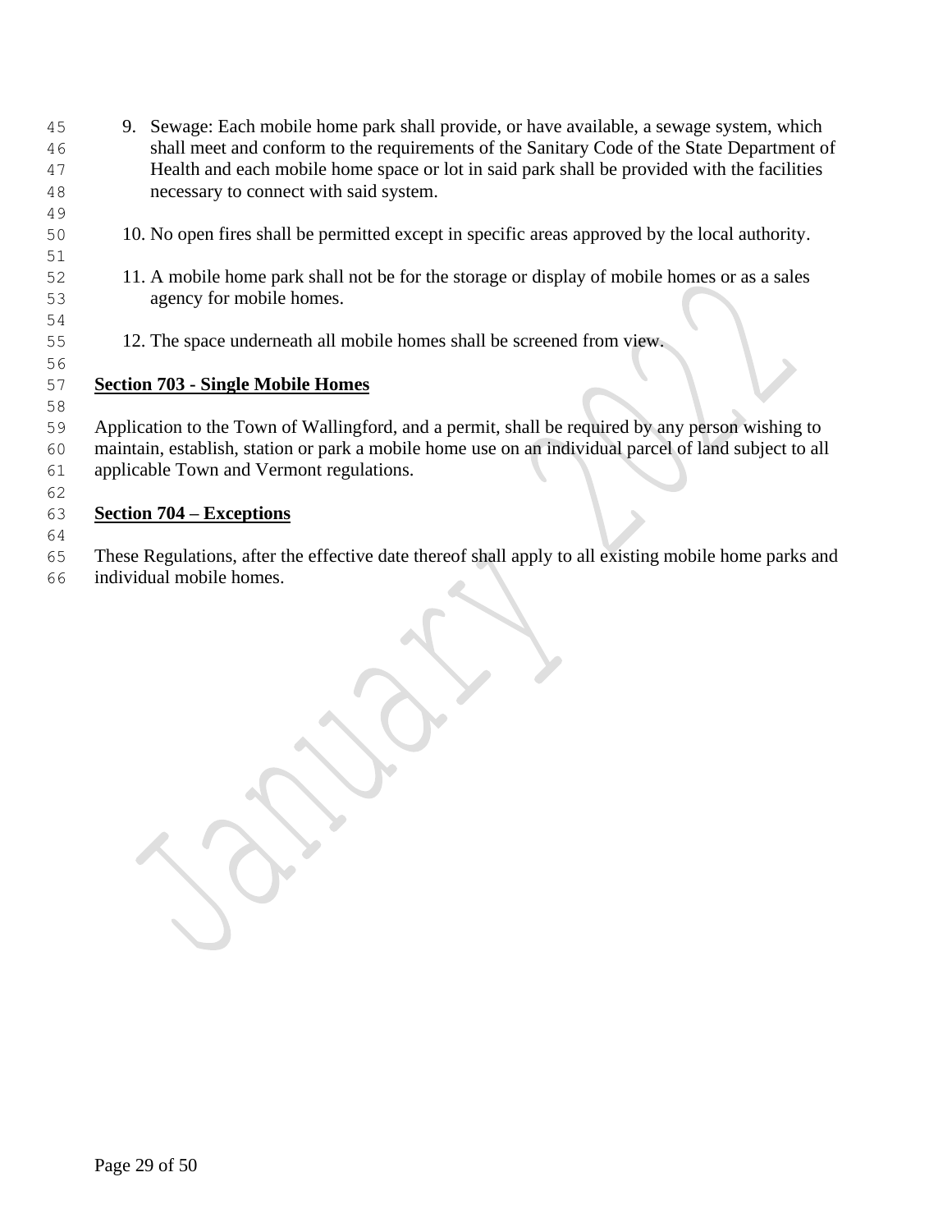9. Sewage: Each mobile home park shall provide, or have available, a sewage system, which shall meet and conform to the requirements of the Sanitary Code of the State Department of Health and each mobile home space or lot in said park shall be provided with the facilities necessary to connect with said system.

10. No open fires shall be permitted except in specific areas approved by the local authority.

11. A mobile home park shall not be for the storage or display of mobile homes or as a sales agency for mobile homes.

12. The space underneath all mobile homes shall be screened from view.

**Section 703 - Single Mobile Homes**

Application to the Town of Wallingford, and a permit, shall be required by any person wishing to maintain, establish, station or park a mobile home use on an individual parcel of land subject to all applicable Town and Vermont regulations.

**Section 704 – Exceptions**

These Regulations, after the effective date thereof shall apply to all existing mobile home parks and individual mobile homes.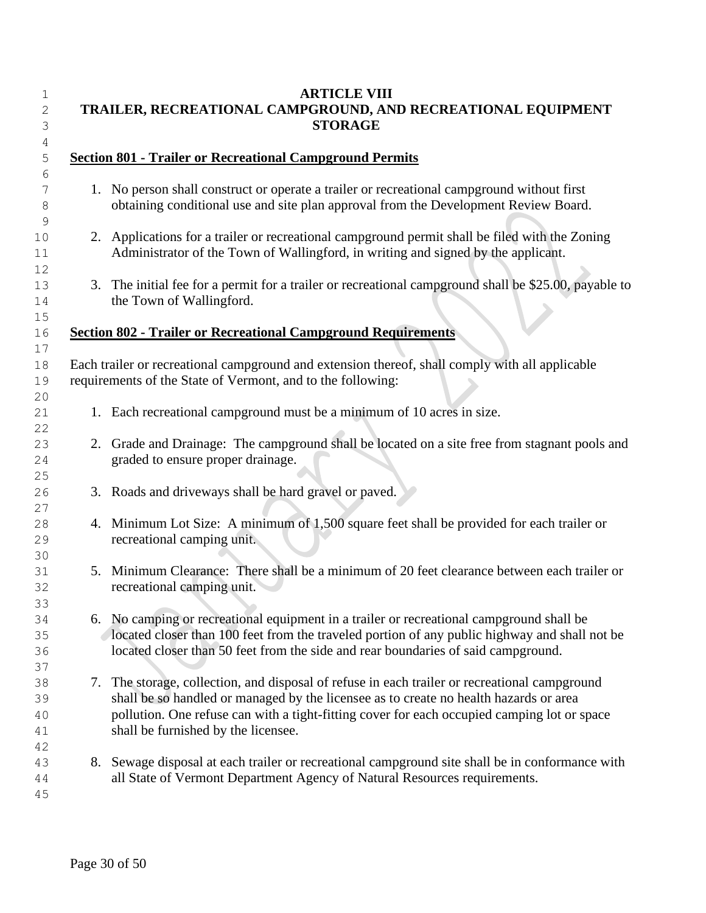# ARTICLE VIII
# TRAILER, RECREATIONAL CAMPGROUND, AND RECREATIONAL EQUIPMENT STORAGE

## Section 801 - Trailer or Recreational Campground Permits

1. No person shall construct or operate a trailer or recreational campground without first obtaining conditional use and site plan approval from the Development Review Board.

2. Applications for a trailer or recreational campground permit shall be filed with the Zoning Administrator of the Town of Wallingford, in writing and signed by the applicant.

3. The initial fee for a permit for a trailer or recreational campground shall be $25.00, payable to the Town of Wallingford.

## Section 802 - Trailer or Recreational Campground Requirements

Each trailer or recreational campground and extension thereof, shall comply with all applicable requirements of the State of Vermont, and to the following:

1. Each recreational campground must be a minimum of 10 acres in size.

2. Grade and Drainage: The campground shall be located on a site free from stagnant pools and graded to ensure proper drainage.

3. Roads and driveways shall be hard gravel or paved.

4. Minimum Lot Size: A minimum of 1,500 square feet shall be provided for each trailer or recreational camping unit.

5. Minimum Clearance: There shall be a minimum of 20 feet clearance between each trailer or recreational camping unit.

6. No camping or recreational equipment in a trailer or recreational campground shall be located closer than 100 feet from the traveled portion of any public highway and shall not be located closer than 50 feet from the side and rear boundaries of said campground.

7. The storage, collection, and disposal of refuse in each trailer or recreational campground shall be so handled or managed by the licensee as to create no health hazards or area pollution. One refuse can with a tight-fitting cover for each occupied camping lot or space shall be furnished by the licensee.

8. Sewage disposal at each trailer or recreational campground site shall be in conformance with all State of Vermont Department Agency of Natural Resources requirements.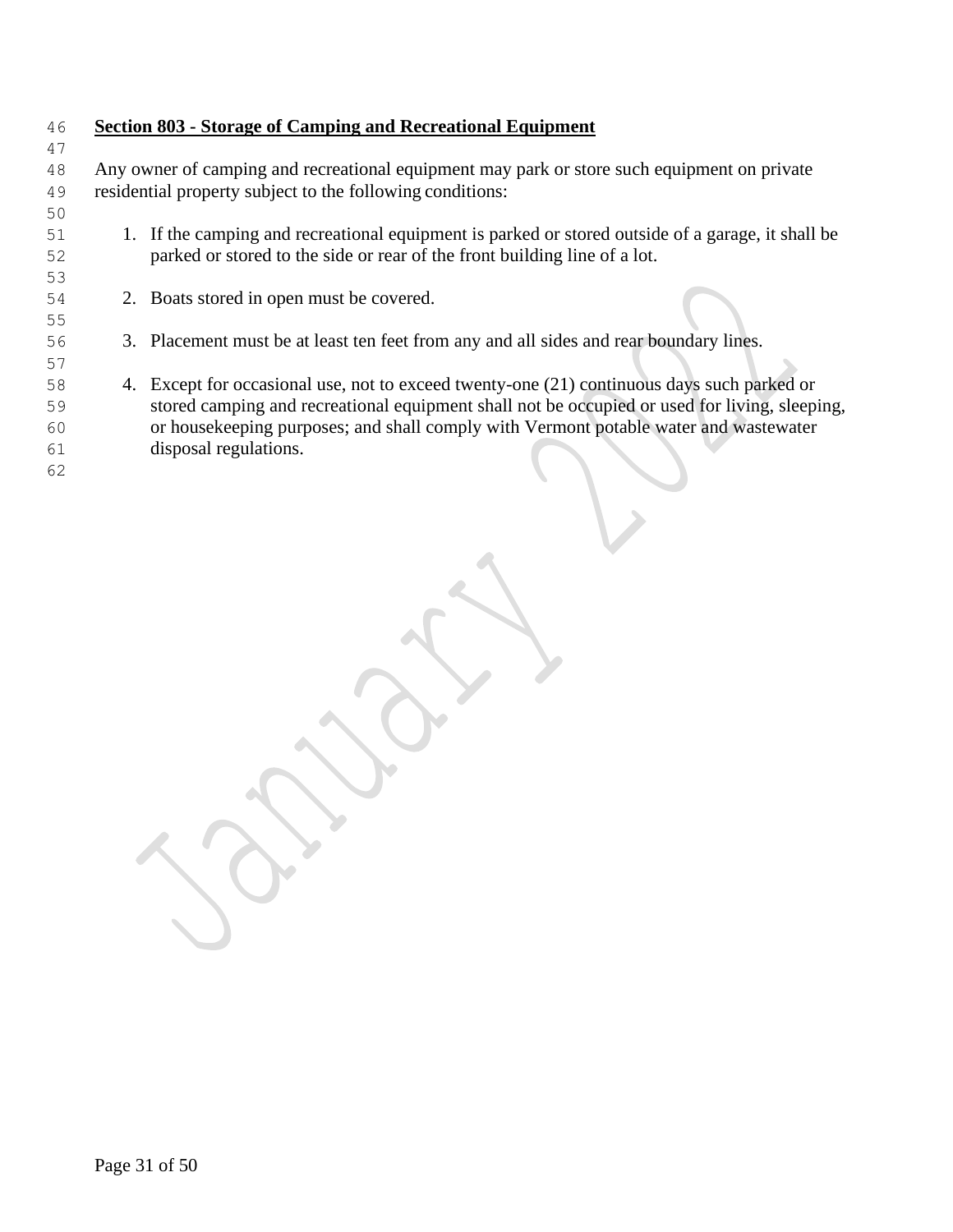## **Section 803 - Storage of Camping and Recreational Equipment**

Any owner of camping and recreational equipment may park or store such equipment on private residential property subject to the following conditions:

1. If the camping and recreational equipment is parked or stored outside of a garage, it shall be parked or stored to the side or rear of the front building line of a lot.

2. Boats stored in open must be covered.

3. Placement must be at least ten feet from any and all sides and rear boundary lines.

4. Except for occasional use, not to exceed twenty-one (21) continuous days such parked or stored camping and recreational equipment shall not be occupied or used for living, sleeping, or housekeeping purposes; and shall comply with Vermont potable water and wastewater disposal regulations.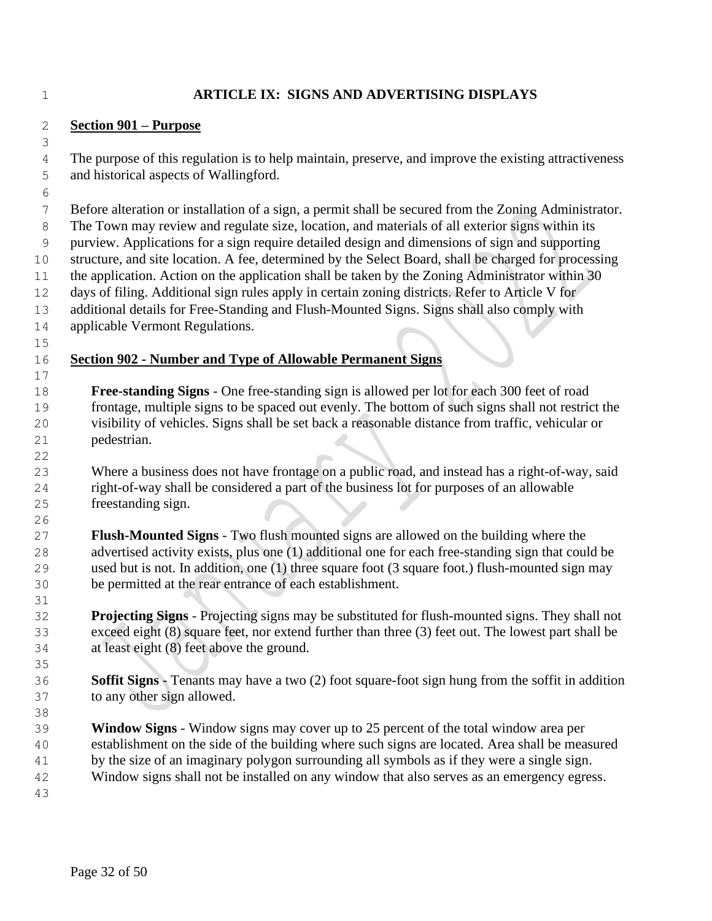# ARTICLE IX: SIGNS AND ADVERTISING DISPLAYS

## Section 901 – Purpose

The purpose of this regulation is to help maintain, preserve, and improve the existing attractiveness and historical aspects of Wallingford.

Before alteration or installation of a sign, a permit shall be secured from the Zoning Administrator. The Town may review and regulate size, location, and materials of all exterior signs within its purview. Applications for a sign require detailed design and dimensions of sign and supporting structure, and site location. A fee, determined by the Select Board, shall be charged for processing the application. Action on the application shall be taken by the Zoning Administrator within 30 days of filing. Additional sign rules apply in certain zoning districts. Refer to Article V for additional details for Free-Standing and Flush-Mounted Signs. Signs shall also comply with applicable Vermont Regulations.

## Section 902 - Number and Type of Allowable Permanent Signs

**Free-standing Signs** - One free-standing sign is allowed per lot for each 300 feet of road frontage, multiple signs to be spaced out evenly. The bottom of such signs shall not restrict the visibility of vehicles. Signs shall be set back a reasonable distance from traffic, vehicular or pedestrian.

Where a business does not have frontage on a public road, and instead has a right-of-way, said right-of-way shall be considered a part of the business lot for purposes of an allowable freestanding sign.

**Flush-Mounted Signs** - Two flush mounted signs are allowed on the building where the advertised activity exists, plus one (1) additional one for each free-standing sign that could be used but is not. In addition, one (1) three square foot (3 square foot.) flush-mounted sign may be permitted at the rear entrance of each establishment.

**Projecting Signs** - Projecting signs may be substituted for flush-mounted signs. They shall not exceed eight (8) square feet, nor extend further than three (3) feet out. The lowest part shall be at least eight (8) feet above the ground.

**Soffit Signs** - Tenants may have a two (2) foot square-foot sign hung from the soffit in addition to any other sign allowed.

**Window Signs** - Window signs may cover up to 25 percent of the total window area per establishment on the side of the building where such signs are located. Area shall be measured by the size of an imaginary polygon surrounding all symbols as if they were a single sign. Window signs shall not be installed on any window that also serves as an emergency egress.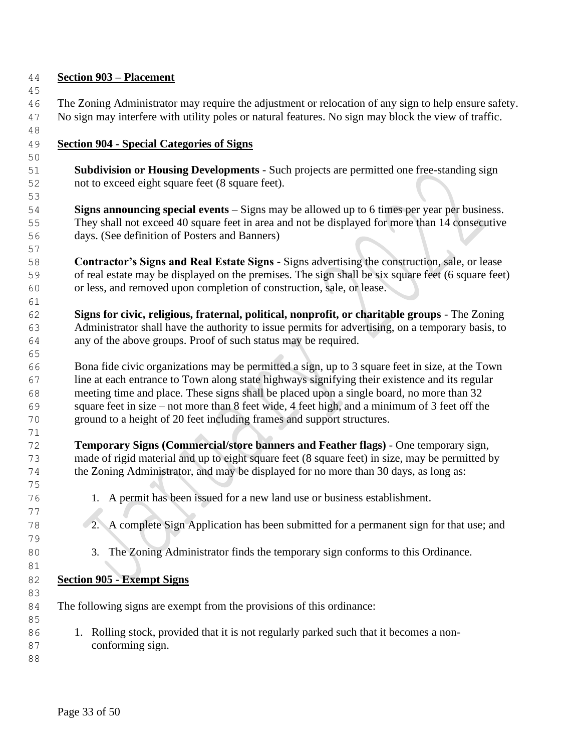## Section 903 – Placement

The Zoning Administrator may require the adjustment or relocation of any sign to help ensure safety. No sign may interfere with utility poles or natural features. No sign may block the view of traffic.

## Section 904 - Special Categories of Signs

**Subdivision or Housing Developments** - Such projects are permitted one free-standing sign not to exceed eight square feet (8 square feet).

**Signs announcing special events** – Signs may be allowed up to 6 times per year per business. They shall not exceed 40 square feet in area and not be displayed for more than 14 consecutive days. (See definition of Posters and Banners)

**Contractor's Signs and Real Estate Signs** - Signs advertising the construction, sale, or lease of real estate may be displayed on the premises. The sign shall be six square feet (6 square feet) or less, and removed upon completion of construction, sale, or lease.

**Signs for civic, religious, fraternal, political, nonprofit, or charitable groups** - The Zoning Administrator shall have the authority to issue permits for advertising, on a temporary basis, to any of the above groups. Proof of such status may be required.

Bona fide civic organizations may be permitted a sign, up to 3 square feet in size, at the Town line at each entrance to Town along state highways signifying their existence and its regular meeting time and place. These signs shall be placed upon a single board, no more than 32 square feet in size – not more than 8 feet wide, 4 feet high, and a minimum of 3 feet off the ground to a height of 20 feet including frames and support structures.

**Temporary Signs (Commercial/store banners and Feather flags)** - One temporary sign, made of rigid material and up to eight square feet (8 square feet) in size, may be permitted by the Zoning Administrator, and may be displayed for no more than 30 days, as long as:

1. A permit has been issued for a new land use or business establishment.
2. A complete Sign Application has been submitted for a permanent sign for that use; and
3. The Zoning Administrator finds the temporary sign conforms to this Ordinance.

## Section 905 - Exempt Signs

The following signs are exempt from the provisions of this ordinance:

1. Rolling stock, provided that it is not regularly parked such that it becomes a non-conforming sign.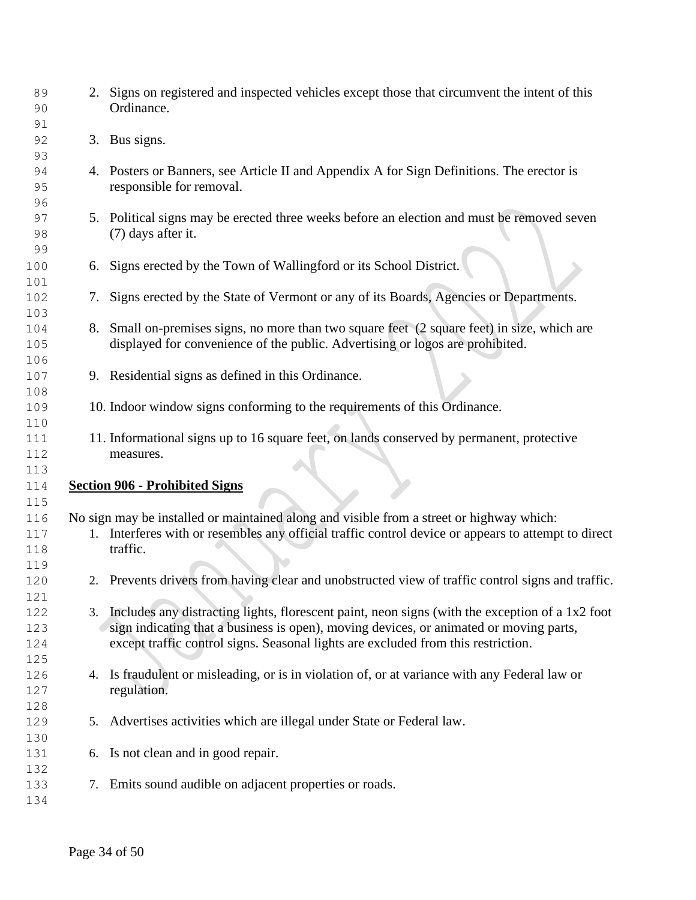2. Signs on registered and inspected vehicles except those that circumvent the intent of this Ordinance.

3. Bus signs.

4. Posters or Banners, see Article II and Appendix A for Sign Definitions. The erector is responsible for removal.

5. Political signs may be erected three weeks before an election and must be removed seven (7) days after it.

6. Signs erected by the Town of Wallingford or its School District.

7. Signs erected by the State of Vermont or any of its Boards, Agencies or Departments.

8. Small on-premises signs, no more than two square feet (2 square feet) in size, which are displayed for convenience of the public. Advertising or logos are prohibited.

9. Residential signs as defined in this Ordinance.

10. Indoor window signs conforming to the requirements of this Ordinance.

11. Informational signs up to 16 square feet, on lands conserved by permanent, protective measures.

## Section 906 - Prohibited Signs

No sign may be installed or maintained along and visible from a street or highway which:

1. Interferes with or resembles any official traffic control device or appears to attempt to direct traffic.

2. Prevents drivers from having clear and unobstructed view of traffic control signs and traffic.

3. Includes any distracting lights, florescent paint, neon signs (with the exception of a 1x2 foot sign indicating that a business is open), moving devices, or animated or moving parts, except traffic control signs. Seasonal lights are excluded from this restriction.

4. Is fraudulent or misleading, or is in violation of, or at variance with any Federal law or regulation.

5. Advertises activities which are illegal under State or Federal law.

6. Is not clean and in good repair.

7. Emits sound audible on adjacent properties or roads.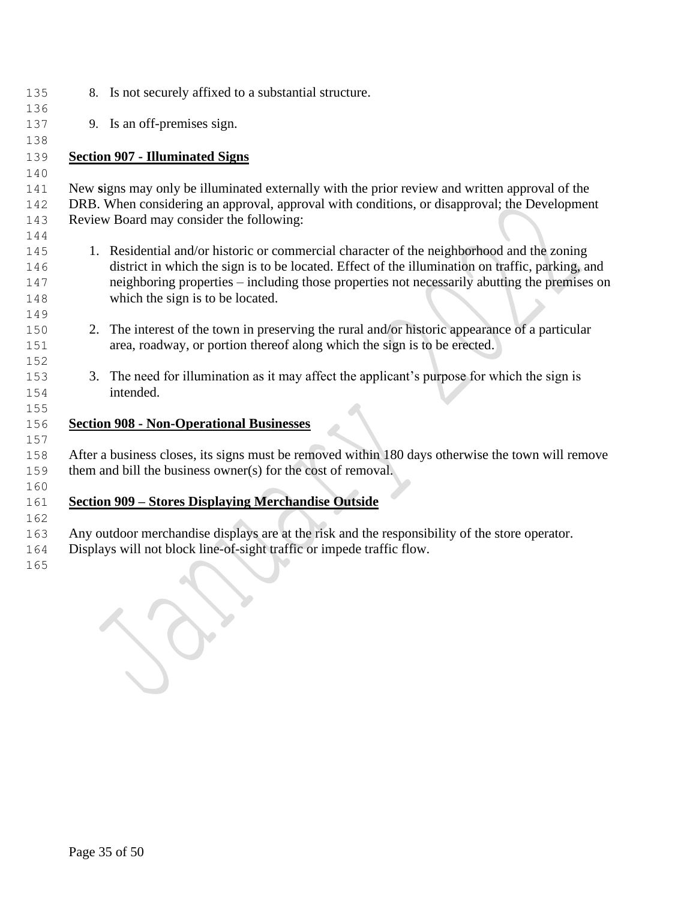8. Is not securely affixed to a substantial structure.

9. Is an off-premises sign.

**Section 907 - Illuminated Signs**

New **s**igns may only be illuminated externally with the prior review and written approval of the DRB. When considering an approval, approval with conditions, or disapproval; the Development Review Board may consider the following:

1. Residential and/or historic or commercial character of the neighborhood and the zoning district in which the sign is to be located. Effect of the illumination on traffic, parking, and neighboring properties – including those properties not necessarily abutting the premises on which the sign is to be located.

2. The interest of the town in preserving the rural and/or historic appearance of a particular area, roadway, or portion thereof along which the sign is to be erected.

3. The need for illumination as it may affect the applicant's purpose for which the sign is intended.

**Section 908 - Non-Operational Businesses**

After a business closes, its signs must be removed within 180 days otherwise the town will remove them and bill the business owner(s) for the cost of removal.

**Section 909 – Stores Displaying Merchandise Outside**

Any outdoor merchandise displays are at the risk and the responsibility of the store operator. Displays will not block line-of-sight traffic or impede traffic flow.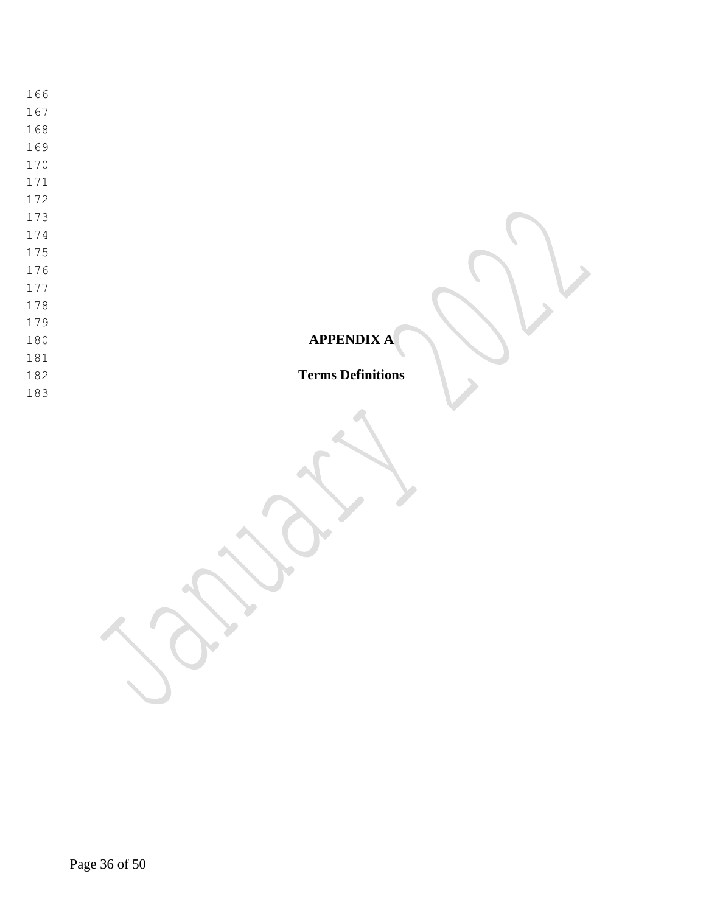# APPENDIX A

## Terms Definitions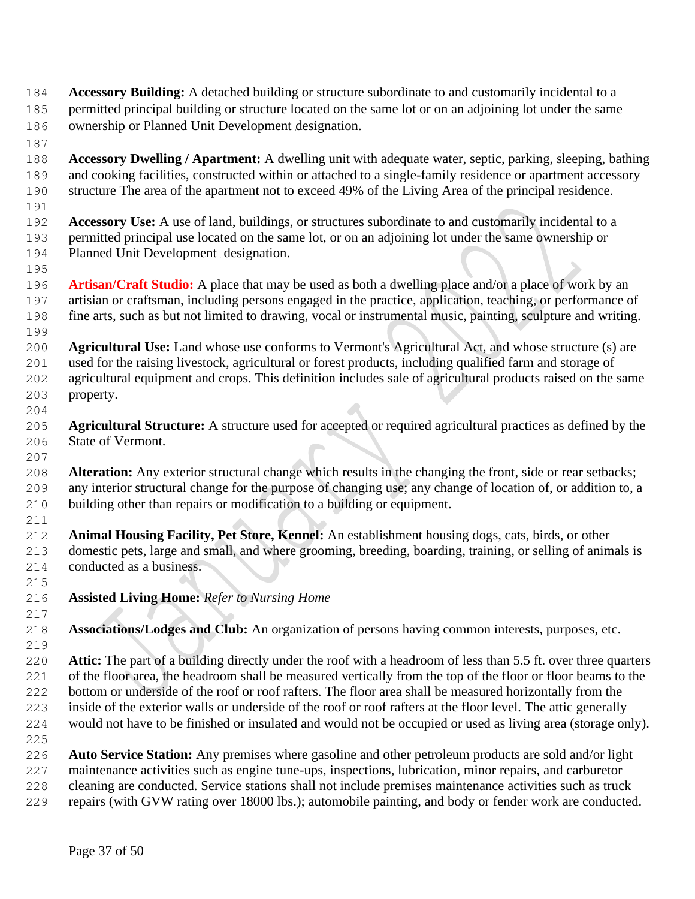**Accessory Building:** A detached building or structure subordinate to and customarily incidental to a permitted principal building or structure located on the same lot or on an adjoining lot under the same ownership or Planned Unit Development designation.

**Accessory Dwelling / Apartment:** A dwelling unit with adequate water, septic, parking, sleeping, bathing and cooking facilities, constructed within or attached to a single-family residence or apartment accessory structure The area of the apartment not to exceed 49% of the Living Area of the principal residence.

**Accessory Use:** A use of land, buildings, or structures subordinate to and customarily incidental to a permitted principal use located on the same lot, or on an adjoining lot under the same ownership or Planned Unit Development designation.

**Artisan/Craft Studio:** A place that may be used as both a dwelling place and/or a place of work by an artisian or craftsman, including persons engaged in the practice, application, teaching, or performance of fine arts, such as but not limited to drawing, vocal or instrumental music, painting, sculpture and writing.

**Agricultural Use:** Land whose use conforms to Vermont's Agricultural Act, and whose structure (s) are used for the raising livestock, agricultural or forest products, including qualified farm and storage of agricultural equipment and crops. This definition includes sale of agricultural products raised on the same property.

**Agricultural Structure:** A structure used for accepted or required agricultural practices as defined by the State of Vermont.

**Alteration:** Any exterior structural change which results in the changing the front, side or rear setbacks; any interior structural change for the purpose of changing use; any change of location of, or addition to, a building other than repairs or modification to a building or equipment.

**Animal Housing Facility, Pet Store, Kennel:** An establishment housing dogs, cats, birds, or other domestic pets, large and small, and where grooming, breeding, boarding, training, or selling of animals is conducted as a business.

**Assisted Living Home:** *Refer to Nursing Home*

**Associations/Lodges and Club:** An organization of persons having common interests, purposes, etc.

**Attic:** The part of a building directly under the roof with a headroom of less than 5.5 ft. over three quarters of the floor area, the headroom shall be measured vertically from the top of the floor or floor beams to the bottom or underside of the roof or roof rafters. The floor area shall be measured horizontally from the inside of the exterior walls or underside of the roof or roof rafters at the floor level. The attic generally would not have to be finished or insulated and would not be occupied or used as living area (storage only).

**Auto Service Station:** Any premises where gasoline and other petroleum products are sold and/or light maintenance activities such as engine tune-ups, inspections, lubrication, minor repairs, and carburetor cleaning are conducted. Service stations shall not include premises maintenance activities such as truck repairs (with GVW rating over 18000 lbs.); automobile painting, and body or fender work are conducted.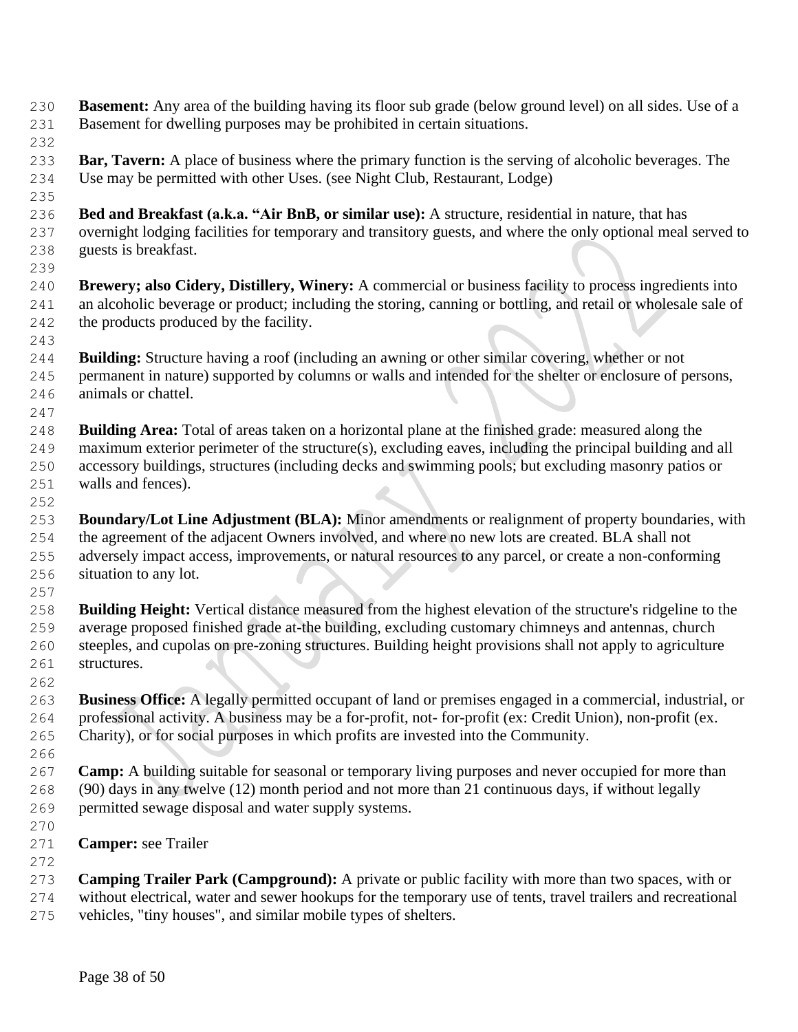**Basement:** Any area of the building having its floor sub grade (below ground level) on all sides. Use of a Basement for dwelling purposes may be prohibited in certain situations.

**Bar, Tavern:** A place of business where the primary function is the serving of alcoholic beverages. The Use may be permitted with other Uses. (see Night Club, Restaurant, Lodge)

**Bed and Breakfast (a.k.a. "Air BnB, or similar use):** A structure, residential in nature, that has overnight lodging facilities for temporary and transitory guests, and where the only optional meal served to guests is breakfast.

**Brewery; also Cidery, Distillery, Winery:** A commercial or business facility to process ingredients into an alcoholic beverage or product; including the storing, canning or bottling, and retail or wholesale sale of the products produced by the facility.

**Building:** Structure having a roof (including an awning or other similar covering, whether or not permanent in nature) supported by columns or walls and intended for the shelter or enclosure of persons, animals or chattel.

**Building Area:** Total of areas taken on a horizontal plane at the finished grade: measured along the maximum exterior perimeter of the structure(s), excluding eaves, including the principal building and all accessory buildings, structures (including decks and swimming pools; but excluding masonry patios or walls and fences).

**Boundary/Lot Line Adjustment (BLA):** Minor amendments or realignment of property boundaries, with the agreement of the adjacent Owners involved, and where no new lots are created. BLA shall not adversely impact access, improvements, or natural resources to any parcel, or create a non-conforming situation to any lot.

**Building Height:** Vertical distance measured from the highest elevation of the structure's ridgeline to the average proposed finished grade at-the building, excluding customary chimneys and antennas, church steeples, and cupolas on pre-zoning structures. Building height provisions shall not apply to agriculture structures.

**Business Office:** A legally permitted occupant of land or premises engaged in a commercial, industrial, or professional activity. A business may be a for-profit, not- for-profit (ex: Credit Union), non-profit (ex. Charity), or for social purposes in which profits are invested into the Community.

**Camp:** A building suitable for seasonal or temporary living purposes and never occupied for more than (90) days in any twelve (12) month period and not more than 21 continuous days, if without legally permitted sewage disposal and water supply systems.

**Camper:** see Trailer

**Camping Trailer Park (Campground):** A private or public facility with more than two spaces, with or without electrical, water and sewer hookups for the temporary use of tents, travel trailers and recreational vehicles, "tiny houses", and similar mobile types of shelters.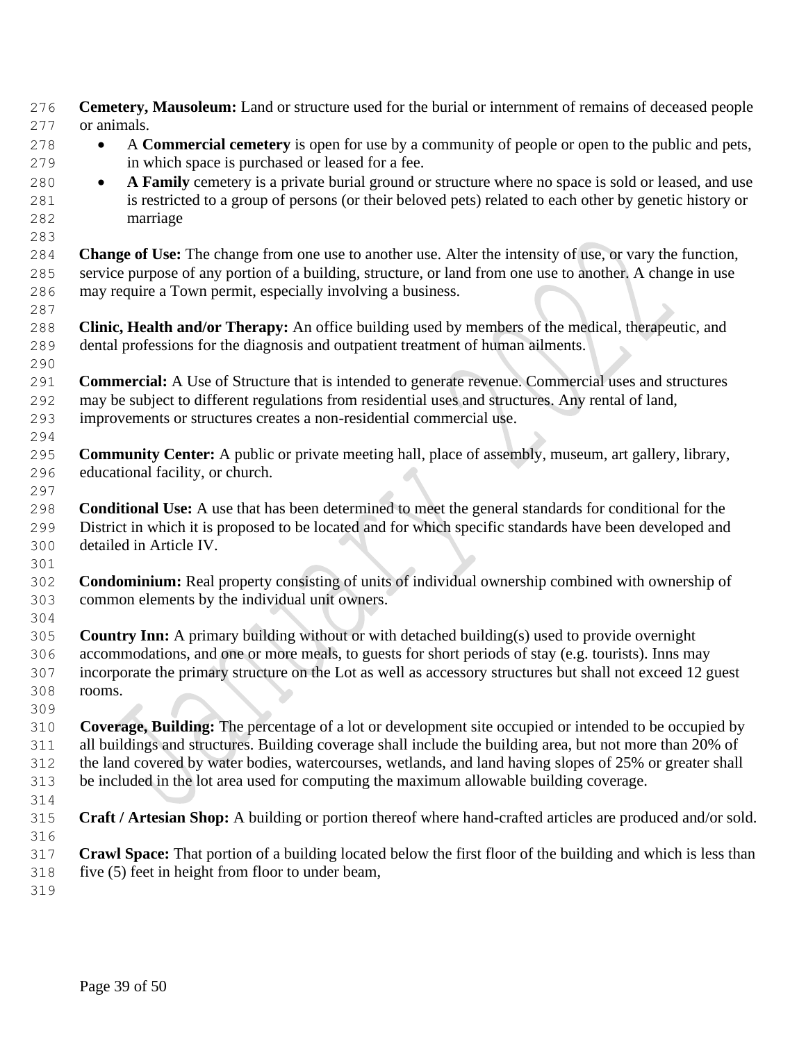**Cemetery, Mausoleum:** Land or structure used for the burial or internment of remains of deceased people or animals.

- A **Commercial cemetery** is open for use by a community of people or open to the public and pets, in which space is purchased or leased for a fee.
- **A Family** cemetery is a private burial ground or structure where no space is sold or leased, and use is restricted to a group of persons (or their beloved pets) related to each other by genetic history or marriage

**Change of Use:** The change from one use to another use. Alter the intensity of use, or vary the function, service purpose of any portion of a building, structure, or land from one use to another. A change in use may require a Town permit, especially involving a business.

**Clinic, Health and/or Therapy:** An office building used by members of the medical, therapeutic, and dental professions for the diagnosis and outpatient treatment of human ailments.

**Commercial:** A Use of Structure that is intended to generate revenue. Commercial uses and structures may be subject to different regulations from residential uses and structures. Any rental of land, improvements or structures creates a non-residential commercial use.

**Community Center:** A public or private meeting hall, place of assembly, museum, art gallery, library, educational facility, or church.

**Conditional Use:** A use that has been determined to meet the general standards for conditional for the District in which it is proposed to be located and for which specific standards have been developed and detailed in Article IV.

**Condominium:** Real property consisting of units of individual ownership combined with ownership of common elements by the individual unit owners.

**Country Inn:** A primary building without or with detached building(s) used to provide overnight accommodations, and one or more meals, to guests for short periods of stay (e.g. tourists). Inns may incorporate the primary structure on the Lot as well as accessory structures but shall not exceed 12 guest rooms.

**Coverage, Building:** The percentage of a lot or development site occupied or intended to be occupied by all buildings and structures. Building coverage shall include the building area, but not more than 20% of the land covered by water bodies, watercourses, wetlands, and land having slopes of 25% or greater shall be included in the lot area used for computing the maximum allowable building coverage.

**Craft / Artesian Shop:** A building or portion thereof where hand-crafted articles are produced and/or sold.

**Crawl Space:** That portion of a building located below the first floor of the building and which is less than five (5) feet in height from floor to under beam,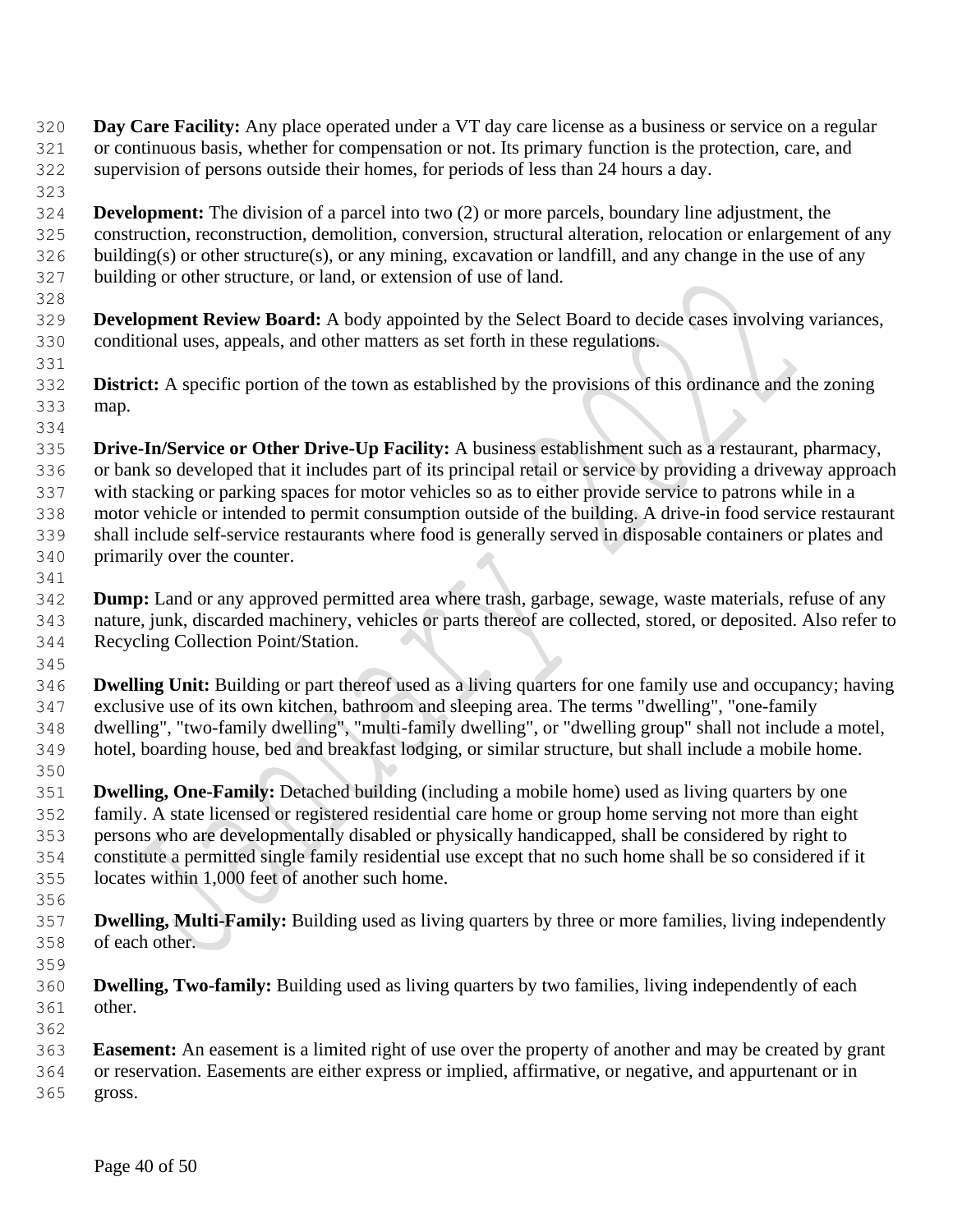**Day Care Facility:** Any place operated under a VT day care license as a business or service on a regular or continuous basis, whether for compensation or not. Its primary function is the protection, care, and supervision of persons outside their homes, for periods of less than 24 hours a day.

**Development:** The division of a parcel into two (2) or more parcels, boundary line adjustment, the construction, reconstruction, demolition, conversion, structural alteration, relocation or enlargement of any building(s) or other structure(s), or any mining, excavation or landfill, and any change in the use of any building or other structure, or land, or extension of use of land.

**Development Review Board:** A body appointed by the Select Board to decide cases involving variances, conditional uses, appeals, and other matters as set forth in these regulations.

**District:** A specific portion of the town as established by the provisions of this ordinance and the zoning map.

**Drive-In/Service or Other Drive-Up Facility:** A business establishment such as a restaurant, pharmacy, or bank so developed that it includes part of its principal retail or service by providing a driveway approach with stacking or parking spaces for motor vehicles so as to either provide service to patrons while in a motor vehicle or intended to permit consumption outside of the building. A drive-in food service restaurant shall include self-service restaurants where food is generally served in disposable containers or plates and primarily over the counter.

**Dump:** Land or any approved permitted area where trash, garbage, sewage, waste materials, refuse of any nature, junk, discarded machinery, vehicles or parts thereof are collected, stored, or deposited. Also refer to Recycling Collection Point/Station.

**Dwelling Unit:** Building or part thereof used as a living quarters for one family use and occupancy; having exclusive use of its own kitchen, bathroom and sleeping area. The terms "dwelling", "one-family dwelling", "two-family dwelling", "multi-family dwelling", or "dwelling group" shall not include a motel, hotel, boarding house, bed and breakfast lodging, or similar structure, but shall include a mobile home.

**Dwelling, One-Family:** Detached building (including a mobile home) used as living quarters by one family. A state licensed or registered residential care home or group home serving not more than eight persons who are developmentally disabled or physically handicapped, shall be considered by right to constitute a permitted single family residential use except that no such home shall be so considered if it locates within 1,000 feet of another such home.

**Dwelling, Multi-Family:** Building used as living quarters by three or more families, living independently of each other.

**Dwelling, Two-family:** Building used as living quarters by two families, living independently of each other.

**Easement:** An easement is a limited right of use over the property of another and may be created by grant or reservation. Easements are either express or implied, affirmative, or negative, and appurtenant or in gross.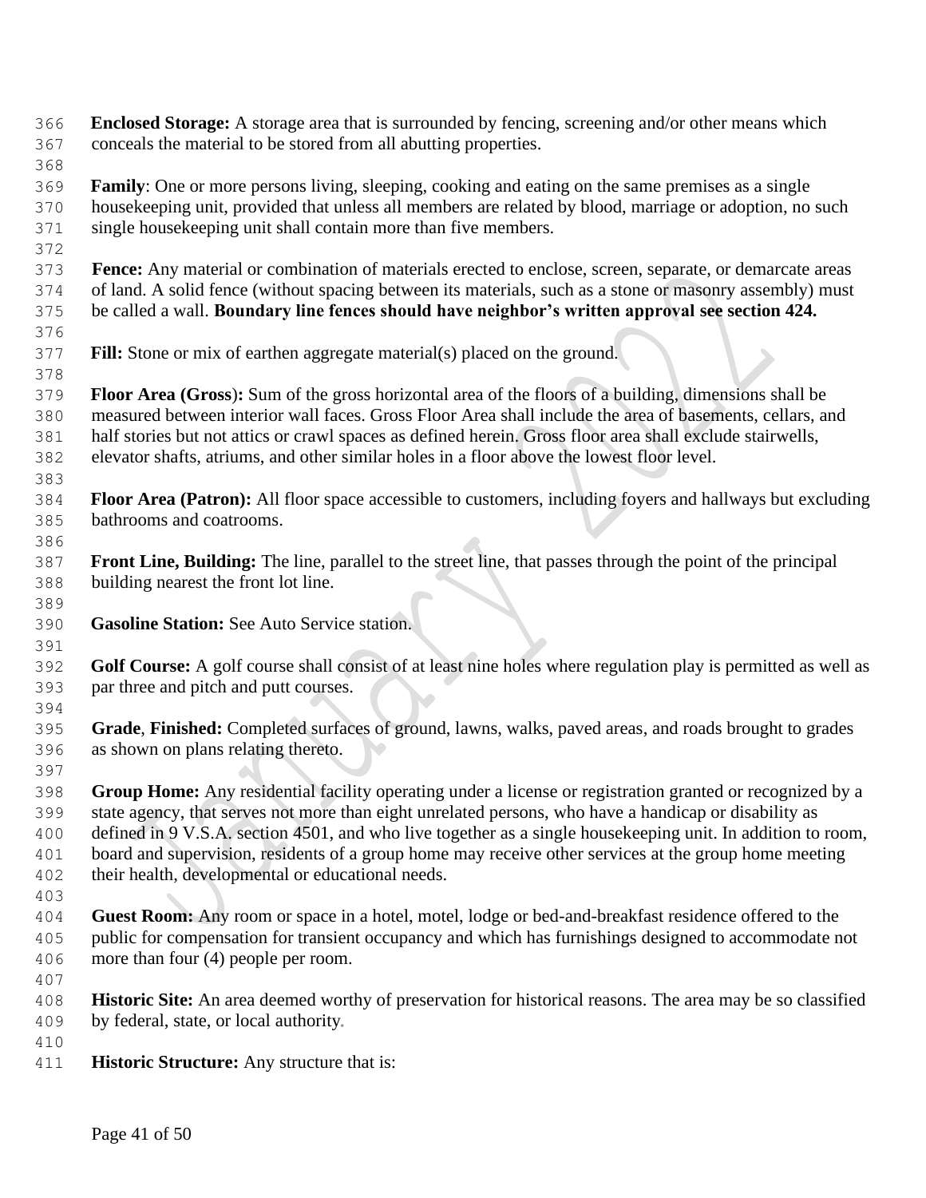**Enclosed Storage:** A storage area that is surrounded by fencing, screening and/or other means which conceals the material to be stored from all abutting properties.

**Family**: One or more persons living, sleeping, cooking and eating on the same premises as a single housekeeping unit, provided that unless all members are related by blood, marriage or adoption, no such single housekeeping unit shall contain more than five members.

**Fence:** Any material or combination of materials erected to enclose, screen, separate, or demarcate areas of land. A solid fence (without spacing between its materials, such as a stone or masonry assembly) must be called a wall. **Boundary line fences should have neighbor's written approval see section 424.**

**Fill:** Stone or mix of earthen aggregate material(s) placed on the ground.

**Floor Area (Gross):** Sum of the gross horizontal area of the floors of a building, dimensions shall be measured between interior wall faces. Gross Floor Area shall include the area of basements, cellars, and half stories but not attics or crawl spaces as defined herein. Gross floor area shall exclude stairwells, elevator shafts, atriums, and other similar holes in a floor above the lowest floor level.

**Floor Area (Patron):** All floor space accessible to customers, including foyers and hallways but excluding bathrooms and coatrooms.

**Front Line, Building:** The line, parallel to the street line, that passes through the point of the principal building nearest the front lot line.

**Gasoline Station:** See Auto Service station.

**Golf Course:** A golf course shall consist of at least nine holes where regulation play is permitted as well as par three and pitch and putt courses.

**Grade**, **Finished:** Completed surfaces of ground, lawns, walks, paved areas, and roads brought to grades as shown on plans relating thereto.

**Group Home:** Any residential facility operating under a license or registration granted or recognized by a state agency, that serves not more than eight unrelated persons, who have a handicap or disability as defined in 9 V.S.A. section 4501, and who live together as a single housekeeping unit. In addition to room, board and supervision, residents of a group home may receive other services at the group home meeting their health, developmental or educational needs.

**Guest Room:** Any room or space in a hotel, motel, lodge or bed-and-breakfast residence offered to the public for compensation for transient occupancy and which has furnishings designed to accommodate not more than four (4) people per room.

**Historic Site:** An area deemed worthy of preservation for historical reasons. The area may be so classified by federal, state, or local authority.

**Historic Structure:** Any structure that is: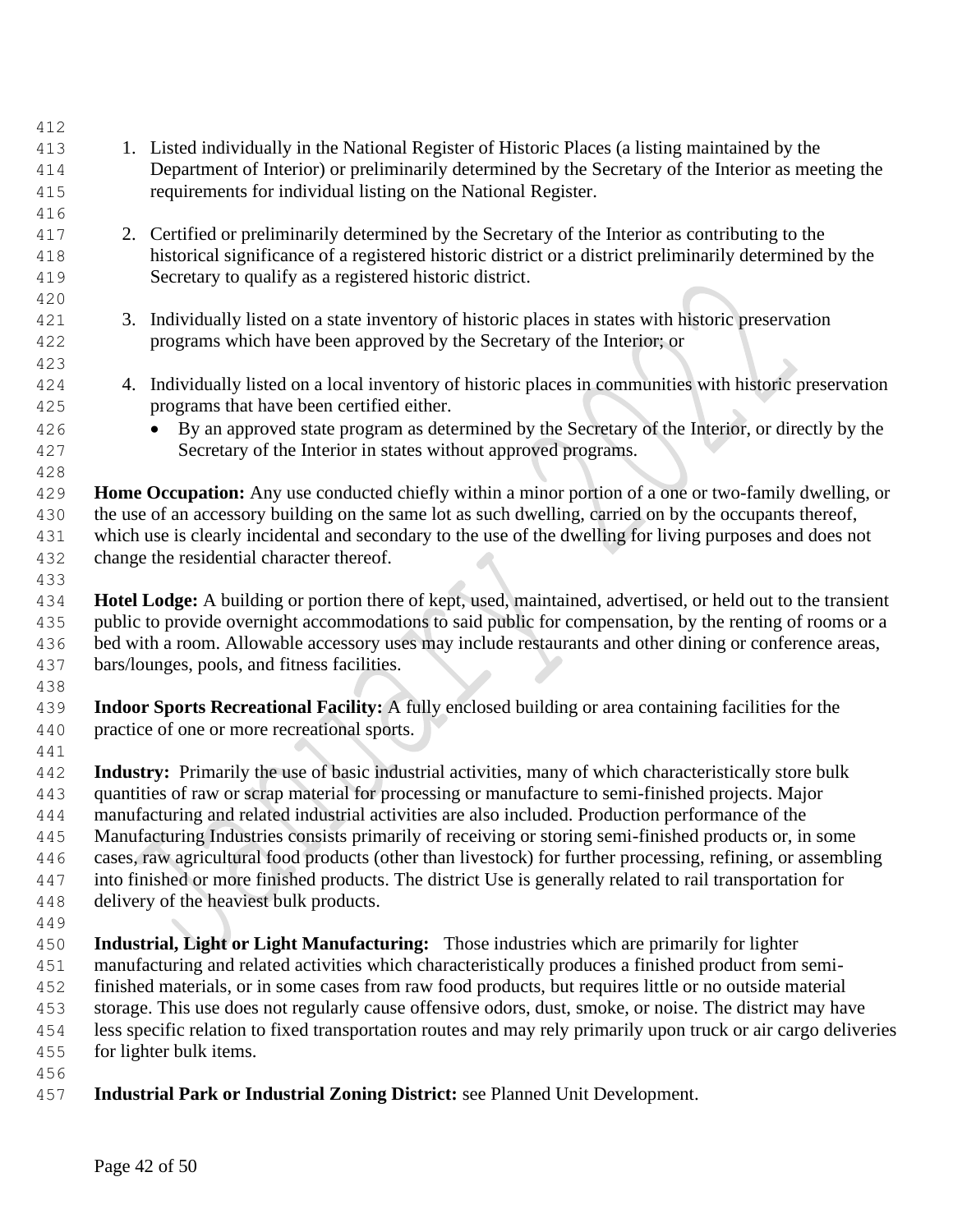1. Listed individually in the National Register of Historic Places (a listing maintained by the Department of Interior) or preliminarily determined by the Secretary of the Interior as meeting the requirements for individual listing on the National Register.

2. Certified or preliminarily determined by the Secretary of the Interior as contributing to the historical significance of a registered historic district or a district preliminarily determined by the Secretary to qualify as a registered historic district.

3. Individually listed on a state inventory of historic places in states with historic preservation programs which have been approved by the Secretary of the Interior; or

4. Individually listed on a local inventory of historic places in communities with historic preservation programs that have been certified either.
   - By an approved state program as determined by the Secretary of the Interior, or directly by the Secretary of the Interior in states without approved programs.

**Home Occupation:** Any use conducted chiefly within a minor portion of a one or two-family dwelling, or the use of an accessory building on the same lot as such dwelling, carried on by the occupants thereof, which use is clearly incidental and secondary to the use of the dwelling for living purposes and does not change the residential character thereof.

**Hotel Lodge:** A building or portion there of kept, used, maintained, advertised, or held out to the transient public to provide overnight accommodations to said public for compensation, by the renting of rooms or a bed with a room. Allowable accessory uses may include restaurants and other dining or conference areas, bars/lounges, pools, and fitness facilities.

**Indoor Sports Recreational Facility:** A fully enclosed building or area containing facilities for the practice of one or more recreational sports.

**Industry:** Primarily the use of basic industrial activities, many of which characteristically store bulk quantities of raw or scrap material for processing or manufacture to semi-finished projects. Major manufacturing and related industrial activities are also included. Production performance of the Manufacturing Industries consists primarily of receiving or storing semi-finished products or, in some cases, raw agricultural food products (other than livestock) for further processing, refining, or assembling into finished or more finished products. The district Use is generally related to rail transportation for delivery of the heaviest bulk products.

**Industrial, Light or Light Manufacturing:** Those industries which are primarily for lighter manufacturing and related activities which characteristically produces a finished product from semi-finished materials, or in some cases from raw food products, but requires little or no outside material storage. This use does not regularly cause offensive odors, dust, smoke, or noise. The district may have less specific relation to fixed transportation routes and may rely primarily upon truck or air cargo deliveries for lighter bulk items.

**Industrial Park or Industrial Zoning District:** see Planned Unit Development.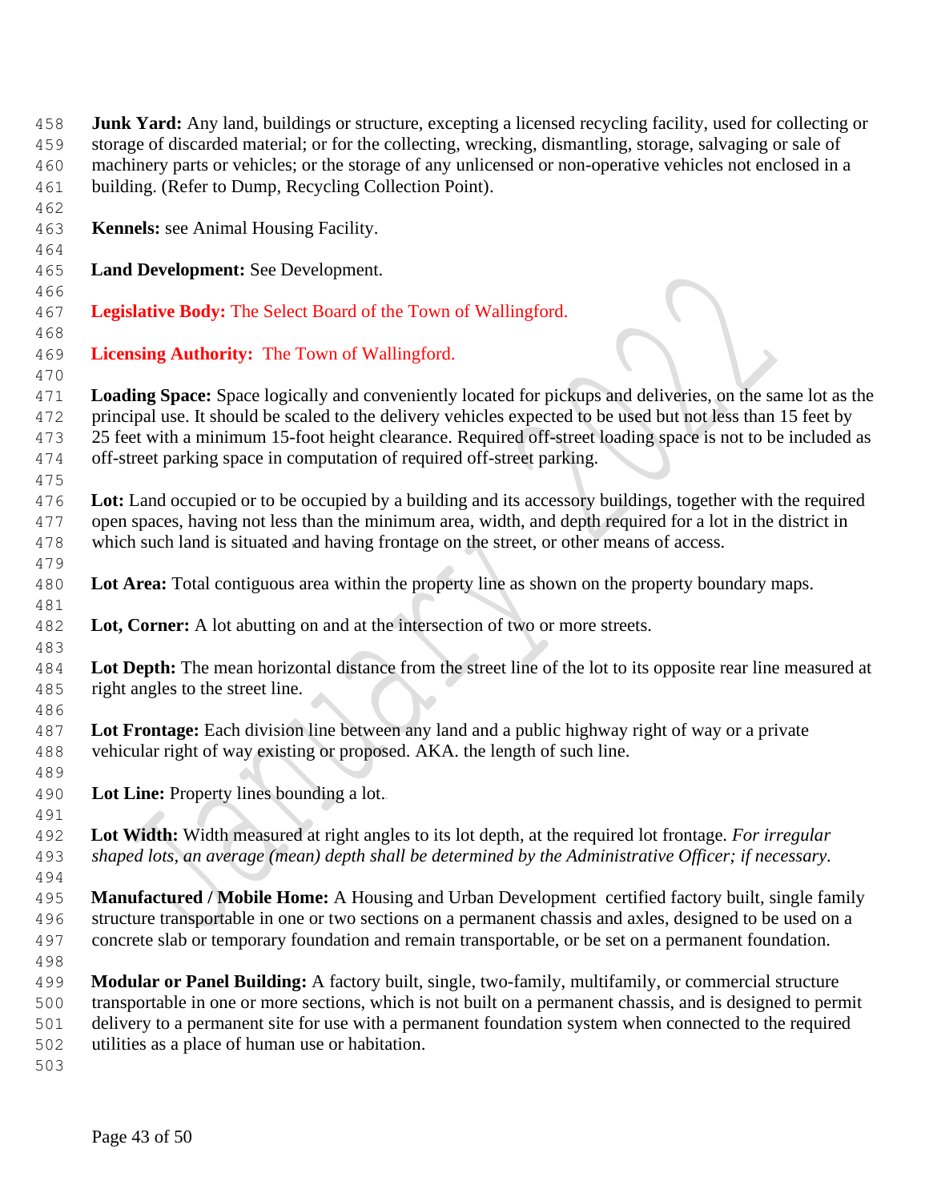**Junk Yard:** Any land, buildings or structure, excepting a licensed recycling facility, used for collecting or storage of discarded material; or for the collecting, wrecking, dismantling, storage, salvaging or sale of machinery parts or vehicles; or the storage of any unlicensed or non-operative vehicles not enclosed in a building. (Refer to Dump, Recycling Collection Point).

**Kennels:** see Animal Housing Facility.

**Land Development:** See Development.

**Legislative Body:** The Select Board of the Town of Wallingford.

**Licensing Authority:** The Town of Wallingford.

**Loading Space:** Space logically and conveniently located for pickups and deliveries, on the same lot as the principal use. It should be scaled to the delivery vehicles expected to be used but not less than 15 feet by 25 feet with a minimum 15-foot height clearance. Required off-street loading space is not to be included as off-street parking space in computation of required off-street parking.

**Lot:** Land occupied or to be occupied by a building and its accessory buildings, together with the required open spaces, having not less than the minimum area, width, and depth required for a lot in the district in which such land is situated and having frontage on the street, or other means of access.

**Lot Area:** Total contiguous area within the property line as shown on the property boundary maps.

**Lot, Corner:** A lot abutting on and at the intersection of two or more streets.

**Lot Depth:** The mean horizontal distance from the street line of the lot to its opposite rear line measured at right angles to the street line.

**Lot Frontage:** Each division line between any land and a public highway right of way or a private vehicular right of way existing or proposed. AKA. the length of such line.

**Lot Line:** Property lines bounding a lot.

**Lot Width:** Width measured at right angles to its lot depth, at the required lot frontage. *For irregular shaped lots, an average (mean) depth shall be determined by the Administrative Officer; if necessary.*

**Manufactured / Mobile Home:** A Housing and Urban Development certified factory built, single family structure transportable in one or two sections on a permanent chassis and axles, designed to be used on a concrete slab or temporary foundation and remain transportable, or be set on a permanent foundation.

**Modular or Panel Building:** A factory built, single, two-family, multifamily, or commercial structure transportable in one or more sections, which is not built on a permanent chassis, and is designed to permit delivery to a permanent site for use with a permanent foundation system when connected to the required utilities as a place of human use or habitation.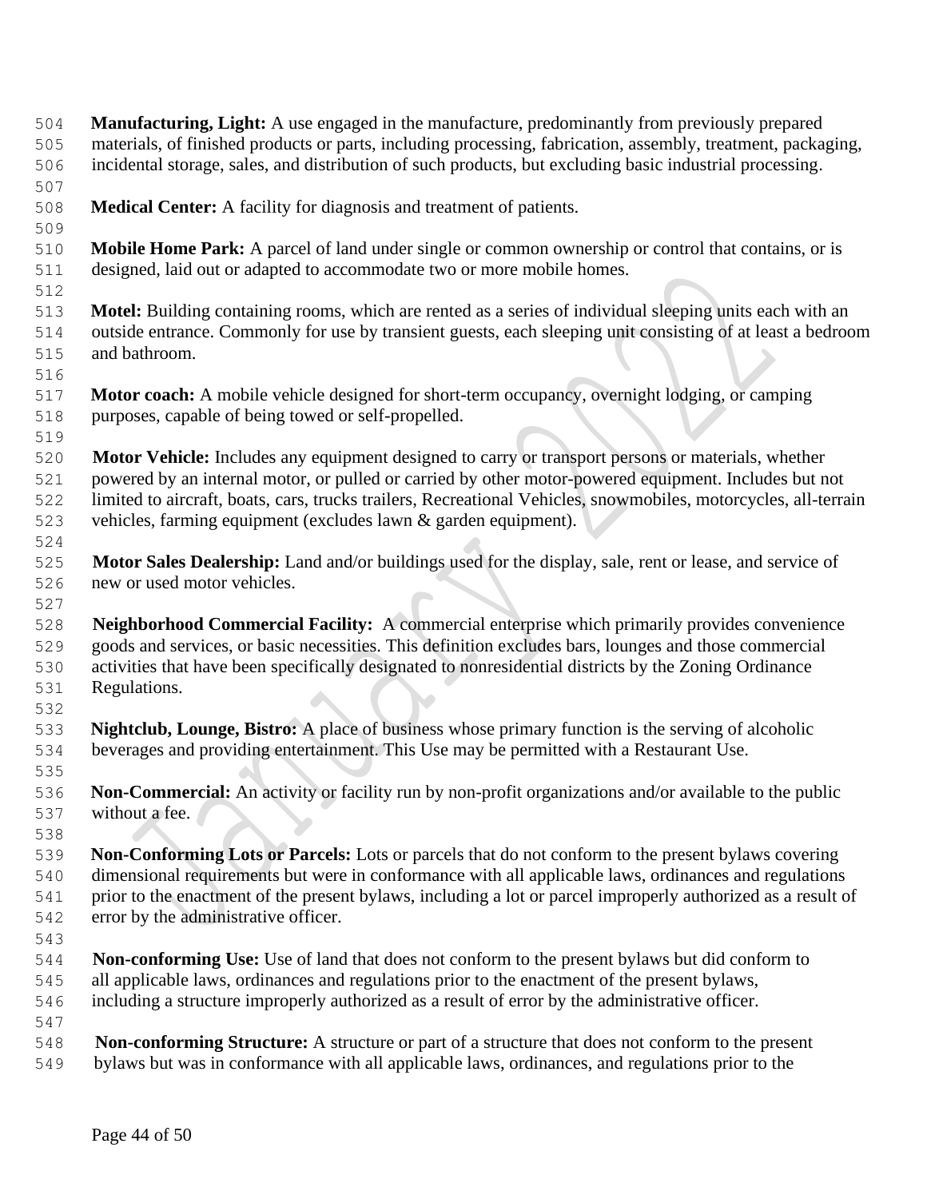**Manufacturing, Light:** A use engaged in the manufacture, predominantly from previously prepared materials, of finished products or parts, including processing, fabrication, assembly, treatment, packaging, incidental storage, sales, and distribution of such products, but excluding basic industrial processing.

**Medical Center:** A facility for diagnosis and treatment of patients.

**Mobile Home Park:** A parcel of land under single or common ownership or control that contains, or is designed, laid out or adapted to accommodate two or more mobile homes.

**Motel:** Building containing rooms, which are rented as a series of individual sleeping units each with an outside entrance. Commonly for use by transient guests, each sleeping unit consisting of at least a bedroom and bathroom.

**Motor coach:** A mobile vehicle designed for short-term occupancy, overnight lodging, or camping purposes, capable of being towed or self-propelled.

**Motor Vehicle:** Includes any equipment designed to carry or transport persons or materials, whether powered by an internal motor, or pulled or carried by other motor-powered equipment. Includes but not limited to aircraft, boats, cars, trucks trailers, Recreational Vehicles, snowmobiles, motorcycles, all-terrain vehicles, farming equipment (excludes lawn & garden equipment).

**Motor Sales Dealership:** Land and/or buildings used for the display, sale, rent or lease, and service of new or used motor vehicles.

**Neighborhood Commercial Facility:** A commercial enterprise which primarily provides convenience goods and services, or basic necessities. This definition excludes bars, lounges and those commercial activities that have been specifically designated to nonresidential districts by the Zoning Ordinance Regulations.

**Nightclub, Lounge, Bistro:** A place of business whose primary function is the serving of alcoholic beverages and providing entertainment. This Use may be permitted with a Restaurant Use.

**Non-Commercial:** An activity or facility run by non-profit organizations and/or available to the public without a fee.

**Non-Conforming Lots or Parcels:** Lots or parcels that do not conform to the present bylaws covering dimensional requirements but were in conformance with all applicable laws, ordinances and regulations prior to the enactment of the present bylaws, including a lot or parcel improperly authorized as a result of error by the administrative officer.

**Non-conforming Use:** Use of land that does not conform to the present bylaws but did conform to all applicable laws, ordinances and regulations prior to the enactment of the present bylaws, including a structure improperly authorized as a result of error by the administrative officer.

**Non-conforming Structure:** A structure or part of a structure that does not conform to the present bylaws but was in conformance with all applicable laws, ordinances, and regulations prior to the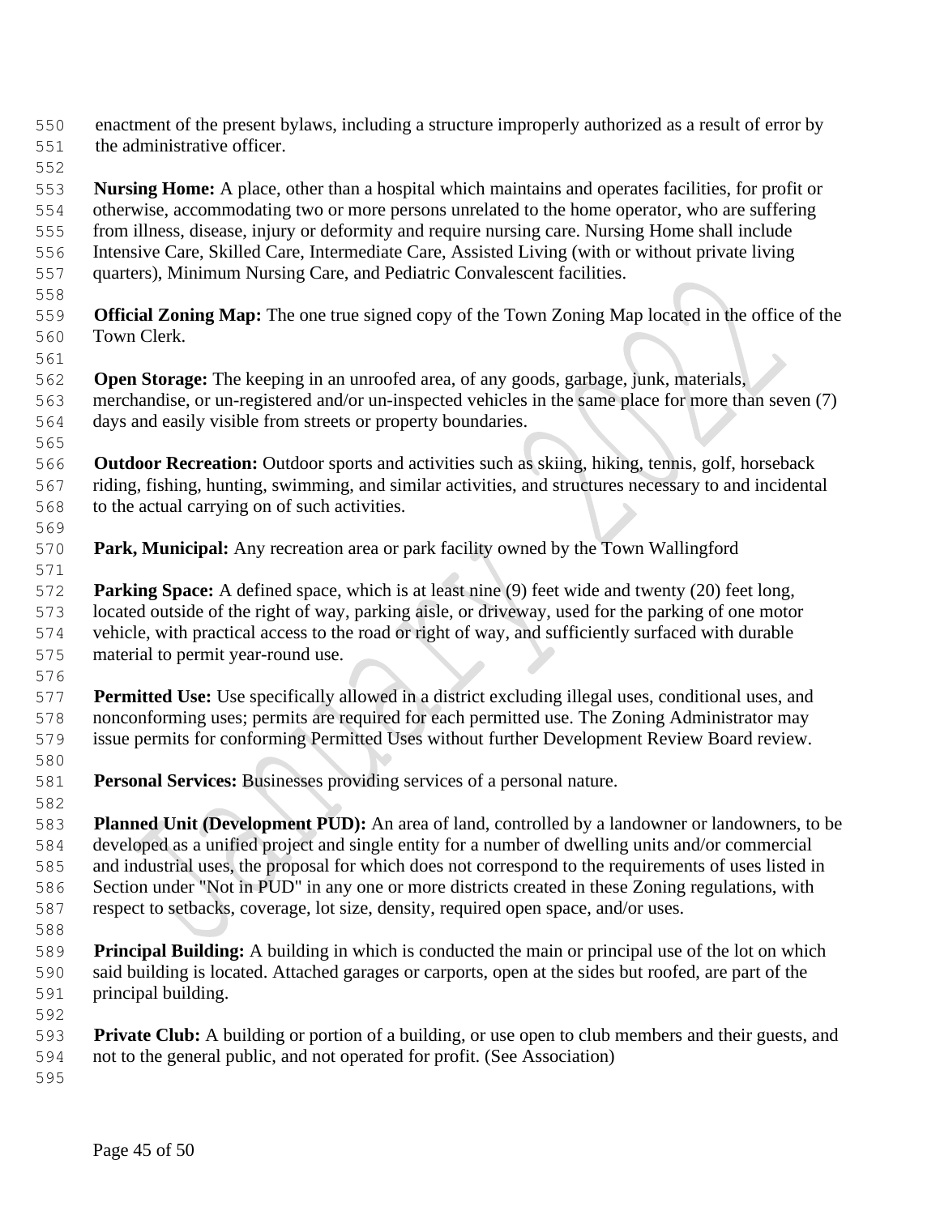enactment of the present bylaws, including a structure improperly authorized as a result of error by the administrative officer.

**Nursing Home:** A place, other than a hospital which maintains and operates facilities, for profit or otherwise, accommodating two or more persons unrelated to the home operator, who are suffering from illness, disease, injury or deformity and require nursing care. Nursing Home shall include Intensive Care, Skilled Care, Intermediate Care, Assisted Living (with or without private living quarters), Minimum Nursing Care, and Pediatric Convalescent facilities.

**Official Zoning Map:** The one true signed copy of the Town Zoning Map located in the office of the Town Clerk.

**Open Storage:** The keeping in an unroofed area, of any goods, garbage, junk, materials, merchandise, or un-registered and/or un-inspected vehicles in the same place for more than seven (7) days and easily visible from streets or property boundaries.

**Outdoor Recreation:** Outdoor sports and activities such as skiing, hiking, tennis, golf, horseback riding, fishing, hunting, swimming, and similar activities, and structures necessary to and incidental to the actual carrying on of such activities.

**Park, Municipal:** Any recreation area or park facility owned by the Town Wallingford

**Parking Space:** A defined space, which is at least nine (9) feet wide and twenty (20) feet long, located outside of the right of way, parking aisle, or driveway, used for the parking of one motor vehicle, with practical access to the road or right of way, and sufficiently surfaced with durable material to permit year-round use.

**Permitted Use:** Use specifically allowed in a district excluding illegal uses, conditional uses, and nonconforming uses; permits are required for each permitted use. The Zoning Administrator may issue permits for conforming Permitted Uses without further Development Review Board review.

**Personal Services:** Businesses providing services of a personal nature.

**Planned Unit (Development PUD):** An area of land, controlled by a landowner or landowners, to be developed as a unified project and single entity for a number of dwelling units and/or commercial and industrial uses, the proposal for which does not correspond to the requirements of uses listed in Section under "Not in PUD" in any one or more districts created in these Zoning regulations, with respect to setbacks, coverage, lot size, density, required open space, and/or uses.

**Principal Building:** A building in which is conducted the main or principal use of the lot on which said building is located. Attached garages or carports, open at the sides but roofed, are part of the principal building.

**Private Club:** A building or portion of a building, or use open to club members and their guests, and not to the general public, and not operated for profit. (See Association)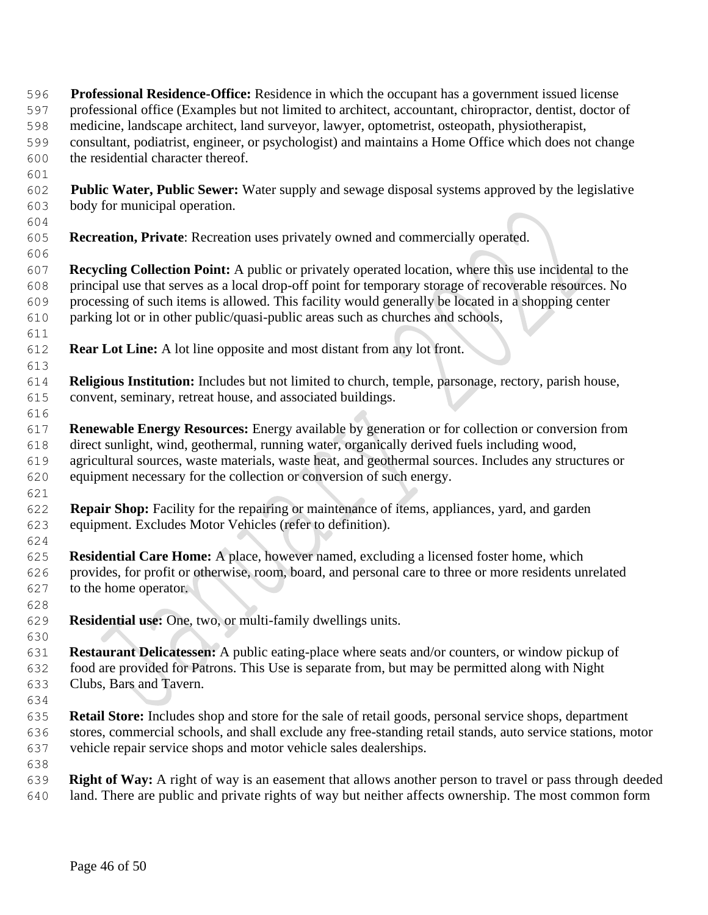**Professional Residence-Office:** Residence in which the occupant has a government issued license professional office (Examples but not limited to architect, accountant, chiropractor, dentist, doctor of medicine, landscape architect, land surveyor, lawyer, optometrist, osteopath, physiotherapist, consultant, podiatrist, engineer, or psychologist) and maintains a Home Office which does not change the residential character thereof.

**Public Water, Public Sewer:** Water supply and sewage disposal systems approved by the legislative body for municipal operation.

**Recreation, Private**: Recreation uses privately owned and commercially operated.

**Recycling Collection Point:** A public or privately operated location, where this use incidental to the principal use that serves as a local drop-off point for temporary storage of recoverable resources. No processing of such items is allowed. This facility would generally be located in a shopping center parking lot or in other public/quasi-public areas such as churches and schools,

**Rear Lot Line:** A lot line opposite and most distant from any lot front.

**Religious Institution:** Includes but not limited to church, temple, parsonage, rectory, parish house, convent, seminary, retreat house, and associated buildings.

**Renewable Energy Resources:** Energy available by generation or for collection or conversion from direct sunlight, wind, geothermal, running water, organically derived fuels including wood, agricultural sources, waste materials, waste heat, and geothermal sources. Includes any structures or equipment necessary for the collection or conversion of such energy.

**Repair Shop:** Facility for the repairing or maintenance of items, appliances, yard, and garden equipment. Excludes Motor Vehicles (refer to definition).

**Residential Care Home:** A place, however named, excluding a licensed foster home, which provides, for profit or otherwise, room, board, and personal care to three or more residents unrelated to the home operator.

**Residential use:** One, two, or multi-family dwellings units.

**Restaurant Delicatessen:** A public eating-place where seats and/or counters, or window pickup of food are provided for Patrons. This Use is separate from, but may be permitted along with Night Clubs, Bars and Tavern.

**Retail Store:** Includes shop and store for the sale of retail goods, personal service shops, department stores, commercial schools, and shall exclude any free-standing retail stands, auto service stations, motor vehicle repair service shops and motor vehicle sales dealerships.

**Right of Way:** A right of way is an easement that allows another person to travel or pass through deeded land. There are public and private rights of way but neither affects ownership. The most common form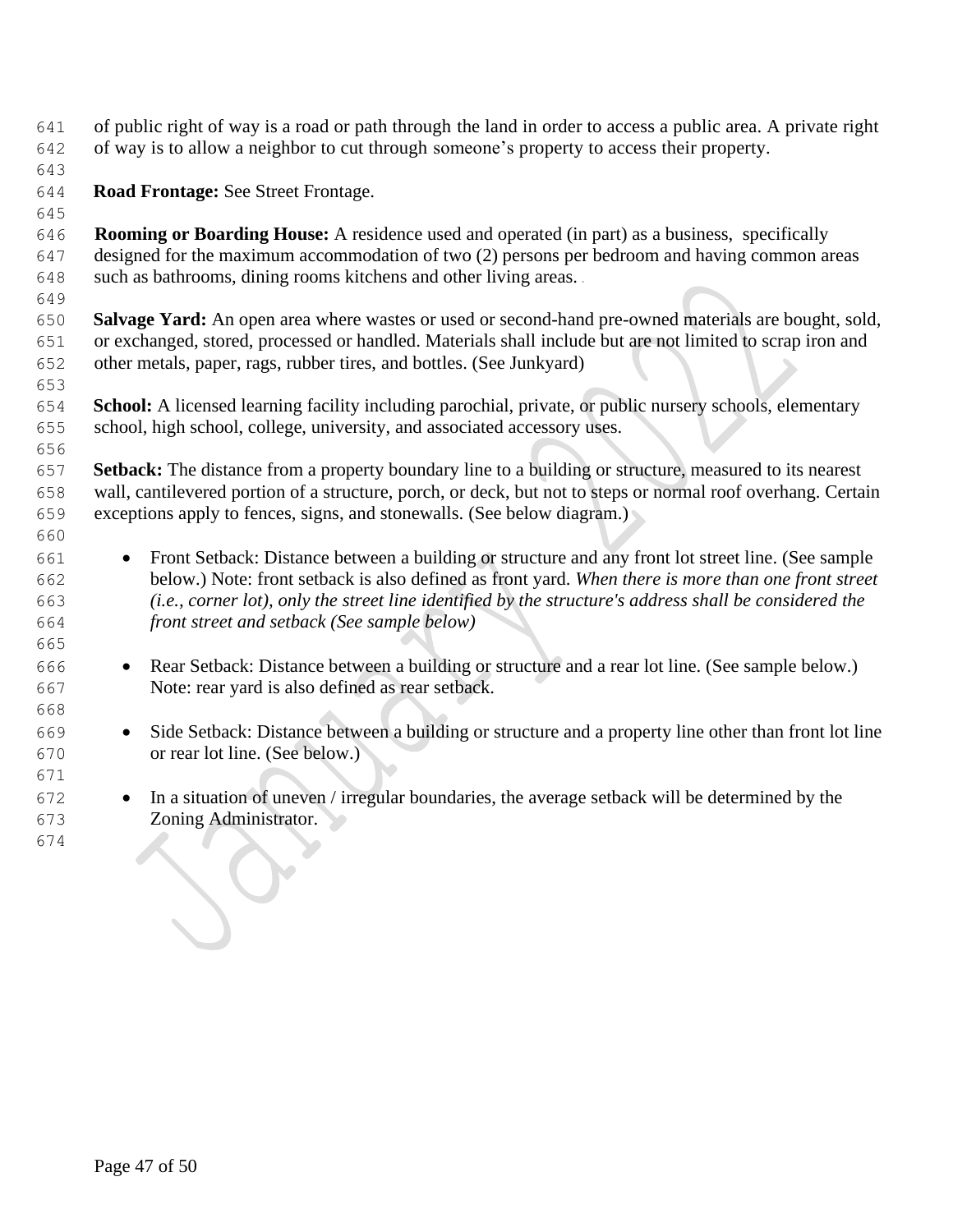of public right of way is a road or path through the land in order to access a public area. A private right of way is to allow a neighbor to cut through someone's property to access their property.

**Road Frontage:** See Street Frontage.

**Rooming or Boarding House:** A residence used and operated (in part) as a business, specifically designed for the maximum accommodation of two (2) persons per bedroom and having common areas such as bathrooms, dining rooms kitchens and other living areas.

**Salvage Yard:** An open area where wastes or used or second-hand pre-owned materials are bought, sold, or exchanged, stored, processed or handled. Materials shall include but are not limited to scrap iron and other metals, paper, rags, rubber tires, and bottles. (See Junkyard)

**School:** A licensed learning facility including parochial, private, or public nursery schools, elementary school, high school, college, university, and associated accessory uses.

**Setback:** The distance from a property boundary line to a building or structure, measured to its nearest wall, cantilevered portion of a structure, porch, or deck, but not to steps or normal roof overhang. Certain exceptions apply to fences, signs, and stonewalls. (See below diagram.)

- Front Setback: Distance between a building or structure and any front lot street line. (See sample below.) Note: front setback is also defined as front yard. *When there is more than one front street (i.e., corner lot), only the street line identified by the structure's address shall be considered the front street and setback (See sample below)*

- Rear Setback: Distance between a building or structure and a rear lot line. (See sample below.) Note: rear yard is also defined as rear setback.

- Side Setback: Distance between a building or structure and a property line other than front lot line or rear lot line. (See below.)

- In a situation of uneven / irregular boundaries, the average setback will be determined by the Zoning Administrator.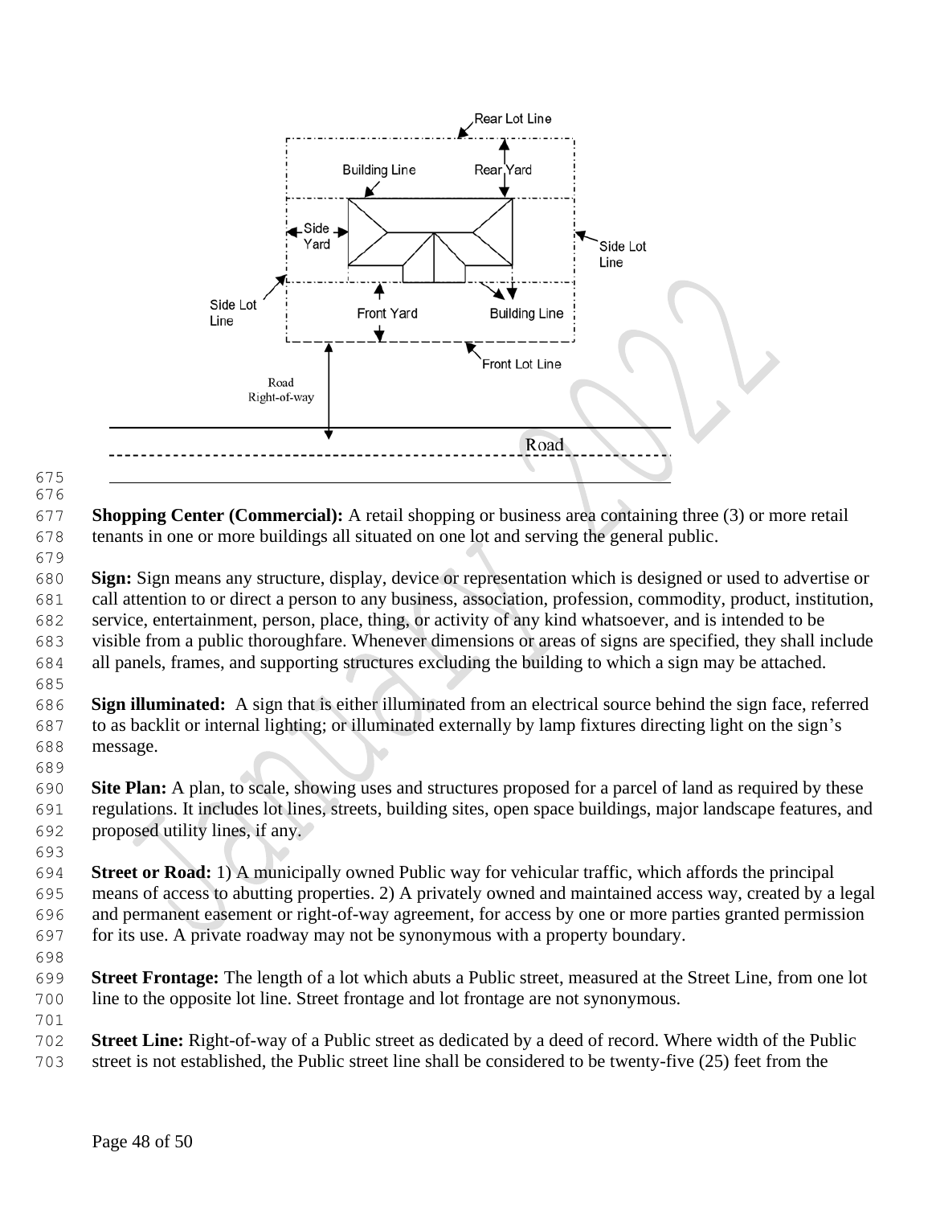**Shopping Center (Commercial):** A retail shopping or business area containing three (3) or more retail tenants in one or more buildings all situated on one lot and serving the general public.

**Sign:** Sign means any structure, display, device or representation which is designed or used to advertise or call attention to or direct a person to any business, association, profession, commodity, product, institution, service, entertainment, person, place, thing, or activity of any kind whatsoever, and is intended to be visible from a public thoroughfare. Whenever dimensions or areas of signs are specified, they shall include all panels, frames, and supporting structures excluding the building to which a sign may be attached.

**Sign illuminated:** A sign that is either illuminated from an electrical source behind the sign face, referred to as backlit or internal lighting; or illuminated externally by lamp fixtures directing light on the sign's message.

**Site Plan:** A plan, to scale, showing uses and structures proposed for a parcel of land as required by these regulations. It includes lot lines, streets, building sites, open space buildings, major landscape features, and proposed utility lines, if any.

**Street or Road:** 1) A municipally owned Public way for vehicular traffic, which affords the principal means of access to abutting properties. 2) A privately owned and maintained access way, created by a legal and permanent easement or right-of-way agreement, for access by one or more parties granted permission for its use. A private roadway may not be synonymous with a property boundary.

**Street Frontage:** The length of a lot which abuts a Public street, measured at the Street Line, from one lot line to the opposite lot line. Street frontage and lot frontage are not synonymous.

**Street Line:** Right-of-way of a Public street as dedicated by a deed of record. Where width of the Public street is not established, the Public street line shall be considered to be twenty-five (25) feet from the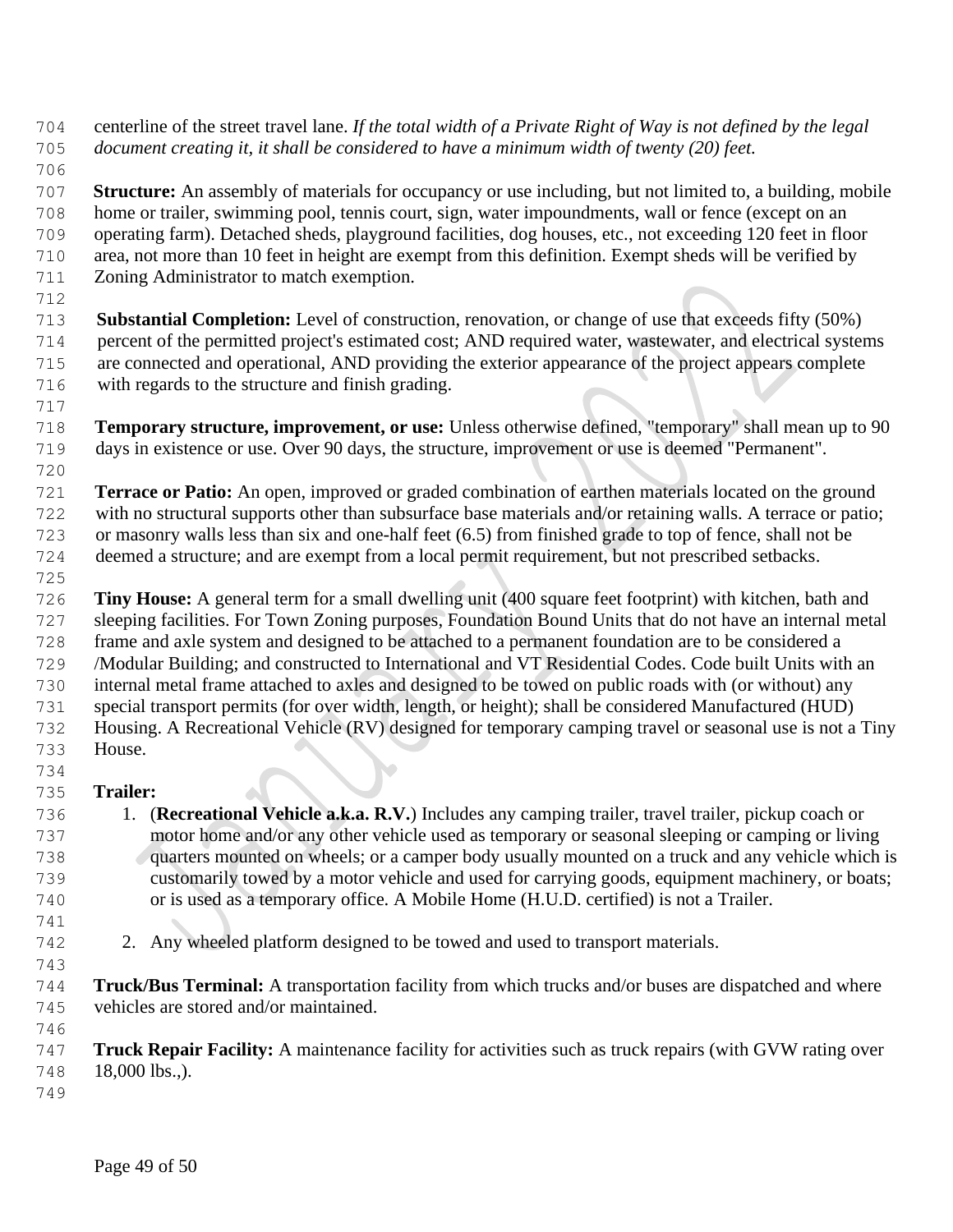centerline of the street travel lane. *If the total width of a Private Right of Way is not defined by the legal document creating it, it shall be considered to have a minimum width of twenty (20) feet.*

**Structure:** An assembly of materials for occupancy or use including, but not limited to, a building, mobile home or trailer, swimming pool, tennis court, sign, water impoundments, wall or fence (except on an operating farm). Detached sheds, playground facilities, dog houses, etc., not exceeding 120 feet in floor area, not more than 10 feet in height are exempt from this definition. Exempt sheds will be verified by Zoning Administrator to match exemption.

**Substantial Completion:** Level of construction, renovation, or change of use that exceeds fifty (50%) percent of the permitted project's estimated cost; AND required water, wastewater, and electrical systems are connected and operational, AND providing the exterior appearance of the project appears complete with regards to the structure and finish grading.

**Temporary structure, improvement, or use:** Unless otherwise defined, "temporary" shall mean up to 90 days in existence or use. Over 90 days, the structure, improvement or use is deemed "Permanent".

**Terrace or Patio:** An open, improved or graded combination of earthen materials located on the ground with no structural supports other than subsurface base materials and/or retaining walls. A terrace or patio; or masonry walls less than six and one-half feet (6.5) from finished grade to top of fence, shall not be deemed a structure; and are exempt from a local permit requirement, but not prescribed setbacks.

**Tiny House:** A general term for a small dwelling unit (400 square feet footprint) with kitchen, bath and sleeping facilities. For Town Zoning purposes, Foundation Bound Units that do not have an internal metal frame and axle system and designed to be attached to a permanent foundation are to be considered a /Modular Building; and constructed to International and VT Residential Codes. Code built Units with an internal metal frame attached to axles and designed to be towed on public roads with (or without) any special transport permits (for over width, length, or height); shall be considered Manufactured (HUD) Housing. A Recreational Vehicle (RV) designed for temporary camping travel or seasonal use is not a Tiny House.

**Trailer:**

1. (**Recreational Vehicle a.k.a. R.V.**) Includes any camping trailer, travel trailer, pickup coach or motor home and/or any other vehicle used as temporary or seasonal sleeping or camping or living quarters mounted on wheels; or a camper body usually mounted on a truck and any vehicle which is customarily towed by a motor vehicle and used for carrying goods, equipment machinery, or boats; or is used as a temporary office. A Mobile Home (H.U.D. certified) is not a Trailer.

2. Any wheeled platform designed to be towed and used to transport materials.

**Truck/Bus Terminal:** A transportation facility from which trucks and/or buses are dispatched and where vehicles are stored and/or maintained.

**Truck Repair Facility:** A maintenance facility for activities such as truck repairs (with GVW rating over 18,000 lbs.,).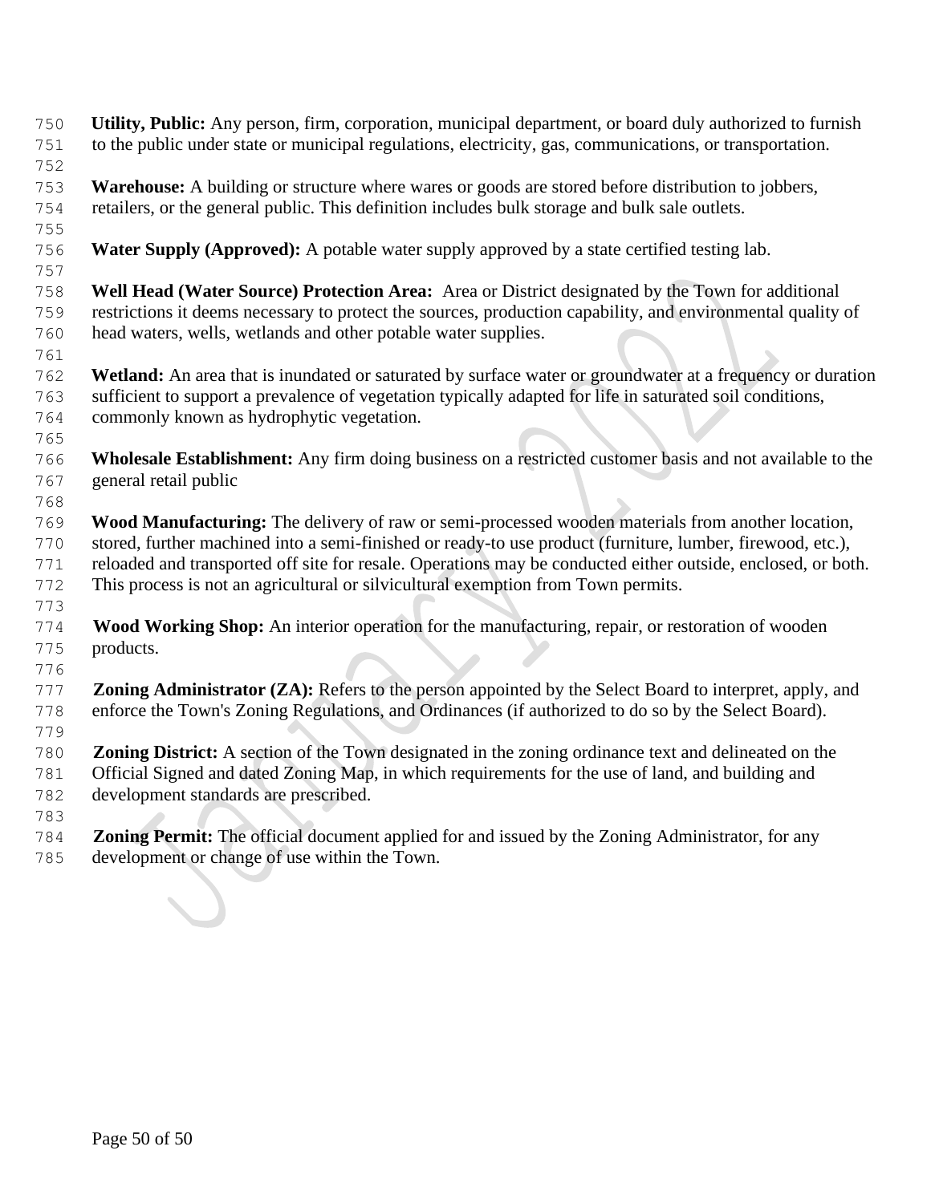**Utility, Public:** Any person, firm, corporation, municipal department, or board duly authorized to furnish to the public under state or municipal regulations, electricity, gas, communications, or transportation.

**Warehouse:** A building or structure where wares or goods are stored before distribution to jobbers, retailers, or the general public. This definition includes bulk storage and bulk sale outlets.

**Water Supply (Approved):** A potable water supply approved by a state certified testing lab.

**Well Head (Water Source) Protection Area:** Area or District designated by the Town for additional restrictions it deems necessary to protect the sources, production capability, and environmental quality of head waters, wells, wetlands and other potable water supplies.

**Wetland:** An area that is inundated or saturated by surface water or groundwater at a frequency or duration sufficient to support a prevalence of vegetation typically adapted for life in saturated soil conditions, commonly known as hydrophytic vegetation.

**Wholesale Establishment:** Any firm doing business on a restricted customer basis and not available to the general retail public

**Wood Manufacturing:** The delivery of raw or semi-processed wooden materials from another location, stored, further machined into a semi-finished or ready-to use product (furniture, lumber, firewood, etc.), reloaded and transported off site for resale. Operations may be conducted either outside, enclosed, or both. This process is not an agricultural or silvicultural exemption from Town permits.

**Wood Working Shop:** An interior operation for the manufacturing, repair, or restoration of wooden products.

**Zoning Administrator (ZA):** Refers to the person appointed by the Select Board to interpret, apply, and enforce the Town's Zoning Regulations, and Ordinances (if authorized to do so by the Select Board).

**Zoning District:** A section of the Town designated in the zoning ordinance text and delineated on the Official Signed and dated Zoning Map, in which requirements for the use of land, and building and development standards are prescribed.

**Zoning Permit:** The official document applied for and issued by the Zoning Administrator, for any development or change of use within the Town.